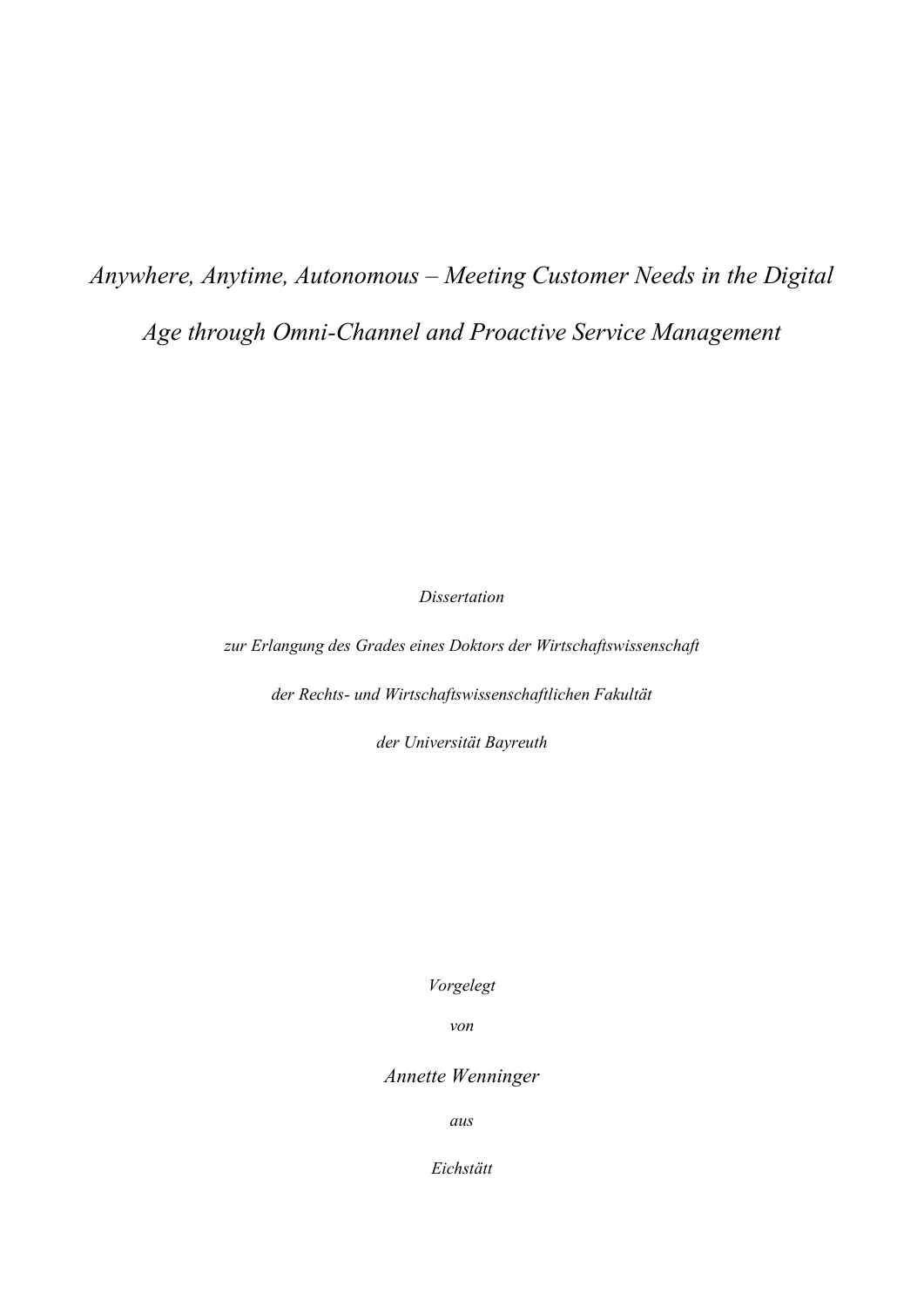# *Anywhere, Anytime, Autonomous – Meeting Customer Needs in the Digital Age through Omni-Channel and Proactive Service Management*

*Dissertation*

*zur Erlangung des Grades eines Doktors der Wirtschaftswissenschaft*

*der Rechts- und Wirtschaftswissenschaftlichen Fakultät*

*der Universität Bayreuth*

*Vorgelegt*

*von*

*Annette Wenninger*

*aus*

*Eichstätt*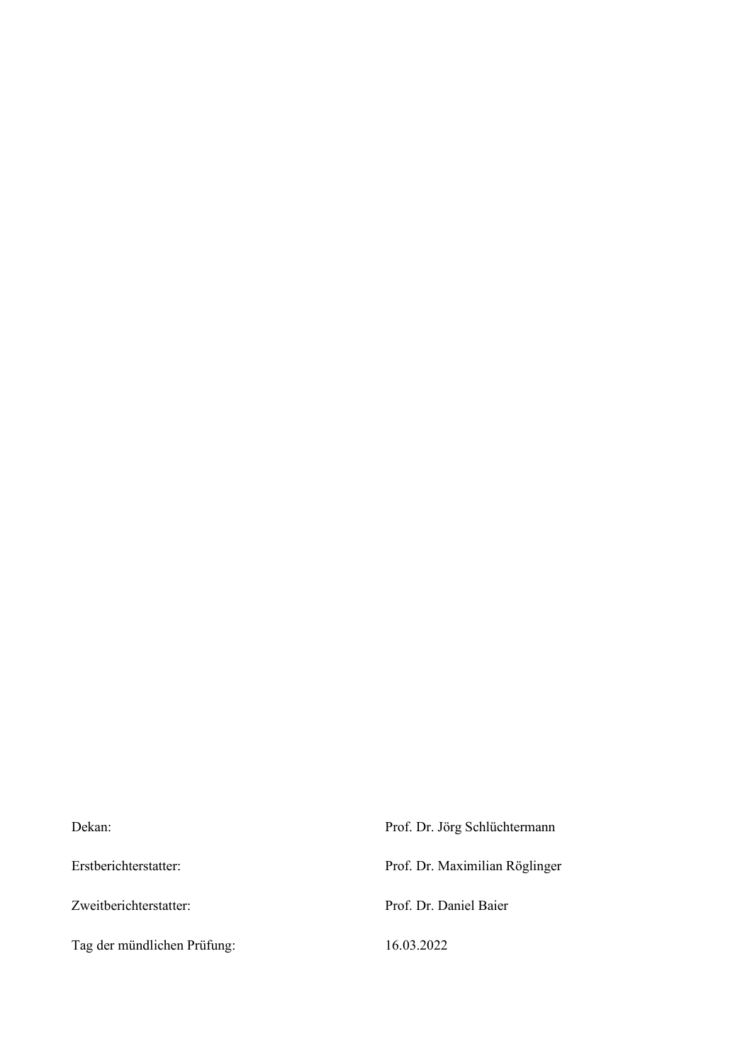| | |
|---|---|
| Dekan: | Prof. Dr. Jörg Schlüchtermann |
| Erstberichterstatter: | Prof. Dr. Maximilian Röglinger |
| Zweitberichterstatter: | Prof. Dr. Daniel Baier |
| Tag der mündlichen Prüfung: | 16.03.2022 |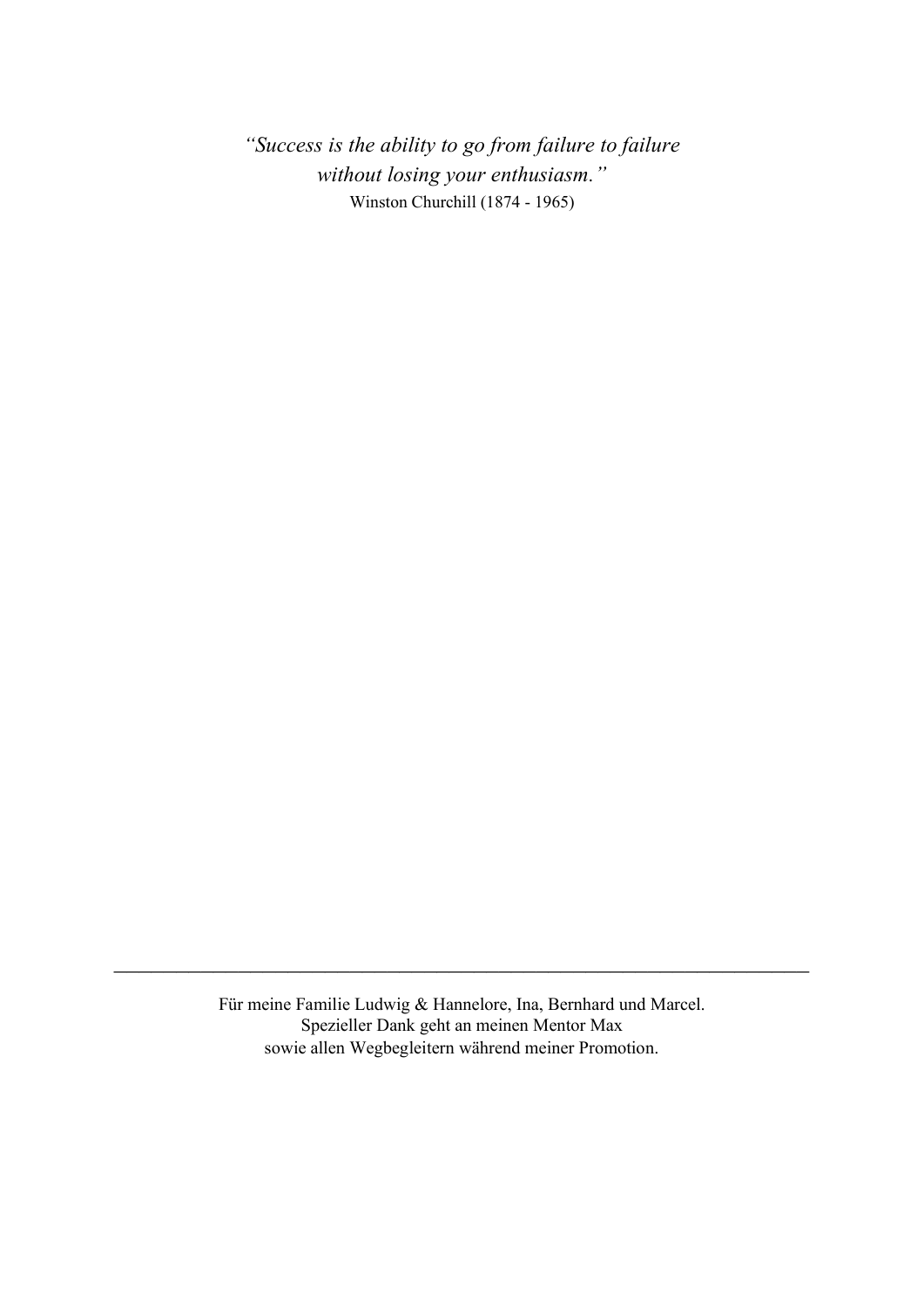*"Success is the ability to go from failure to failure without losing your enthusiasm."*
Winston Churchill (1874 - 1965)

---

Für meine Familie Ludwig & Hannelore, Ina, Bernhard und Marcel.
Spezieller Dank geht an meinen Mentor Max
sowie allen Wegbegleitern während meiner Promotion.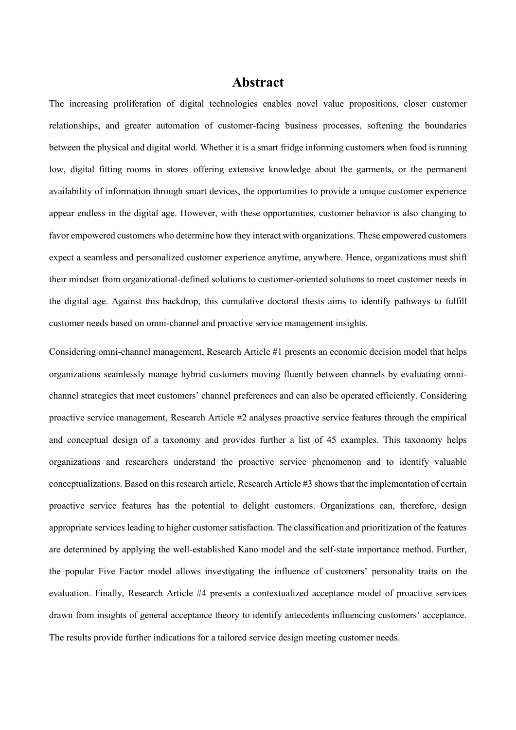# Abstract

The increasing proliferation of digital technologies enables novel value propositions, closer customer relationships, and greater automation of customer-facing business processes, softening the boundaries between the physical and digital world. Whether it is a smart fridge informing customers when food is running low, digital fitting rooms in stores offering extensive knowledge about the garments, or the permanent availability of information through smart devices, the opportunities to provide a unique customer experience appear endless in the digital age. However, with these opportunities, customer behavior is also changing to favor empowered customers who determine how they interact with organizations. These empowered customers expect a seamless and personalized customer experience anytime, anywhere. Hence, organizations must shift their mindset from organizational-defined solutions to customer-oriented solutions to meet customer needs in the digital age. Against this backdrop, this cumulative doctoral thesis aims to identify pathways to fulfill customer needs based on omni-channel and proactive service management insights.

Considering omni-channel management, Research Article #1 presents an economic decision model that helps organizations seamlessly manage hybrid customers moving fluently between channels by evaluating omni-channel strategies that meet customers' channel preferences and can also be operated efficiently. Considering proactive service management, Research Article #2 analyses proactive service features through the empirical and conceptual design of a taxonomy and provides further a list of 45 examples. This taxonomy helps organizations and researchers understand the proactive service phenomenon and to identify valuable conceptualizations. Based on this research article, Research Article #3 shows that the implementation of certain proactive service features has the potential to delight customers. Organizations can, therefore, design appropriate services leading to higher customer satisfaction. The classification and prioritization of the features are determined by applying the well-established Kano model and the self-state importance method. Further, the popular Five Factor model allows investigating the influence of customers' personality traits on the evaluation. Finally, Research Article #4 presents a contextualized acceptance model of proactive services drawn from insights of general acceptance theory to identify antecedents influencing customers' acceptance. The results provide further indications for a tailored service design meeting customer needs.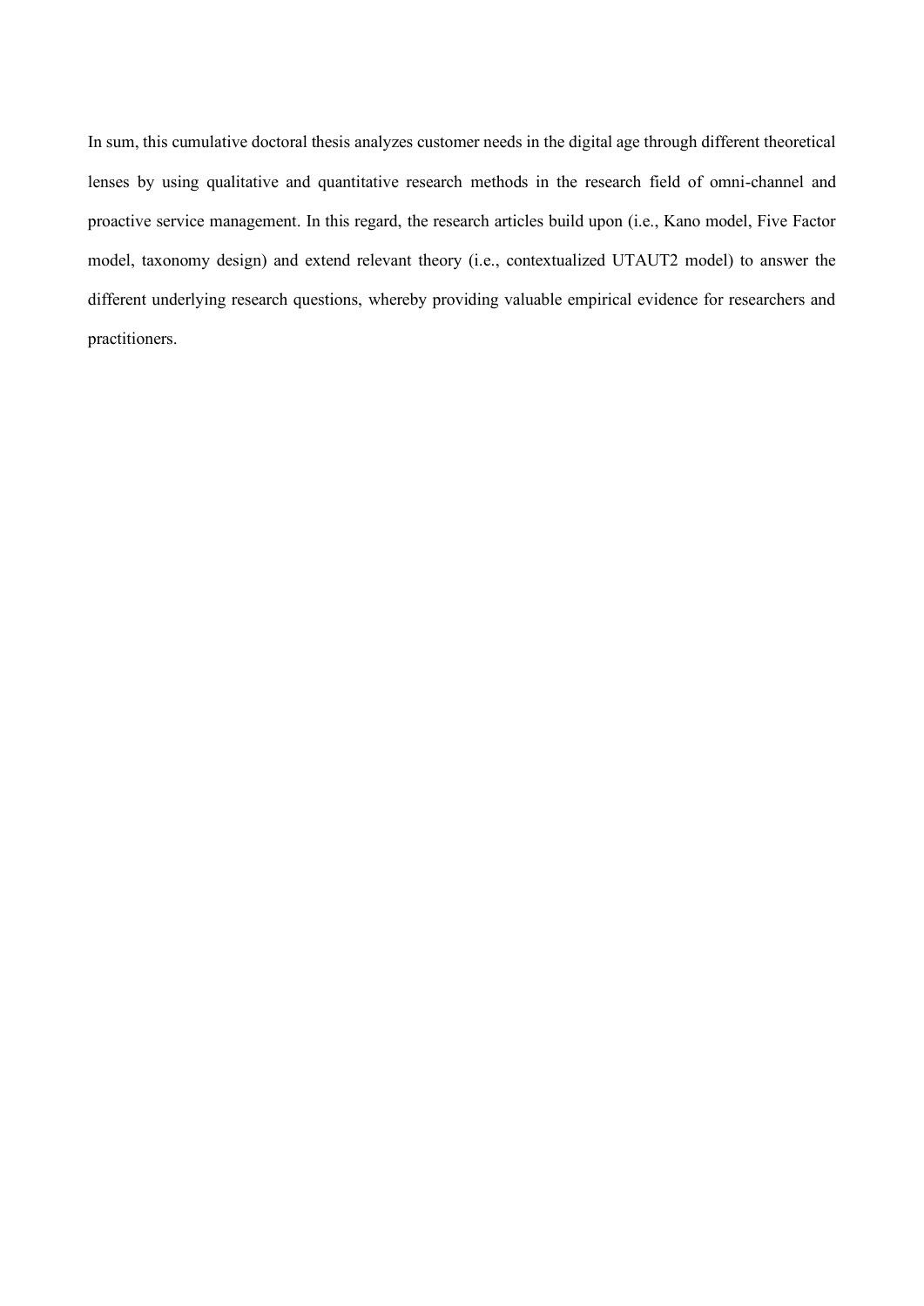In sum, this cumulative doctoral thesis analyzes customer needs in the digital age through different theoretical lenses by using qualitative and quantitative research methods in the research field of omni-channel and proactive service management. In this regard, the research articles build upon (i.e., Kano model, Five Factor model, taxonomy design) and extend relevant theory (i.e., contextualized UTAUT2 model) to answer the different underlying research questions, whereby providing valuable empirical evidence for researchers and practitioners.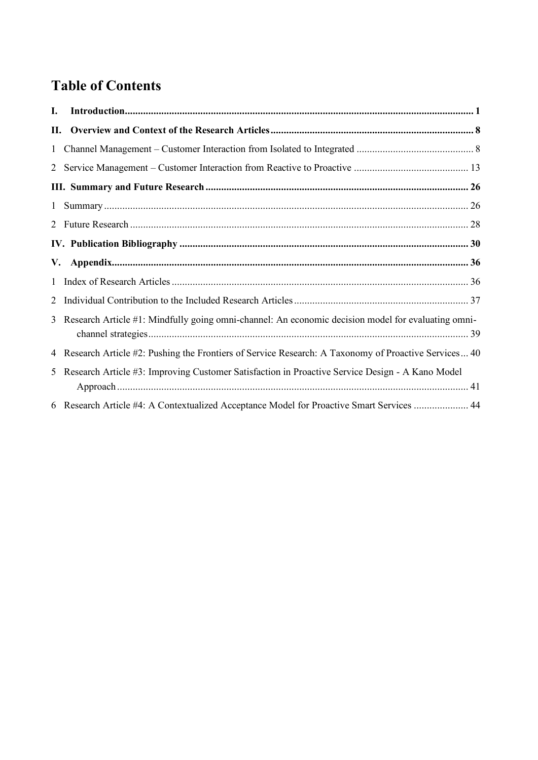# Table of Contents

**I. Introduction** ..... 1

**II. Overview and Context of the Research Articles** ..... 8

1 Channel Management – Customer Interaction from Isolated to Integrated ..... 8

2 Service Management – Customer Interaction from Reactive to Proactive ..... 13

**III. Summary and Future Research** ..... 26

1 Summary ..... 26

2 Future Research ..... 28

**IV. Publication Bibliography** ..... 30

**V. Appendix** ..... 36

1 Index of Research Articles ..... 36

2 Individual Contribution to the Included Research Articles ..... 37

3 Research Article #1: Mindfully going omni-channel: An economic decision model for evaluating omni-channel strategies ..... 39

4 Research Article #2: Pushing the Frontiers of Service Research: A Taxonomy of Proactive Services ..... 40

5 Research Article #3: Improving Customer Satisfaction in Proactive Service Design - A Kano Model Approach ..... 41

6 Research Article #4: A Contextualized Acceptance Model for Proactive Smart Services ..... 44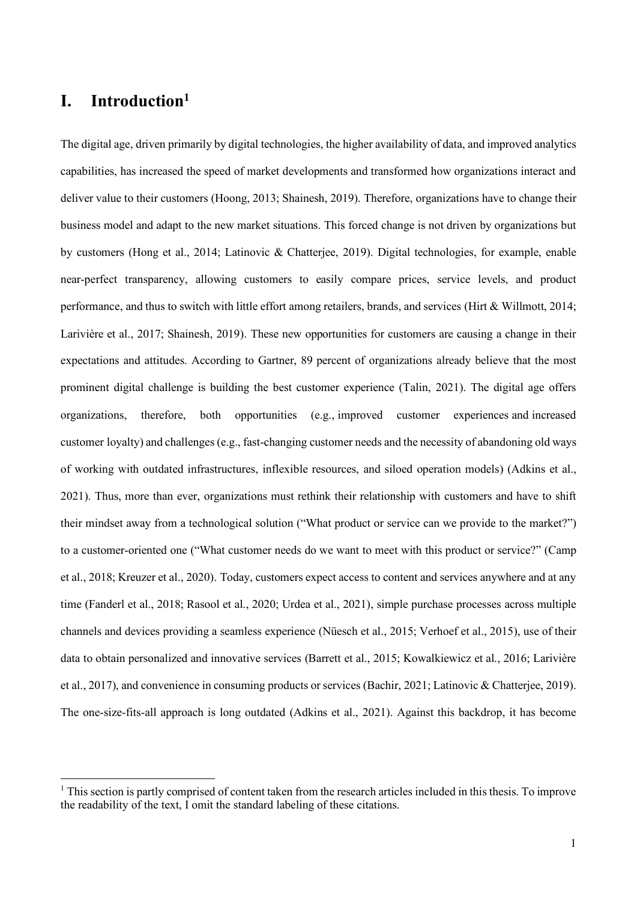# I. Introduction[1]

The digital age, driven primarily by digital technologies, the higher availability of data, and improved analytics capabilities, has increased the speed of market developments and transformed how organizations interact and deliver value to their customers (Hoong, 2013; Shainesh, 2019). Therefore, organizations have to change their business model and adapt to the new market situations. This forced change is not driven by organizations but by customers (Hong et al., 2014; Latinovic & Chatterjee, 2019). Digital technologies, for example, enable near-perfect transparency, allowing customers to easily compare prices, service levels, and product performance, and thus to switch with little effort among retailers, brands, and services (Hirt & Willmott, 2014; Larivière et al., 2017; Shainesh, 2019). These new opportunities for customers are causing a change in their expectations and attitudes. According to Gartner, 89 percent of organizations already believe that the most prominent digital challenge is building the best customer experience (Talin, 2021). The digital age offers organizations, therefore, both opportunities (e.g., improved customer experiences and increased customer loyalty) and challenges (e.g., fast-changing customer needs and the necessity of abandoning old ways of working with outdated infrastructures, inflexible resources, and siloed operation models) (Adkins et al., 2021). Thus, more than ever, organizations must rethink their relationship with customers and have to shift their mindset away from a technological solution ("What product or service can we provide to the market?") to a customer-oriented one ("What customer needs do we want to meet with this product or service?" (Camp et al., 2018; Kreuzer et al., 2020). Today, customers expect access to content and services anywhere and at any time (Fanderl et al., 2018; Rasool et al., 2020; Urdea et al., 2021), simple purchase processes across multiple channels and devices providing a seamless experience (Nüesch et al., 2015; Verhoef et al., 2015), use of their data to obtain personalized and innovative services (Barrett et al., 2015; Kowalkiewicz et al., 2016; Larivière et al., 2017), and convenience in consuming products or services (Bachir, 2021; Latinovic & Chatterjee, 2019). The one-size-fits-all approach is long outdated (Adkins et al., 2021). Against this backdrop, it has become

[1] This section is partly comprised of content taken from the research articles included in this thesis. To improve the readability of the text, I omit the standard labeling of these citations.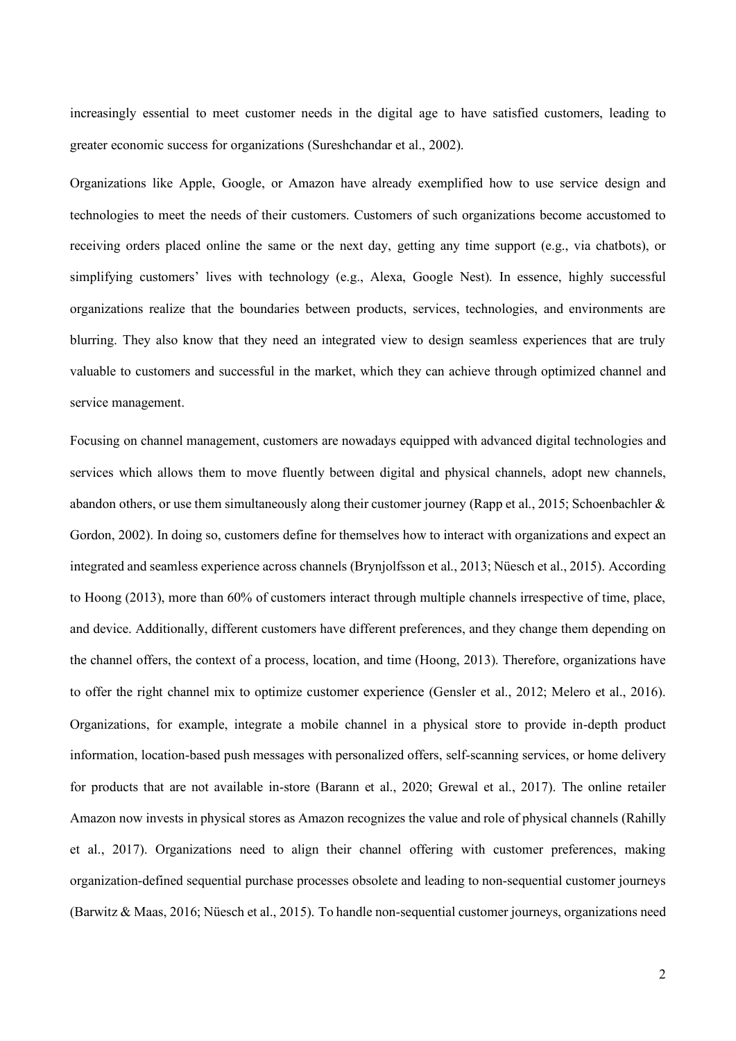increasingly essential to meet customer needs in the digital age to have satisfied customers, leading to greater economic success for organizations (Sureshchandar et al., 2002).

Organizations like Apple, Google, or Amazon have already exemplified how to use service design and technologies to meet the needs of their customers. Customers of such organizations become accustomed to receiving orders placed online the same or the next day, getting any time support (e.g., via chatbots), or simplifying customers' lives with technology (e.g., Alexa, Google Nest). In essence, highly successful organizations realize that the boundaries between products, services, technologies, and environments are blurring. They also know that they need an integrated view to design seamless experiences that are truly valuable to customers and successful in the market, which they can achieve through optimized channel and service management.

Focusing on channel management, customers are nowadays equipped with advanced digital technologies and services which allows them to move fluently between digital and physical channels, adopt new channels, abandon others, or use them simultaneously along their customer journey (Rapp et al., 2015; Schoenbachler & Gordon, 2002). In doing so, customers define for themselves how to interact with organizations and expect an integrated and seamless experience across channels (Brynjolfsson et al., 2013; Nüesch et al., 2015). According to Hoong (2013), more than 60% of customers interact through multiple channels irrespective of time, place, and device. Additionally, different customers have different preferences, and they change them depending on the channel offers, the context of a process, location, and time (Hoong, 2013). Therefore, organizations have to offer the right channel mix to optimize customer experience (Gensler et al., 2012; Melero et al., 2016). Organizations, for example, integrate a mobile channel in a physical store to provide in-depth product information, location-based push messages with personalized offers, self-scanning services, or home delivery for products that are not available in-store (Barann et al., 2020; Grewal et al., 2017). The online retailer Amazon now invests in physical stores as Amazon recognizes the value and role of physical channels (Rahilly et al., 2017). Organizations need to align their channel offering with customer preferences, making organization-defined sequential purchase processes obsolete and leading to non-sequential customer journeys (Barwitz & Maas, 2016; Nüesch et al., 2015). To handle non-sequential customer journeys, organizations need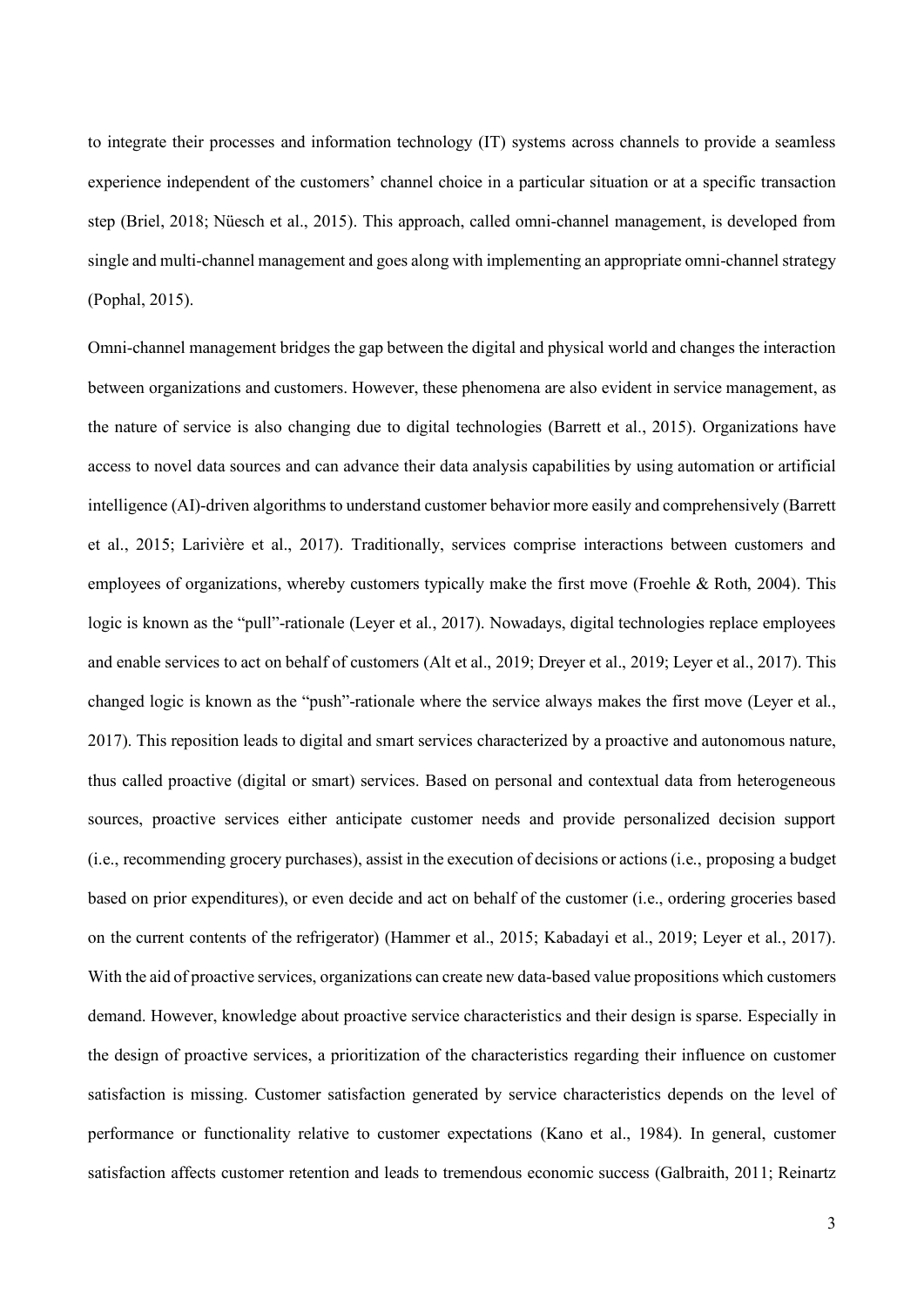to integrate their processes and information technology (IT) systems across channels to provide a seamless experience independent of the customers' channel choice in a particular situation or at a specific transaction step (Briel, 2018; Nüesch et al., 2015). This approach, called omni-channel management, is developed from single and multi-channel management and goes along with implementing an appropriate omni-channel strategy (Pophal, 2015).

Omni-channel management bridges the gap between the digital and physical world and changes the interaction between organizations and customers. However, these phenomena are also evident in service management, as the nature of service is also changing due to digital technologies (Barrett et al., 2015). Organizations have access to novel data sources and can advance their data analysis capabilities by using automation or artificial intelligence (AI)-driven algorithms to understand customer behavior more easily and comprehensively (Barrett et al., 2015; Larivière et al., 2017). Traditionally, services comprise interactions between customers and employees of organizations, whereby customers typically make the first move (Froehle & Roth, 2004). This logic is known as the "pull"-rationale (Leyer et al., 2017). Nowadays, digital technologies replace employees and enable services to act on behalf of customers (Alt et al., 2019; Dreyer et al., 2019; Leyer et al., 2017). This changed logic is known as the "push"-rationale where the service always makes the first move (Leyer et al., 2017). This reposition leads to digital and smart services characterized by a proactive and autonomous nature, thus called proactive (digital or smart) services. Based on personal and contextual data from heterogeneous sources, proactive services either anticipate customer needs and provide personalized decision support (i.e., recommending grocery purchases), assist in the execution of decisions or actions (i.e., proposing a budget based on prior expenditures), or even decide and act on behalf of the customer (i.e., ordering groceries based on the current contents of the refrigerator) (Hammer et al., 2015; Kabadayi et al., 2019; Leyer et al., 2017). With the aid of proactive services, organizations can create new data-based value propositions which customers demand. However, knowledge about proactive service characteristics and their design is sparse. Especially in the design of proactive services, a prioritization of the characteristics regarding their influence on customer satisfaction is missing. Customer satisfaction generated by service characteristics depends on the level of performance or functionality relative to customer expectations (Kano et al., 1984). In general, customer satisfaction affects customer retention and leads to tremendous economic success (Galbraith, 2011; Reinartz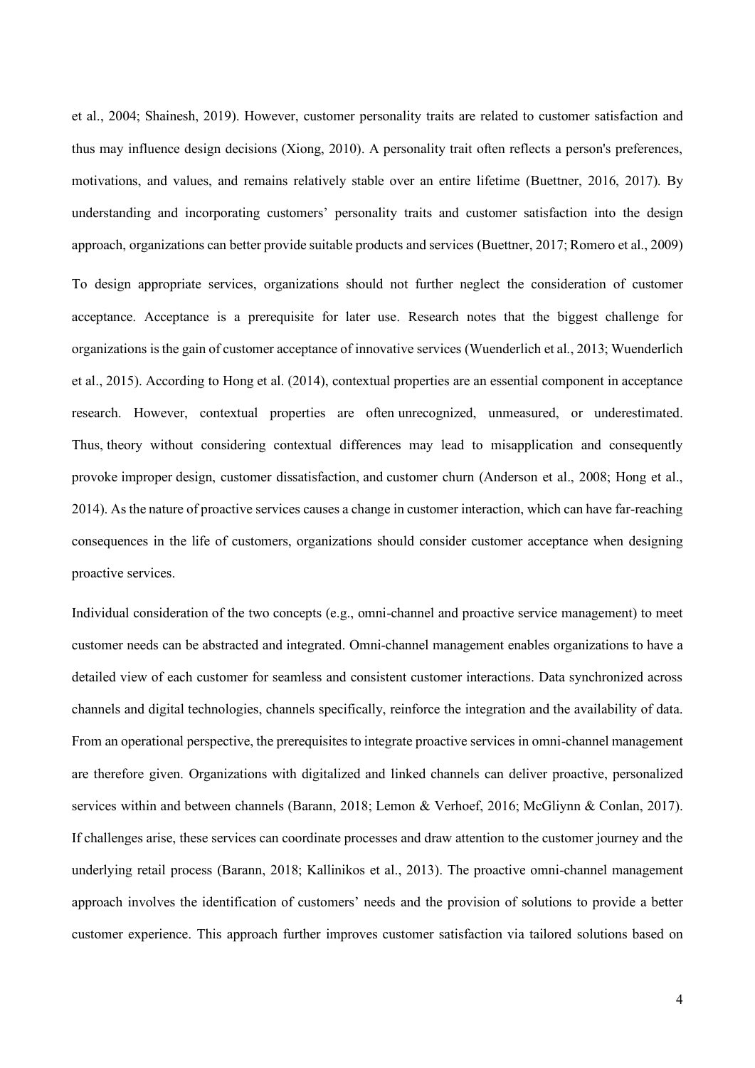et al., 2004; Shainesh, 2019). However, customer personality traits are related to customer satisfaction and thus may influence design decisions (Xiong, 2010). A personality trait often reflects a person's preferences, motivations, and values, and remains relatively stable over an entire lifetime (Buettner, 2016, 2017). By understanding and incorporating customers' personality traits and customer satisfaction into the design approach, organizations can better provide suitable products and services (Buettner, 2017; Romero et al., 2009)

To design appropriate services, organizations should not further neglect the consideration of customer acceptance. Acceptance is a prerequisite for later use. Research notes that the biggest challenge for organizations is the gain of customer acceptance of innovative services (Wuenderlich et al., 2013; Wuenderlich et al., 2015). According to Hong et al. (2014), contextual properties are an essential component in acceptance research. However, contextual properties are often unrecognized, unmeasured, or underestimated. Thus, theory without considering contextual differences may lead to misapplication and consequently provoke improper design, customer dissatisfaction, and customer churn (Anderson et al., 2008; Hong et al., 2014). As the nature of proactive services causes a change in customer interaction, which can have far-reaching consequences in the life of customers, organizations should consider customer acceptance when designing proactive services.

Individual consideration of the two concepts (e.g., omni-channel and proactive service management) to meet customer needs can be abstracted and integrated. Omni-channel management enables organizations to have a detailed view of each customer for seamless and consistent customer interactions. Data synchronized across channels and digital technologies, channels specifically, reinforce the integration and the availability of data. From an operational perspective, the prerequisites to integrate proactive services in omni-channel management are therefore given. Organizations with digitalized and linked channels can deliver proactive, personalized services within and between channels (Barann, 2018; Lemon & Verhoef, 2016; McGliynn & Conlan, 2017). If challenges arise, these services can coordinate processes and draw attention to the customer journey and the underlying retail process (Barann, 2018; Kallinikos et al., 2013). The proactive omni-channel management approach involves the identification of customers' needs and the provision of solutions to provide a better customer experience. This approach further improves customer satisfaction via tailored solutions based on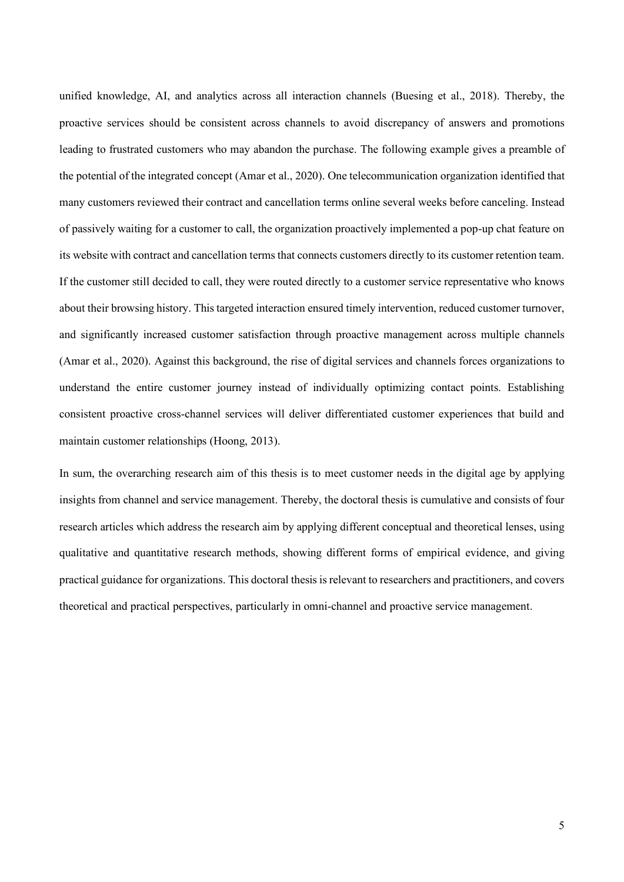unified knowledge, AI, and analytics across all interaction channels (Buesing et al., 2018). Thereby, the proactive services should be consistent across channels to avoid discrepancy of answers and promotions leading to frustrated customers who may abandon the purchase. The following example gives a preamble of the potential of the integrated concept (Amar et al., 2020). One telecommunication organization identified that many customers reviewed their contract and cancellation terms online several weeks before canceling. Instead of passively waiting for a customer to call, the organization proactively implemented a pop-up chat feature on its website with contract and cancellation terms that connects customers directly to its customer retention team. If the customer still decided to call, they were routed directly to a customer service representative who knows about their browsing history. This targeted interaction ensured timely intervention, reduced customer turnover, and significantly increased customer satisfaction through proactive management across multiple channels (Amar et al., 2020). Against this background, the rise of digital services and channels forces organizations to understand the entire customer journey instead of individually optimizing contact points. Establishing consistent proactive cross-channel services will deliver differentiated customer experiences that build and maintain customer relationships (Hoong, 2013).

In sum, the overarching research aim of this thesis is to meet customer needs in the digital age by applying insights from channel and service management. Thereby, the doctoral thesis is cumulative and consists of four research articles which address the research aim by applying different conceptual and theoretical lenses, using qualitative and quantitative research methods, showing different forms of empirical evidence, and giving practical guidance for organizations. This doctoral thesis is relevant to researchers and practitioners, and covers theoretical and practical perspectives, particularly in omni-channel and proactive service management.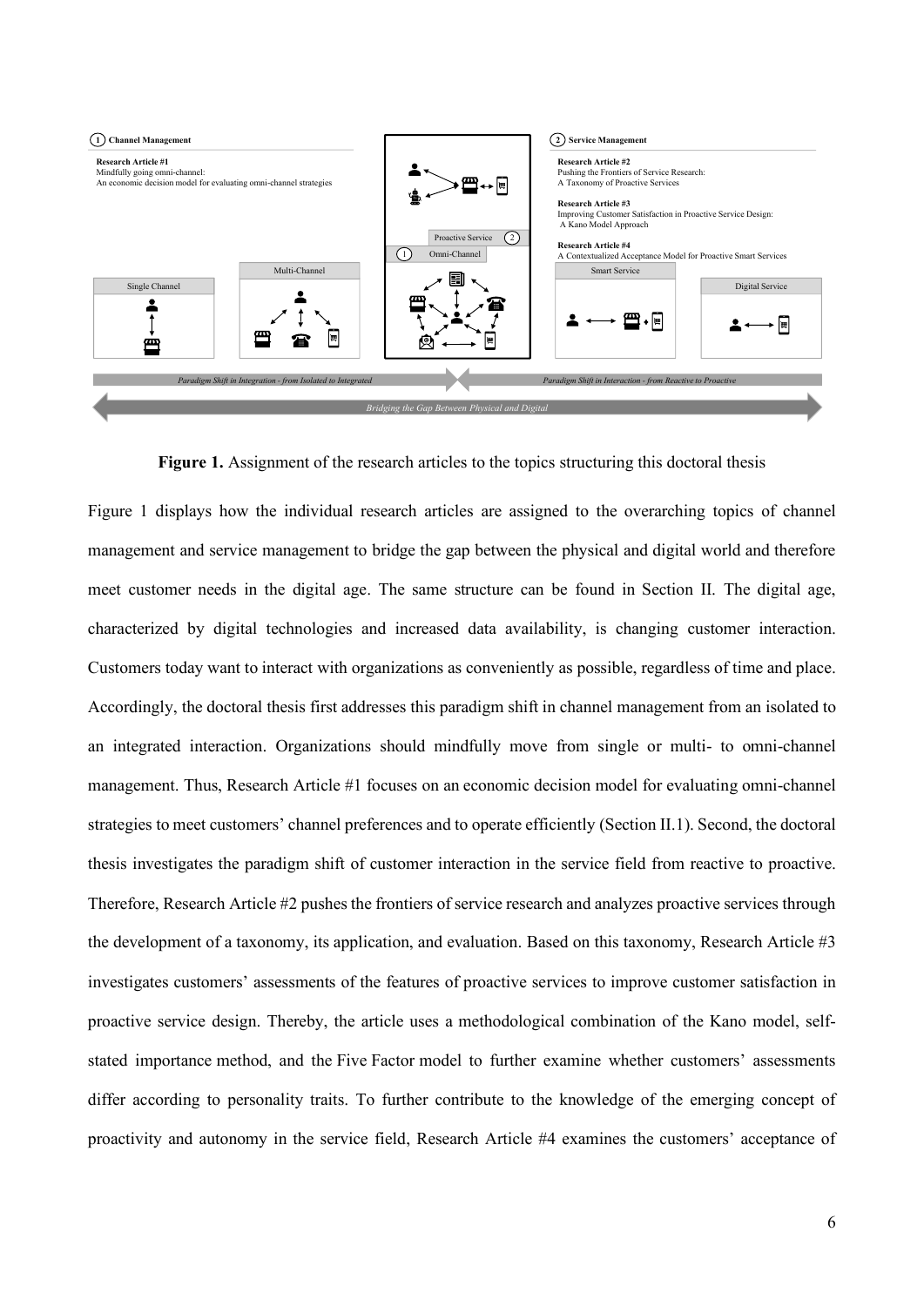① Channel Management

**Research Article #1**
Mindfully going omni-channel:
An economic decision model for evaluating omni-channel strategies

② Service Management

**Research Article #2**
Pushing the Frontiers of Service Research:
A Taxonomy of Proactive Services

**Research Article #3**
Improving Customer Satisfaction in Proactive Service Design:
A Kano Model Approach

**Research Article #4**
A Contextualized Acceptance Model for Proactive Smart Services

Single Channel | Multi-Channel | ① Omni-Channel | ② Proactive Service | Smart Service | Digital Service

*Paradigm Shift in Integration - from Isolated to Integrated*

*Paradigm Shift in Interaction - from Reactive to Proactive*

*Bridging the Gap Between Physical and Digital*

**Figure 1.** Assignment of the research articles to the topics structuring this doctoral thesis

Figure 1 displays how the individual research articles are assigned to the overarching topics of channel management and service management to bridge the gap between the physical and digital world and therefore meet customer needs in the digital age. The same structure can be found in Section II. The digital age, characterized by digital technologies and increased data availability, is changing customer interaction. Customers today want to interact with organizations as conveniently as possible, regardless of time and place. Accordingly, the doctoral thesis first addresses this paradigm shift in channel management from an isolated to an integrated interaction. Organizations should mindfully move from single or multi- to omni-channel management. Thus, Research Article #1 focuses on an economic decision model for evaluating omni-channel strategies to meet customers' channel preferences and to operate efficiently (Section II.1). Second, the doctoral thesis investigates the paradigm shift of customer interaction in the service field from reactive to proactive. Therefore, Research Article #2 pushes the frontiers of service research and analyzes proactive services through the development of a taxonomy, its application, and evaluation. Based on this taxonomy, Research Article #3 investigates customers' assessments of the features of proactive services to improve customer satisfaction in proactive service design. Thereby, the article uses a methodological combination of the Kano model, self-stated importance method, and the Five Factor model to further examine whether customers' assessments differ according to personality traits. To further contribute to the knowledge of the emerging concept of proactivity and autonomy in the service field, Research Article #4 examines the customers' acceptance of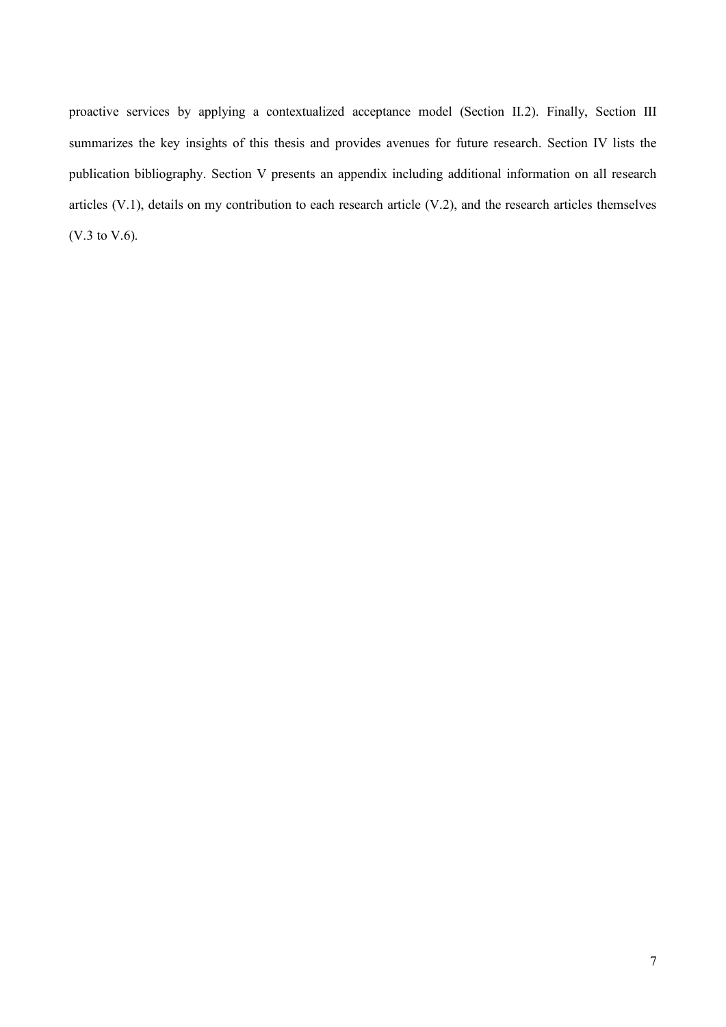proactive services by applying a contextualized acceptance model (Section II.2). Finally, Section III summarizes the key insights of this thesis and provides avenues for future research. Section IV lists the publication bibliography. Section V presents an appendix including additional information on all research articles (V.1), details on my contribution to each research article (V.2), and the research articles themselves (V.3 to V.6).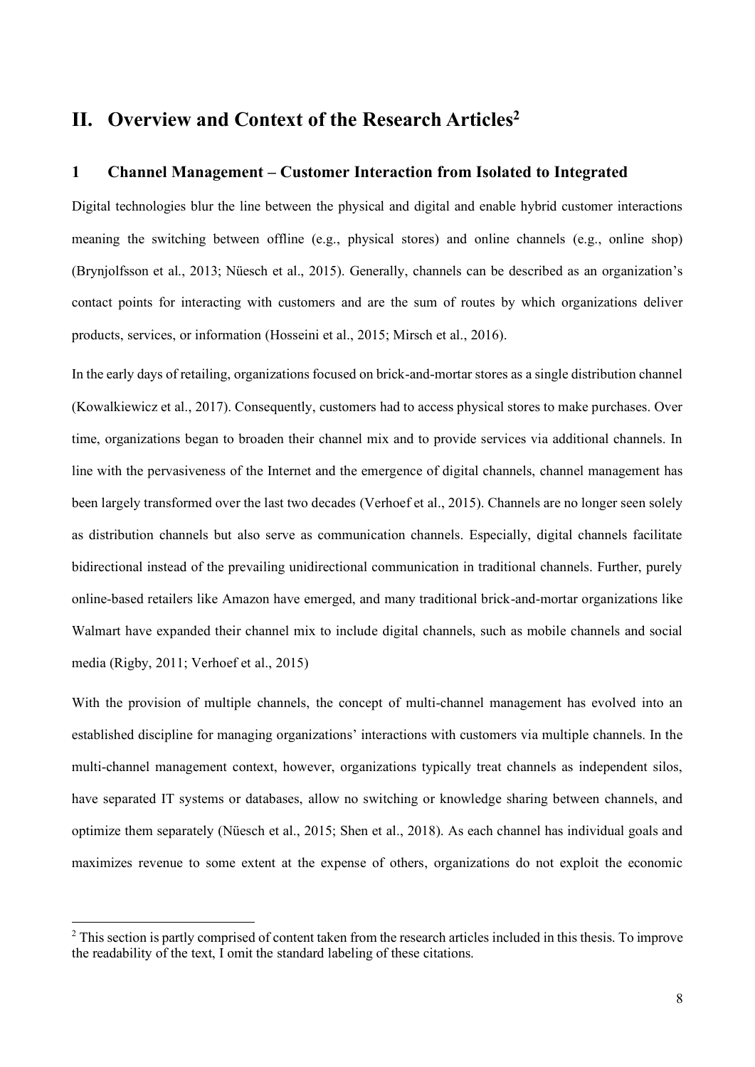# II. Overview and Context of the Research Articles[2]

## 1 Channel Management – Customer Interaction from Isolated to Integrated

Digital technologies blur the line between the physical and digital and enable hybrid customer interactions meaning the switching between offline (e.g., physical stores) and online channels (e.g., online shop) (Brynjolfsson et al., 2013; Nüesch et al., 2015). Generally, channels can be described as an organization's contact points for interacting with customers and are the sum of routes by which organizations deliver products, services, or information (Hosseini et al., 2015; Mirsch et al., 2016).

In the early days of retailing, organizations focused on brick-and-mortar stores as a single distribution channel (Kowalkiewicz et al., 2017). Consequently, customers had to access physical stores to make purchases. Over time, organizations began to broaden their channel mix and to provide services via additional channels. In line with the pervasiveness of the Internet and the emergence of digital channels, channel management has been largely transformed over the last two decades (Verhoef et al., 2015). Channels are no longer seen solely as distribution channels but also serve as communication channels. Especially, digital channels facilitate bidirectional instead of the prevailing unidirectional communication in traditional channels. Further, purely online-based retailers like Amazon have emerged, and many traditional brick-and-mortar organizations like Walmart have expanded their channel mix to include digital channels, such as mobile channels and social media (Rigby, 2011; Verhoef et al., 2015)

With the provision of multiple channels, the concept of multi-channel management has evolved into an established discipline for managing organizations' interactions with customers via multiple channels. In the multi-channel management context, however, organizations typically treat channels as independent silos, have separated IT systems or databases, allow no switching or knowledge sharing between channels, and optimize them separately (Nüesch et al., 2015; Shen et al., 2018). As each channel has individual goals and maximizes revenue to some extent at the expense of others, organizations do not exploit the economic

[2] This section is partly comprised of content taken from the research articles included in this thesis. To improve the readability of the text, I omit the standard labeling of these citations.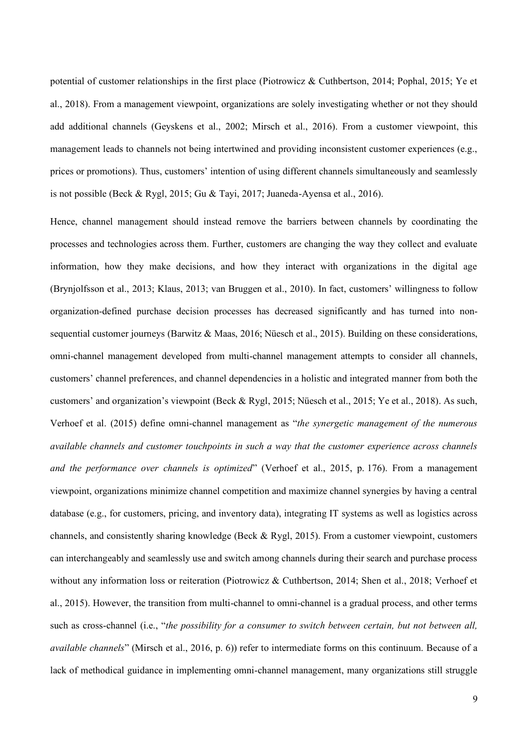potential of customer relationships in the first place (Piotrowicz & Cuthbertson, 2014; Pophal, 2015; Ye et al., 2018). From a management viewpoint, organizations are solely investigating whether or not they should add additional channels (Geyskens et al., 2002; Mirsch et al., 2016). From a customer viewpoint, this management leads to channels not being intertwined and providing inconsistent customer experiences (e.g., prices or promotions). Thus, customers' intention of using different channels simultaneously and seamlessly is not possible (Beck & Rygl, 2015; Gu & Tayi, 2017; Juaneda-Ayensa et al., 2016).

Hence, channel management should instead remove the barriers between channels by coordinating the processes and technologies across them. Further, customers are changing the way they collect and evaluate information, how they make decisions, and how they interact with organizations in the digital age (Brynjolfsson et al., 2013; Klaus, 2013; van Bruggen et al., 2010). In fact, customers' willingness to follow organization-defined purchase decision processes has decreased significantly and has turned into non-sequential customer journeys (Barwitz & Maas, 2016; Nüesch et al., 2015). Building on these considerations, omni-channel management developed from multi-channel management attempts to consider all channels, customers' channel preferences, and channel dependencies in a holistic and integrated manner from both the customers' and organization's viewpoint (Beck & Rygl, 2015; Nüesch et al., 2015; Ye et al., 2018). As such, Verhoef et al. (2015) define omni-channel management as "*the synergetic management of the numerous available channels and customer touchpoints in such a way that the customer experience across channels and the performance over channels is optimized*" (Verhoef et al., 2015, p. 176). From a management viewpoint, organizations minimize channel competition and maximize channel synergies by having a central database (e.g., for customers, pricing, and inventory data), integrating IT systems as well as logistics across channels, and consistently sharing knowledge (Beck & Rygl, 2015). From a customer viewpoint, customers can interchangeably and seamlessly use and switch among channels during their search and purchase process without any information loss or reiteration (Piotrowicz & Cuthbertson, 2014; Shen et al., 2018; Verhoef et al., 2015). However, the transition from multi-channel to omni-channel is a gradual process, and other terms such as cross-channel (i.e., "*the possibility for a consumer to switch between certain, but not between all, available channels*" (Mirsch et al., 2016, p. 6)) refer to intermediate forms on this continuum. Because of a lack of methodical guidance in implementing omni-channel management, many organizations still struggle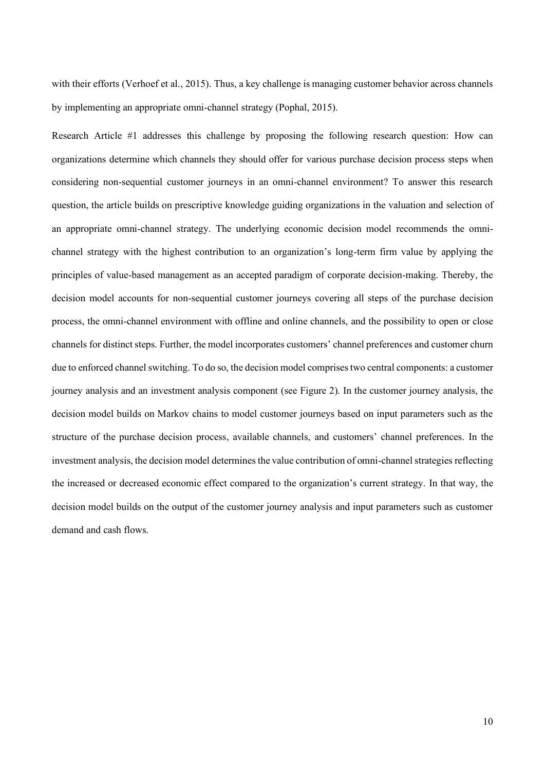with their efforts (Verhoef et al., 2015). Thus, a key challenge is managing customer behavior across channels by implementing an appropriate omni-channel strategy (Pophal, 2015).

Research Article #1 addresses this challenge by proposing the following research question: How can organizations determine which channels they should offer for various purchase decision process steps when considering non-sequential customer journeys in an omni-channel environment? To answer this research question, the article builds on prescriptive knowledge guiding organizations in the valuation and selection of an appropriate omni-channel strategy. The underlying economic decision model recommends the omni-channel strategy with the highest contribution to an organization's long-term firm value by applying the principles of value-based management as an accepted paradigm of corporate decision-making. Thereby, the decision model accounts for non-sequential customer journeys covering all steps of the purchase decision process, the omni-channel environment with offline and online channels, and the possibility to open or close channels for distinct steps. Further, the model incorporates customers' channel preferences and customer churn due to enforced channel switching. To do so, the decision model comprises two central components: a customer journey analysis and an investment analysis component (see Figure 2). In the customer journey analysis, the decision model builds on Markov chains to model customer journeys based on input parameters such as the structure of the purchase decision process, available channels, and customers' channel preferences. In the investment analysis, the decision model determines the value contribution of omni-channel strategies reflecting the increased or decreased economic effect compared to the organization's current strategy. In that way, the decision model builds on the output of the customer journey analysis and input parameters such as customer demand and cash flows.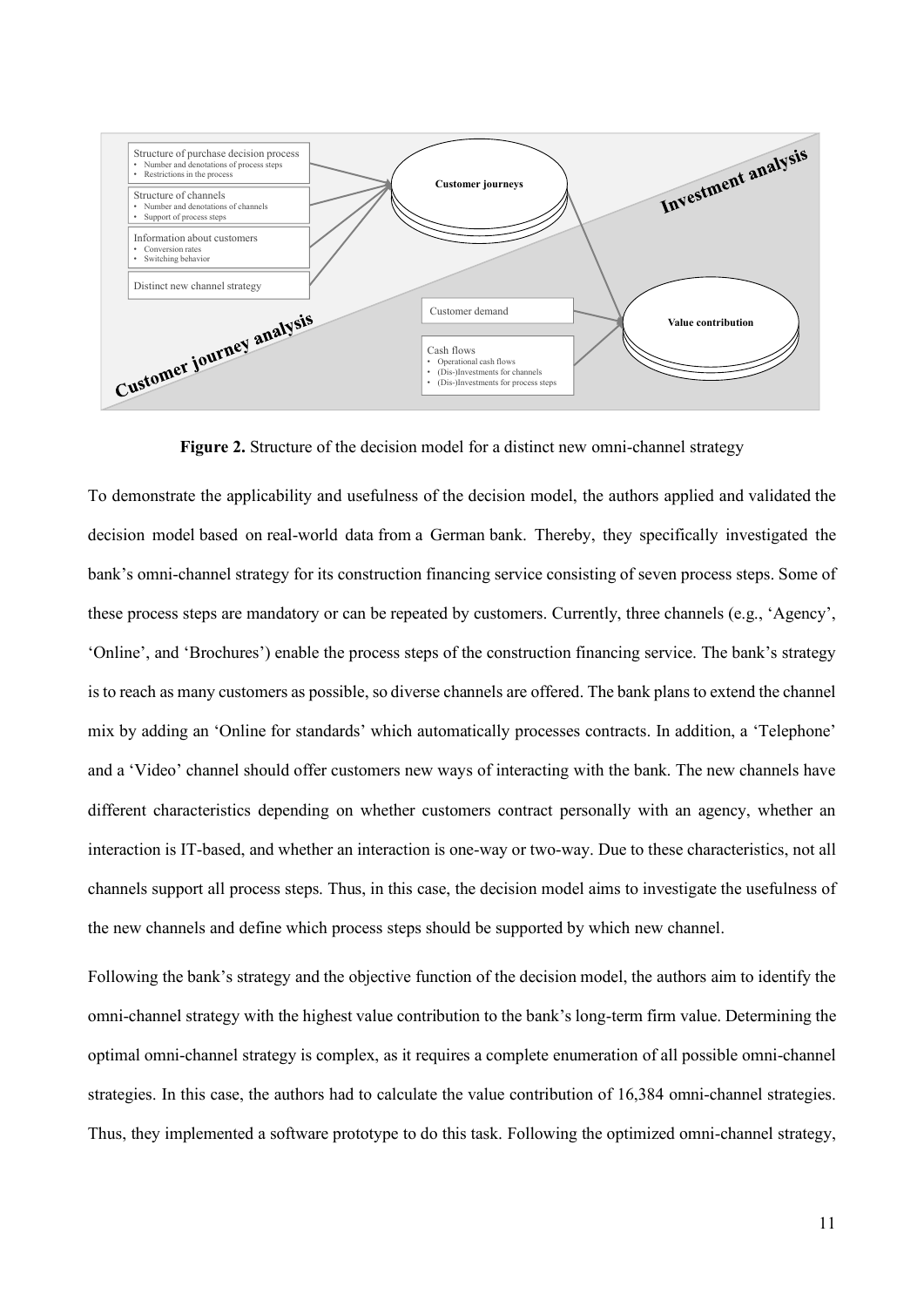**Figure 2.** Structure of the decision model for a distinct new omni-channel strategy

To demonstrate the applicability and usefulness of the decision model, the authors applied and validated the decision model based on real-world data from a German bank. Thereby, they specifically investigated the bank's omni-channel strategy for its construction financing service consisting of seven process steps. Some of these process steps are mandatory or can be repeated by customers. Currently, three channels (e.g., 'Agency', 'Online', and 'Brochures') enable the process steps of the construction financing service. The bank's strategy is to reach as many customers as possible, so diverse channels are offered. The bank plans to extend the channel mix by adding an 'Online for standards' which automatically processes contracts. In addition, a 'Telephone' and a 'Video' channel should offer customers new ways of interacting with the bank. The new channels have different characteristics depending on whether customers contract personally with an agency, whether an interaction is IT-based, and whether an interaction is one-way or two-way. Due to these characteristics, not all channels support all process steps. Thus, in this case, the decision model aims to investigate the usefulness of the new channels and define which process steps should be supported by which new channel.

Following the bank's strategy and the objective function of the decision model, the authors aim to identify the omni-channel strategy with the highest value contribution to the bank's long-term firm value. Determining the optimal omni-channel strategy is complex, as it requires a complete enumeration of all possible omni-channel strategies. In this case, the authors had to calculate the value contribution of 16,384 omni-channel strategies. Thus, they implemented a software prototype to do this task. Following the optimized omni-channel strategy,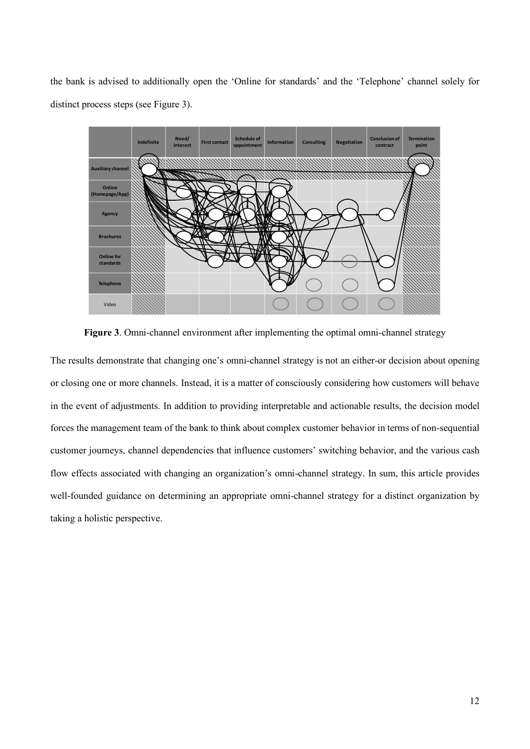the bank is advised to additionally open the 'Online for standards' and the 'Telephone' channel solely for distinct process steps (see Figure 3).

**Figure 3**. Omni-channel environment after implementing the optimal omni-channel strategy

The results demonstrate that changing one's omni-channel strategy is not an either-or decision about opening or closing one or more channels. Instead, it is a matter of consciously considering how customers will behave in the event of adjustments. In addition to providing interpretable and actionable results, the decision model forces the management team of the bank to think about complex customer behavior in terms of non-sequential customer journeys, channel dependencies that influence customers' switching behavior, and the various cash flow effects associated with changing an organization's omni-channel strategy. In sum, this article provides well-founded guidance on determining an appropriate omni-channel strategy for a distinct organization by taking a holistic perspective.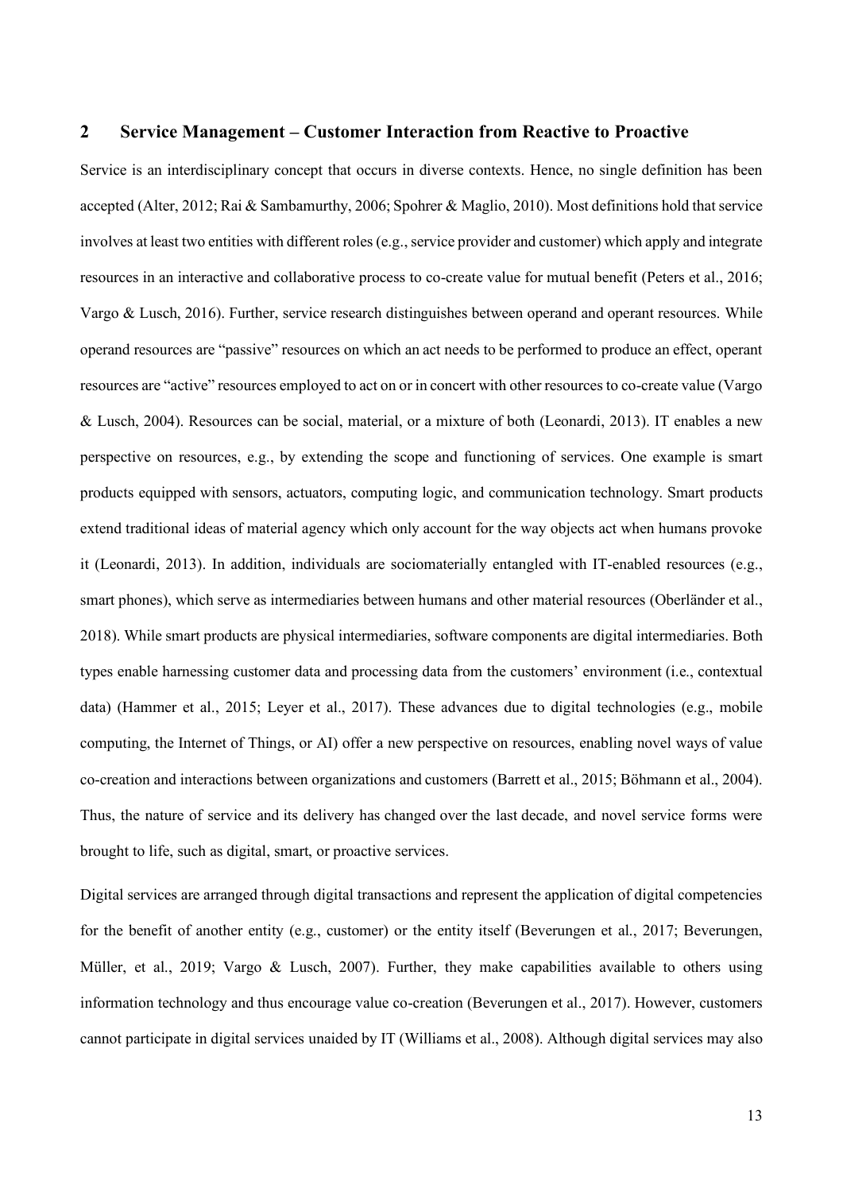## 2 Service Management – Customer Interaction from Reactive to Proactive

Service is an interdisciplinary concept that occurs in diverse contexts. Hence, no single definition has been accepted (Alter, 2012; Rai & Sambamurthy, 2006; Spohrer & Maglio, 2010). Most definitions hold that service involves at least two entities with different roles (e.g., service provider and customer) which apply and integrate resources in an interactive and collaborative process to co-create value for mutual benefit (Peters et al., 2016; Vargo & Lusch, 2016). Further, service research distinguishes between operand and operant resources. While operand resources are "passive" resources on which an act needs to be performed to produce an effect, operant resources are "active" resources employed to act on or in concert with other resources to co-create value (Vargo & Lusch, 2004). Resources can be social, material, or a mixture of both (Leonardi, 2013). IT enables a new perspective on resources, e.g., by extending the scope and functioning of services. One example is smart products equipped with sensors, actuators, computing logic, and communication technology. Smart products extend traditional ideas of material agency which only account for the way objects act when humans provoke it (Leonardi, 2013). In addition, individuals are sociomaterially entangled with IT-enabled resources (e.g., smart phones), which serve as intermediaries between humans and other material resources (Oberländer et al., 2018). While smart products are physical intermediaries, software components are digital intermediaries. Both types enable harnessing customer data and processing data from the customers' environment (i.e., contextual data) (Hammer et al., 2015; Leyer et al., 2017). These advances due to digital technologies (e.g., mobile computing, the Internet of Things, or AI) offer a new perspective on resources, enabling novel ways of value co-creation and interactions between organizations and customers (Barrett et al., 2015; Böhmann et al., 2004). Thus, the nature of service and its delivery has changed over the last decade, and novel service forms were brought to life, such as digital, smart, or proactive services.

Digital services are arranged through digital transactions and represent the application of digital competencies for the benefit of another entity (e.g., customer) or the entity itself (Beverungen et al., 2017; Beverungen, Müller, et al., 2019; Vargo & Lusch, 2007). Further, they make capabilities available to others using information technology and thus encourage value co-creation (Beverungen et al., 2017). However, customers cannot participate in digital services unaided by IT (Williams et al., 2008). Although digital services may also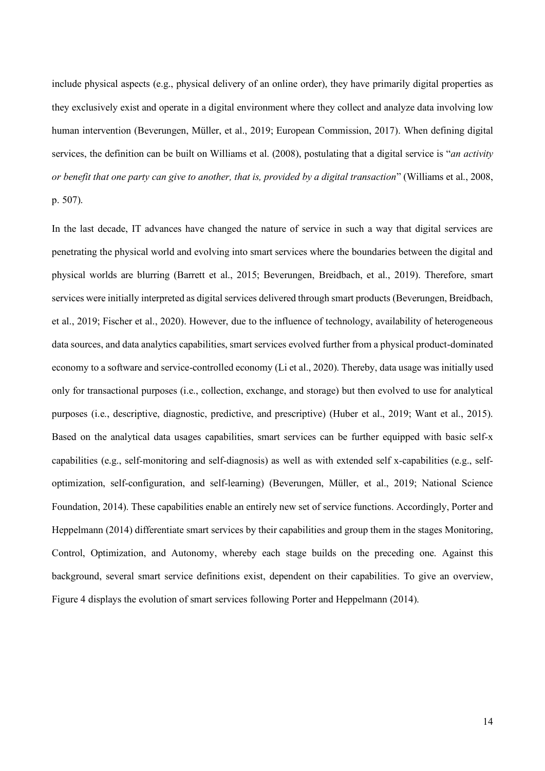include physical aspects (e.g., physical delivery of an online order), they have primarily digital properties as they exclusively exist and operate in a digital environment where they collect and analyze data involving low human intervention (Beverungen, Müller, et al., 2019; European Commission, 2017). When defining digital services, the definition can be built on Williams et al. (2008), postulating that a digital service is "*an activity or benefit that one party can give to another, that is, provided by a digital transaction*" (Williams et al., 2008, p. 507).

In the last decade, IT advances have changed the nature of service in such a way that digital services are penetrating the physical world and evolving into smart services where the boundaries between the digital and physical worlds are blurring (Barrett et al., 2015; Beverungen, Breidbach, et al., 2019). Therefore, smart services were initially interpreted as digital services delivered through smart products (Beverungen, Breidbach, et al., 2019; Fischer et al., 2020). However, due to the influence of technology, availability of heterogeneous data sources, and data analytics capabilities, smart services evolved further from a physical product-dominated economy to a software and service-controlled economy (Li et al., 2020). Thereby, data usage was initially used only for transactional purposes (i.e., collection, exchange, and storage) but then evolved to use for analytical purposes (i.e., descriptive, diagnostic, predictive, and prescriptive) (Huber et al., 2019; Want et al., 2015). Based on the analytical data usages capabilities, smart services can be further equipped with basic self-x capabilities (e.g., self-monitoring and self-diagnosis) as well as with extended self x-capabilities (e.g., self-optimization, self-configuration, and self-learning) (Beverungen, Müller, et al., 2019; National Science Foundation, 2014). These capabilities enable an entirely new set of service functions. Accordingly, Porter and Heppelmann (2014) differentiate smart services by their capabilities and group them in the stages Monitoring, Control, Optimization, and Autonomy, whereby each stage builds on the preceding one. Against this background, several smart service definitions exist, dependent on their capabilities. To give an overview, Figure 4 displays the evolution of smart services following Porter and Heppelmann (2014).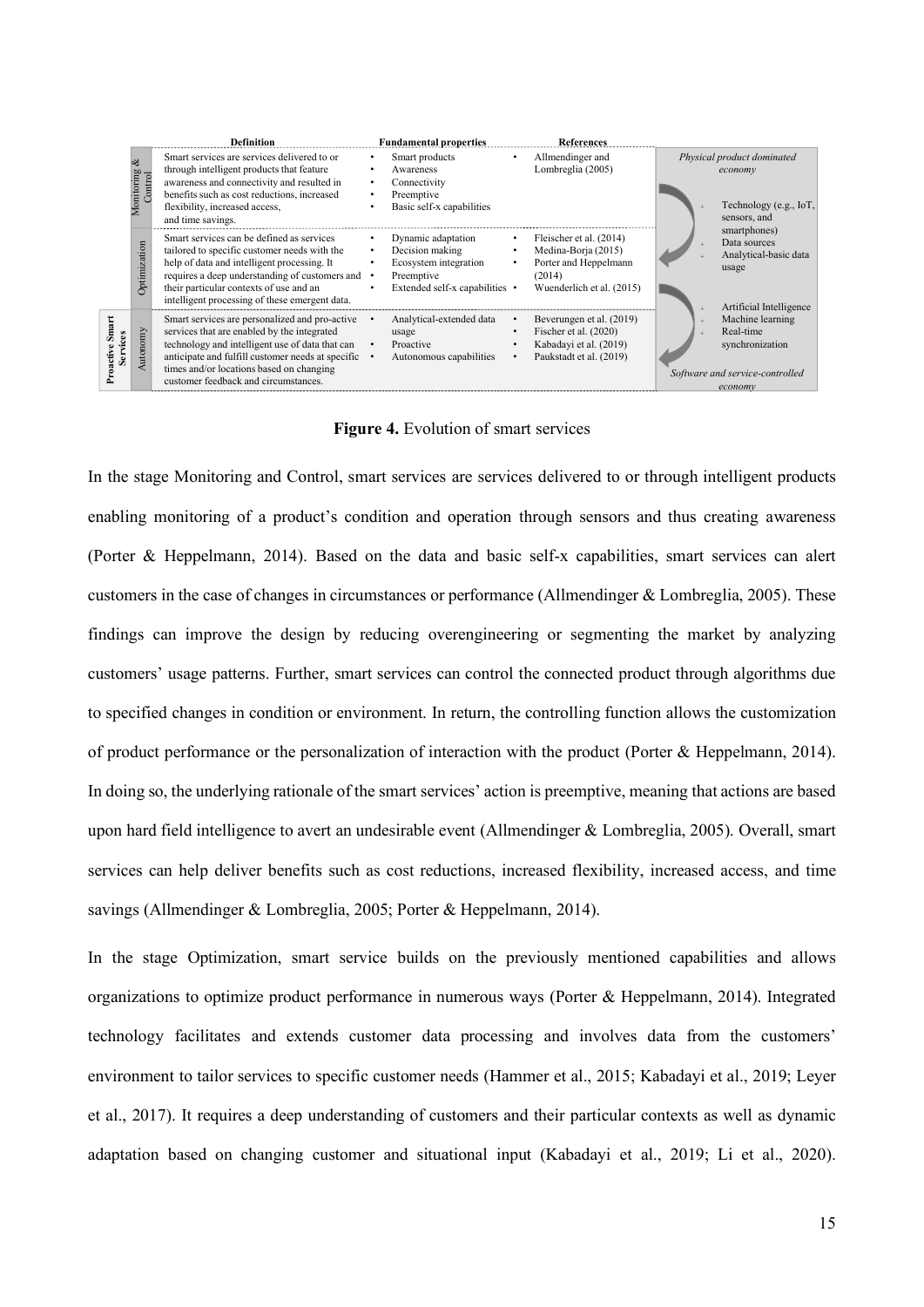|  |  | Definition | Fundamental properties | References | |
|---|---|---|---|---|---|
|  | Monitoring & Control | Smart services are services delivered to or through intelligent products that feature awareness and connectivity and resulted in benefits such as cost reductions, increased flexibility, increased access, and time savings. | • Smart products<br>• Awareness<br>• Connectivity<br>• Preemptive<br>• Basic self-x capabilities | • Allmendinger and Lombreglia (2005) | *Physical product dominated economy*<br>+ Technology (e.g., IoT, sensors, and smartphones)<br>+ Data sources<br>+ Analytical-basic data usage |
|  | Optimization | Smart services can be defined as services tailored to specific customer needs with the help of data and intelligent processing. It requires a deep understanding of customers and their particular contexts of use and an intelligent processing of these emergent data. | • Dynamic adaptation<br>• Decision making<br>• Ecosystem integration<br>• Preemptive<br>• Extended self-x capabilities | • Fleischer et al. (2014)<br>• Medina-Borja (2015)<br>• Porter and Heppelmann (2014)<br>• Wuenderlich et al. (2015) | |
| Proactive Smart Services | Autonomy | Smart services are personalized and pro-active services that are enabled by the integrated technology and intelligent use of data that can anticipate and fulfill customer needs at specific times and/or locations based on changing customer feedback and circumstances. | • Analytical-extended data usage<br>• Proactive<br>• Autonomous capabilities | • Beverungen et al. (2019)<br>• Fischer et al. (2020)<br>• Kabadayi et al. (2019)<br>• Paukstadt et al. (2019) | + Artificial Intelligence<br>+ Machine learning<br>+ Real-time synchronization<br>*Software and service-controlled economy* |

**Figure 4.** Evolution of smart services

In the stage Monitoring and Control, smart services are services delivered to or through intelligent products enabling monitoring of a product's condition and operation through sensors and thus creating awareness (Porter & Heppelmann, 2014). Based on the data and basic self-x capabilities, smart services can alert customers in the case of changes in circumstances or performance (Allmendinger & Lombreglia, 2005). These findings can improve the design by reducing overengineering or segmenting the market by analyzing customers' usage patterns. Further, smart services can control the connected product through algorithms due to specified changes in condition or environment. In return, the controlling function allows the customization of product performance or the personalization of interaction with the product (Porter & Heppelmann, 2014). In doing so, the underlying rationale of the smart services' action is preemptive, meaning that actions are based upon hard field intelligence to avert an undesirable event (Allmendinger & Lombreglia, 2005). Overall, smart services can help deliver benefits such as cost reductions, increased flexibility, increased access, and time savings (Allmendinger & Lombreglia, 2005; Porter & Heppelmann, 2014).

In the stage Optimization, smart service builds on the previously mentioned capabilities and allows organizations to optimize product performance in numerous ways (Porter & Heppelmann, 2014). Integrated technology facilitates and extends customer data processing and involves data from the customers' environment to tailor services to specific customer needs (Hammer et al., 2015; Kabadayi et al., 2019; Leyer et al., 2017). It requires a deep understanding of customers and their particular contexts as well as dynamic adaptation based on changing customer and situational input (Kabadayi et al., 2019; Li et al., 2020).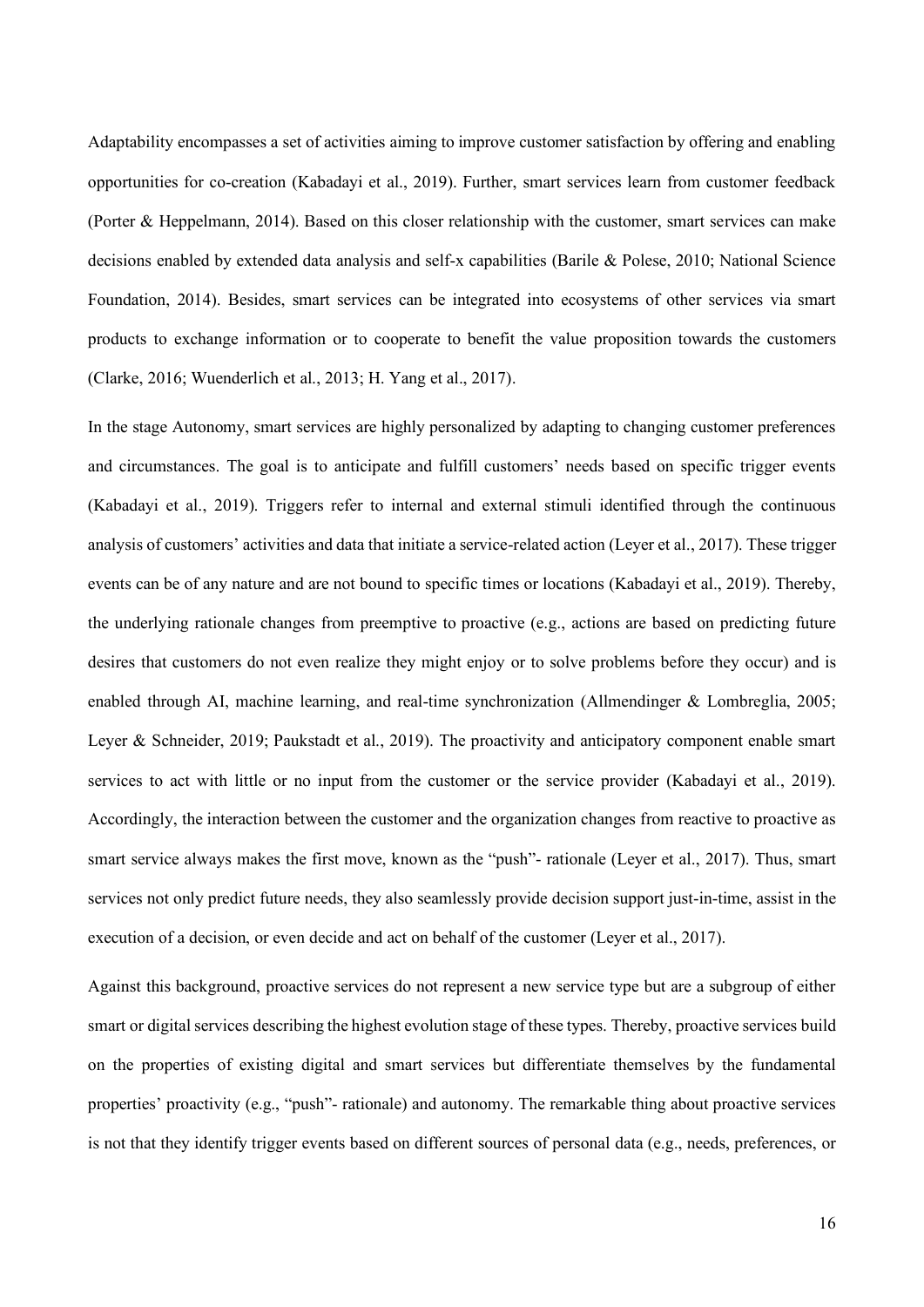Adaptability encompasses a set of activities aiming to improve customer satisfaction by offering and enabling opportunities for co-creation (Kabadayi et al., 2019). Further, smart services learn from customer feedback (Porter & Heppelmann, 2014). Based on this closer relationship with the customer, smart services can make decisions enabled by extended data analysis and self-x capabilities (Barile & Polese, 2010; National Science Foundation, 2014). Besides, smart services can be integrated into ecosystems of other services via smart products to exchange information or to cooperate to benefit the value proposition towards the customers (Clarke, 2016; Wuenderlich et al., 2013; H. Yang et al., 2017).

In the stage Autonomy, smart services are highly personalized by adapting to changing customer preferences and circumstances. The goal is to anticipate and fulfill customers' needs based on specific trigger events (Kabadayi et al., 2019). Triggers refer to internal and external stimuli identified through the continuous analysis of customers' activities and data that initiate a service-related action (Leyer et al., 2017). These trigger events can be of any nature and are not bound to specific times or locations (Kabadayi et al., 2019). Thereby, the underlying rationale changes from preemptive to proactive (e.g., actions are based on predicting future desires that customers do not even realize they might enjoy or to solve problems before they occur) and is enabled through AI, machine learning, and real-time synchronization (Allmendinger & Lombreglia, 2005; Leyer & Schneider, 2019; Paukstadt et al., 2019). The proactivity and anticipatory component enable smart services to act with little or no input from the customer or the service provider (Kabadayi et al., 2019). Accordingly, the interaction between the customer and the organization changes from reactive to proactive as smart service always makes the first move, known as the "push"- rationale (Leyer et al., 2017). Thus, smart services not only predict future needs, they also seamlessly provide decision support just-in-time, assist in the execution of a decision, or even decide and act on behalf of the customer (Leyer et al., 2017).

Against this background, proactive services do not represent a new service type but are a subgroup of either smart or digital services describing the highest evolution stage of these types. Thereby, proactive services build on the properties of existing digital and smart services but differentiate themselves by the fundamental properties' proactivity (e.g., "push"- rationale) and autonomy. The remarkable thing about proactive services is not that they identify trigger events based on different sources of personal data (e.g., needs, preferences, or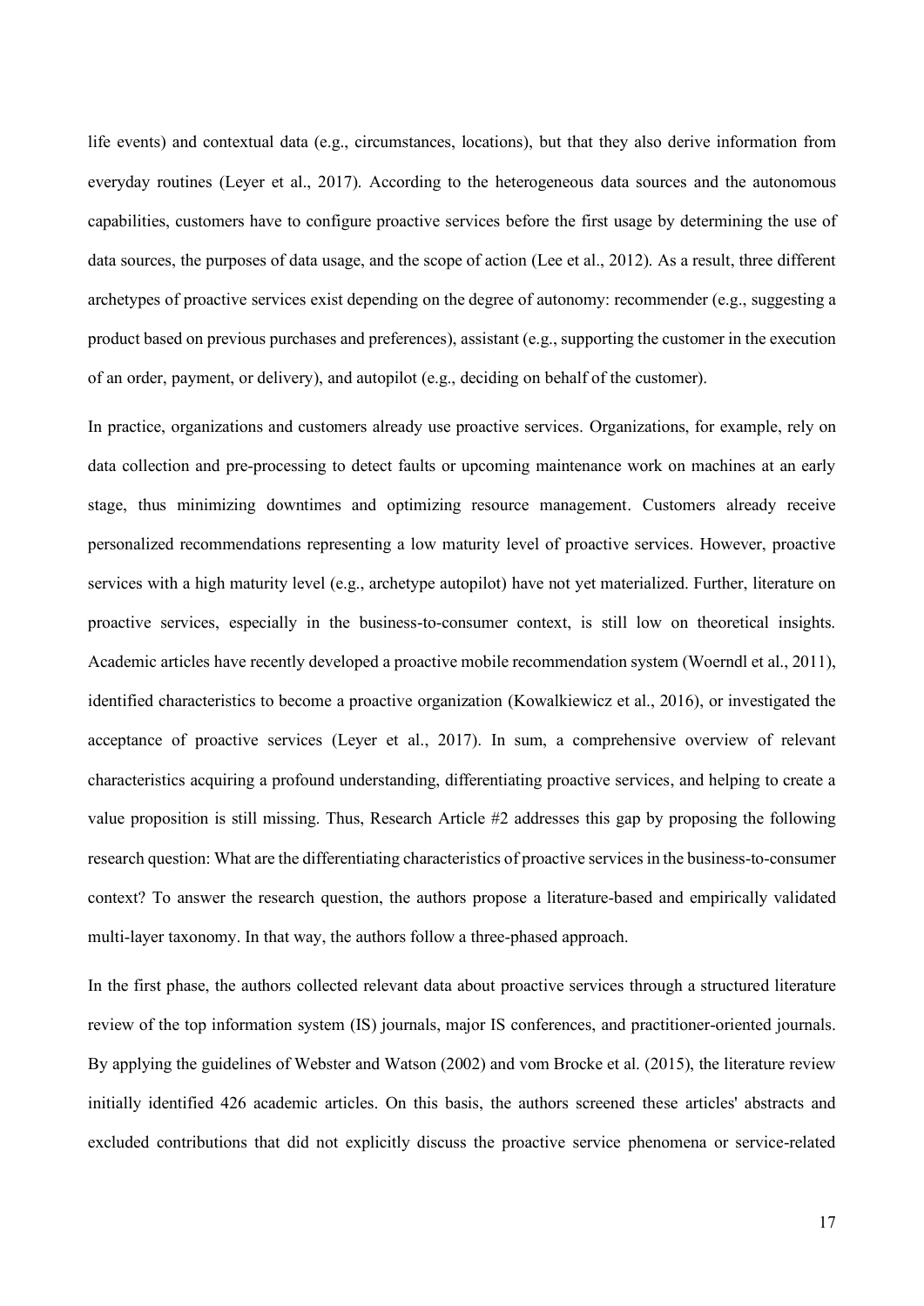life events) and contextual data (e.g., circumstances, locations), but that they also derive information from everyday routines (Leyer et al., 2017). According to the heterogeneous data sources and the autonomous capabilities, customers have to configure proactive services before the first usage by determining the use of data sources, the purposes of data usage, and the scope of action (Lee et al., 2012). As a result, three different archetypes of proactive services exist depending on the degree of autonomy: recommender (e.g., suggesting a product based on previous purchases and preferences), assistant (e.g., supporting the customer in the execution of an order, payment, or delivery), and autopilot (e.g., deciding on behalf of the customer).

In practice, organizations and customers already use proactive services. Organizations, for example, rely on data collection and pre-processing to detect faults or upcoming maintenance work on machines at an early stage, thus minimizing downtimes and optimizing resource management. Customers already receive personalized recommendations representing a low maturity level of proactive services. However, proactive services with a high maturity level (e.g., archetype autopilot) have not yet materialized. Further, literature on proactive services, especially in the business-to-consumer context, is still low on theoretical insights. Academic articles have recently developed a proactive mobile recommendation system (Woerndl et al., 2011), identified characteristics to become a proactive organization (Kowalkiewicz et al., 2016), or investigated the acceptance of proactive services (Leyer et al., 2017). In sum, a comprehensive overview of relevant characteristics acquiring a profound understanding, differentiating proactive services, and helping to create a value proposition is still missing. Thus, Research Article #2 addresses this gap by proposing the following research question: What are the differentiating characteristics of proactive services in the business-to-consumer context? To answer the research question, the authors propose a literature-based and empirically validated multi-layer taxonomy. In that way, the authors follow a three-phased approach.

In the first phase, the authors collected relevant data about proactive services through a structured literature review of the top information system (IS) journals, major IS conferences, and practitioner-oriented journals. By applying the guidelines of Webster and Watson (2002) and vom Brocke et al. (2015), the literature review initially identified 426 academic articles. On this basis, the authors screened these articles' abstracts and excluded contributions that did not explicitly discuss the proactive service phenomena or service-related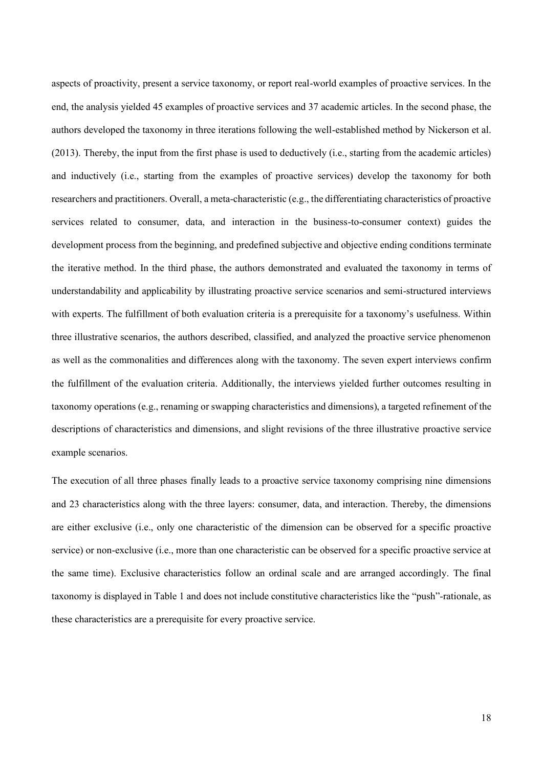aspects of proactivity, present a service taxonomy, or report real-world examples of proactive services. In the end, the analysis yielded 45 examples of proactive services and 37 academic articles. In the second phase, the authors developed the taxonomy in three iterations following the well-established method by Nickerson et al. (2013). Thereby, the input from the first phase is used to deductively (i.e., starting from the academic articles) and inductively (i.e., starting from the examples of proactive services) develop the taxonomy for both researchers and practitioners. Overall, a meta-characteristic (e.g., the differentiating characteristics of proactive services related to consumer, data, and interaction in the business-to-consumer context) guides the development process from the beginning, and predefined subjective and objective ending conditions terminate the iterative method. In the third phase, the authors demonstrated and evaluated the taxonomy in terms of understandability and applicability by illustrating proactive service scenarios and semi-structured interviews with experts. The fulfillment of both evaluation criteria is a prerequisite for a taxonomy's usefulness. Within three illustrative scenarios, the authors described, classified, and analyzed the proactive service phenomenon as well as the commonalities and differences along with the taxonomy. The seven expert interviews confirm the fulfillment of the evaluation criteria. Additionally, the interviews yielded further outcomes resulting in taxonomy operations (e.g., renaming or swapping characteristics and dimensions), a targeted refinement of the descriptions of characteristics and dimensions, and slight revisions of the three illustrative proactive service example scenarios.

The execution of all three phases finally leads to a proactive service taxonomy comprising nine dimensions and 23 characteristics along with the three layers: consumer, data, and interaction. Thereby, the dimensions are either exclusive (i.e., only one characteristic of the dimension can be observed for a specific proactive service) or non-exclusive (i.e., more than one characteristic can be observed for a specific proactive service at the same time). Exclusive characteristics follow an ordinal scale and are arranged accordingly. The final taxonomy is displayed in Table 1 and does not include constitutive characteristics like the "push"-rationale, as these characteristics are a prerequisite for every proactive service.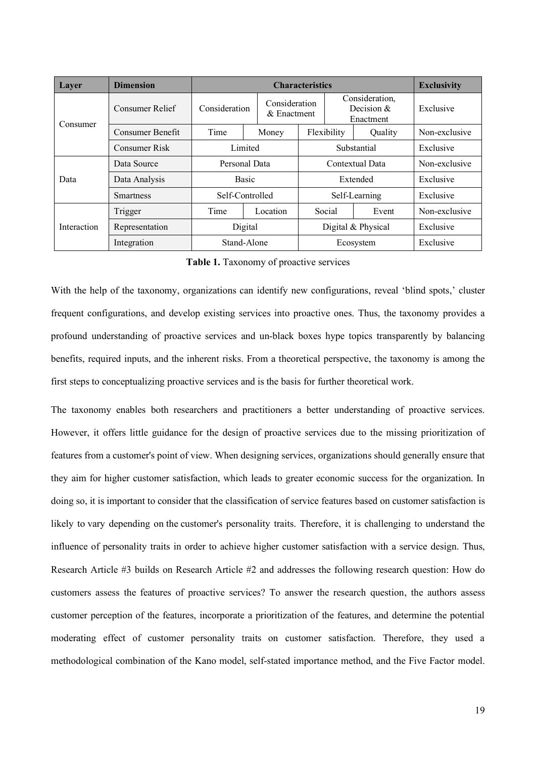| Layer | Dimension | Characteristics | | | | Exclusivity |
|---|---|---|---|---|---|---|
| Consumer | Consumer Relief | Consideration | Consideration & Enactment | Consideration, Decision & Enactment | | Exclusive |
| | Consumer Benefit | Time | Money | Flexibility | Quality | Non-exclusive |
| | Consumer Risk | Limited | | Substantial | | Exclusive |
| Data | Data Source | Personal Data | | Contextual Data | | Non-exclusive |
| | Data Analysis | Basic | | Extended | | Exclusive |
| | Smartness | Self-Controlled | | Self-Learning | | Exclusive |
| Interaction | Trigger | Time | Location | Social | Event | Non-exclusive |
| | Representation | Digital | | Digital & Physical | | Exclusive |
| | Integration | Stand-Alone | | Ecosystem | | Exclusive |

**Table 1.** Taxonomy of proactive services

With the help of the taxonomy, organizations can identify new configurations, reveal 'blind spots,' cluster frequent configurations, and develop existing services into proactive ones. Thus, the taxonomy provides a profound understanding of proactive services and un-black boxes hype topics transparently by balancing benefits, required inputs, and the inherent risks. From a theoretical perspective, the taxonomy is among the first steps to conceptualizing proactive services and is the basis for further theoretical work.

The taxonomy enables both researchers and practitioners a better understanding of proactive services. However, it offers little guidance for the design of proactive services due to the missing prioritization of features from a customer's point of view. When designing services, organizations should generally ensure that they aim for higher customer satisfaction, which leads to greater economic success for the organization. In doing so, it is important to consider that the classification of service features based on customer satisfaction is likely to vary depending on the customer's personality traits. Therefore, it is challenging to understand the influence of personality traits in order to achieve higher customer satisfaction with a service design. Thus, Research Article #3 builds on Research Article #2 and addresses the following research question: How do customers assess the features of proactive services? To answer the research question, the authors assess customer perception of the features, incorporate a prioritization of the features, and determine the potential moderating effect of customer personality traits on customer satisfaction. Therefore, they used a methodological combination of the Kano model, self-stated importance method, and the Five Factor model.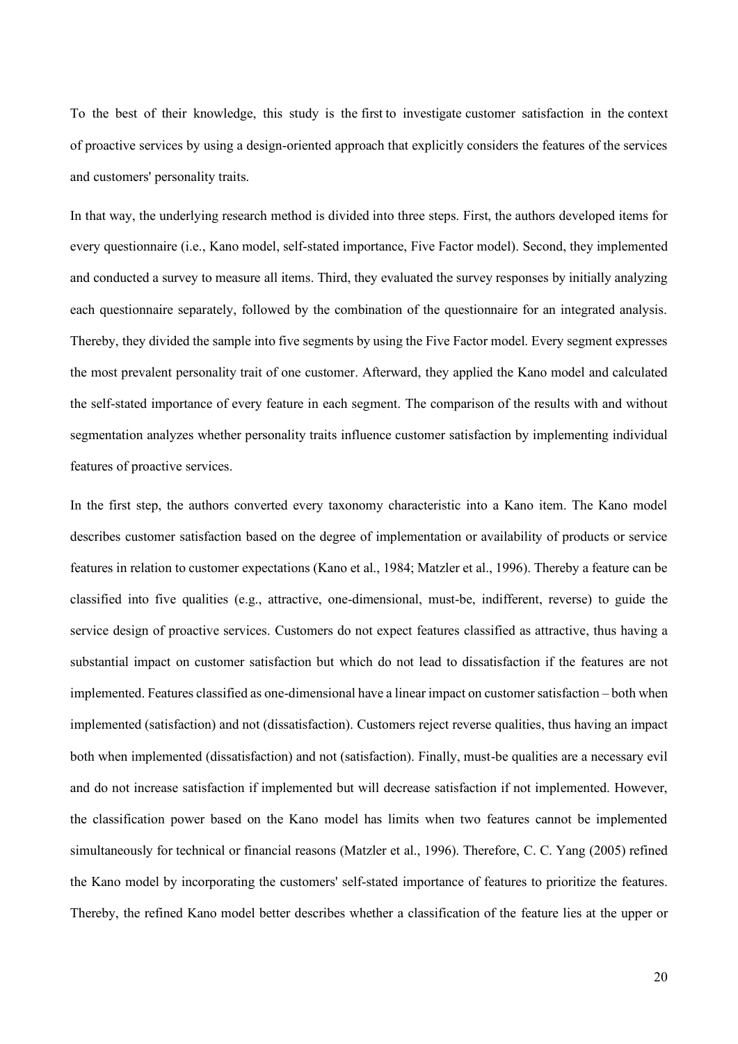To the best of their knowledge, this study is the first to investigate customer satisfaction in the context of proactive services by using a design-oriented approach that explicitly considers the features of the services and customers' personality traits.

In that way, the underlying research method is divided into three steps. First, the authors developed items for every questionnaire (i.e., Kano model, self-stated importance, Five Factor model). Second, they implemented and conducted a survey to measure all items. Third, they evaluated the survey responses by initially analyzing each questionnaire separately, followed by the combination of the questionnaire for an integrated analysis. Thereby, they divided the sample into five segments by using the Five Factor model. Every segment expresses the most prevalent personality trait of one customer. Afterward, they applied the Kano model and calculated the self-stated importance of every feature in each segment. The comparison of the results with and without segmentation analyzes whether personality traits influence customer satisfaction by implementing individual features of proactive services.

In the first step, the authors converted every taxonomy characteristic into a Kano item. The Kano model describes customer satisfaction based on the degree of implementation or availability of products or service features in relation to customer expectations (Kano et al., 1984; Matzler et al., 1996). Thereby a feature can be classified into five qualities (e.g., attractive, one-dimensional, must-be, indifferent, reverse) to guide the service design of proactive services. Customers do not expect features classified as attractive, thus having a substantial impact on customer satisfaction but which do not lead to dissatisfaction if the features are not implemented. Features classified as one-dimensional have a linear impact on customer satisfaction – both when implemented (satisfaction) and not (dissatisfaction). Customers reject reverse qualities, thus having an impact both when implemented (dissatisfaction) and not (satisfaction). Finally, must-be qualities are a necessary evil and do not increase satisfaction if implemented but will decrease satisfaction if not implemented. However, the classification power based on the Kano model has limits when two features cannot be implemented simultaneously for technical or financial reasons (Matzler et al., 1996). Therefore, C. C. Yang (2005) refined the Kano model by incorporating the customers' self-stated importance of features to prioritize the features. Thereby, the refined Kano model better describes whether a classification of the feature lies at the upper or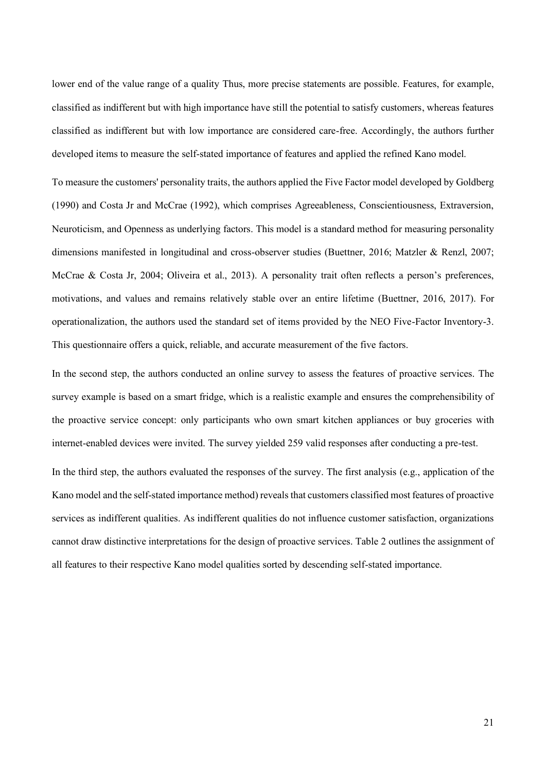lower end of the value range of a quality Thus, more precise statements are possible. Features, for example, classified as indifferent but with high importance have still the potential to satisfy customers, whereas features classified as indifferent but with low importance are considered care-free. Accordingly, the authors further developed items to measure the self-stated importance of features and applied the refined Kano model.

To measure the customers' personality traits, the authors applied the Five Factor model developed by Goldberg (1990) and Costa Jr and McCrae (1992), which comprises Agreeableness, Conscientiousness, Extraversion, Neuroticism, and Openness as underlying factors. This model is a standard method for measuring personality dimensions manifested in longitudinal and cross-observer studies (Buettner, 2016; Matzler & Renzl, 2007; McCrae & Costa Jr, 2004; Oliveira et al., 2013). A personality trait often reflects a person's preferences, motivations, and values and remains relatively stable over an entire lifetime (Buettner, 2016, 2017). For operationalization, the authors used the standard set of items provided by the NEO Five-Factor Inventory-3. This questionnaire offers a quick, reliable, and accurate measurement of the five factors.

In the second step, the authors conducted an online survey to assess the features of proactive services. The survey example is based on a smart fridge, which is a realistic example and ensures the comprehensibility of the proactive service concept: only participants who own smart kitchen appliances or buy groceries with internet-enabled devices were invited. The survey yielded 259 valid responses after conducting a pre-test.

In the third step, the authors evaluated the responses of the survey. The first analysis (e.g., application of the Kano model and the self-stated importance method) reveals that customers classified most features of proactive services as indifferent qualities. As indifferent qualities do not influence customer satisfaction, organizations cannot draw distinctive interpretations for the design of proactive services. Table 2 outlines the assignment of all features to their respective Kano model qualities sorted by descending self-stated importance.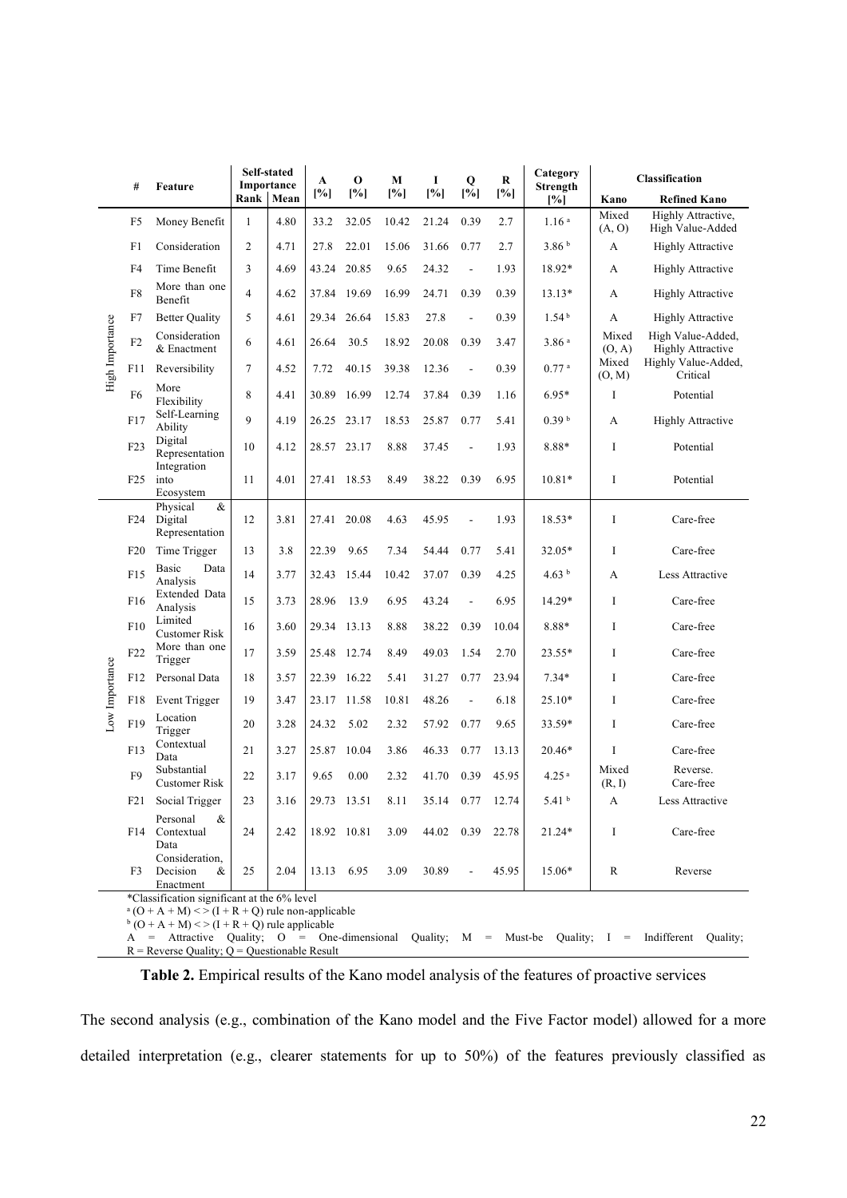| | # | Feature | Self-stated Importance | | A [%] | O [%] | M [%] | I [%] | Q [%] | R [%] | Category Strength [%] | Classification | |
|---|---|---|---|---|---|---|---|---|---|---|---|---|---|
| | | | Rank | Mean | | | | | | | | Kano | Refined Kano |
| High Importance | F5 | Money Benefit | 1 | 4.80 | 33.2 | 32.05 | 10.42 | 21.24 | 0.39 | 2.7 | 1.16 [a] | Mixed (A, O) | Highly Attractive, High Value-Added |
| | F1 | Consideration | 2 | 4.71 | 27.8 | 22.01 | 15.06 | 31.66 | 0.77 | 2.7 | 3.86 [b] | A | Highly Attractive |
| | F4 | Time Benefit | 3 | 4.69 | 43.24 | 20.85 | 9.65 | 24.32 | - | 1.93 | 18.92* | A | Highly Attractive |
| | F8 | More than one Benefit | 4 | 4.62 | 37.84 | 19.69 | 16.99 | 24.71 | 0.39 | 0.39 | 13.13* | A | Highly Attractive |
| | F7 | Better Quality | 5 | 4.61 | 29.34 | 26.64 | 15.83 | 27.8 | - | 0.39 | 1.54 [b] | A | Highly Attractive |
| | F2 | Consideration & Enactment | 6 | 4.61 | 26.64 | 30.5 | 18.92 | 20.08 | 0.39 | 3.47 | 3.86 [a] | Mixed (O, A) | High Value-Added, Highly Attractive |
| | F11 | Reversibility | 7 | 4.52 | 7.72 | 40.15 | 39.38 | 12.36 | - | 0.39 | 0.77 [a] | Mixed (O, M) | Highly Value-Added, Critical |
| | F6 | More Flexibility | 8 | 4.41 | 30.89 | 16.99 | 12.74 | 37.84 | 0.39 | 1.16 | 6.95* | I | Potential |
| | F17 | Self-Learning Ability | 9 | 4.19 | 26.25 | 23.17 | 18.53 | 25.87 | 0.77 | 5.41 | 0.39 [b] | A | Highly Attractive |
| | F23 | Digital Representation | 10 | 4.12 | 28.57 | 23.17 | 8.88 | 37.45 | - | 1.93 | 8.88* | I | Potential |
| | F25 | Integration into Ecosystem | 11 | 4.01 | 27.41 | 18.53 | 8.49 | 38.22 | 0.39 | 6.95 | 10.81* | I | Potential |
| Low Importance | F24 | Physical & Digital Representation | 12 | 3.81 | 27.41 | 20.08 | 4.63 | 45.95 | - | 1.93 | 18.53* | I | Care-free |
| | F20 | Time Trigger | 13 | 3.8 | 22.39 | 9.65 | 7.34 | 54.44 | 0.77 | 5.41 | 32.05* | I | Care-free |
| | F15 | Basic Data Analysis | 14 | 3.77 | 32.43 | 15.44 | 10.42 | 37.07 | 0.39 | 4.25 | 4.63 [b] | A | Less Attractive |
| | F16 | Extended Data Analysis | 15 | 3.73 | 28.96 | 13.9 | 6.95 | 43.24 | - | 6.95 | 14.29* | I | Care-free |
| | F10 | Limited Customer Risk | 16 | 3.60 | 29.34 | 13.13 | 8.88 | 38.22 | 0.39 | 10.04 | 8.88* | I | Care-free |
| | F22 | More than one Trigger | 17 | 3.59 | 25.48 | 12.74 | 8.49 | 49.03 | 1.54 | 2.70 | 23.55* | I | Care-free |
| | F12 | Personal Data | 18 | 3.57 | 22.39 | 16.22 | 5.41 | 31.27 | 0.77 | 23.94 | 7.34* | I | Care-free |
| | F18 | Event Trigger | 19 | 3.47 | 23.17 | 11.58 | 10.81 | 48.26 | - | 6.18 | 25.10* | I | Care-free |
| | F19 | Location Trigger | 20 | 3.28 | 24.32 | 5.02 | 2.32 | 57.92 | 0.77 | 9.65 | 33.59* | I | Care-free |
| | F13 | Contextual Data | 21 | 3.27 | 25.87 | 10.04 | 3.86 | 46.33 | 0.77 | 13.13 | 20.46* | I | Care-free |
| | F9 | Substantial Customer Risk | 22 | 3.17 | 9.65 | 0.00 | 2.32 | 41.70 | 0.39 | 45.95 | 4.25 [a] | Mixed (R, I) | Reverse. Care-free |
| | F21 | Social Trigger | 23 | 3.16 | 29.73 | 13.51 | 8.11 | 35.14 | 0.77 | 12.74 | 5.41 [b] | A | Less Attractive |
| | F14 | Personal & Contextual Data | 24 | 2.42 | 18.92 | 10.81 | 3.09 | 44.02 | 0.39 | 22.78 | 21.24* | I | Care-free |
| | F3 | Consideration, Decision & Enactment | 25 | 2.04 | 13.13 | 6.95 | 3.09 | 30.89 | - | 45.95 | 15.06* | R | Reverse |

*Classification significant at the 6% level
[a] $(O + A + M) <> (I + R + Q)$ rule non-applicable
[b] $(O + A + M) <> (I + R + Q)$ rule applicable
A = Attractive Quality; O = One-dimensional Quality; M = Must-be Quality; I = Indifferent Quality; R = Reverse Quality; Q = Questionable Result

**Table 2.** Empirical results of the Kano model analysis of the features of proactive services

The second analysis (e.g., combination of the Kano model and the Five Factor model) allowed for a more detailed interpretation (e.g., clearer statements for up to 50%) of the features previously classified as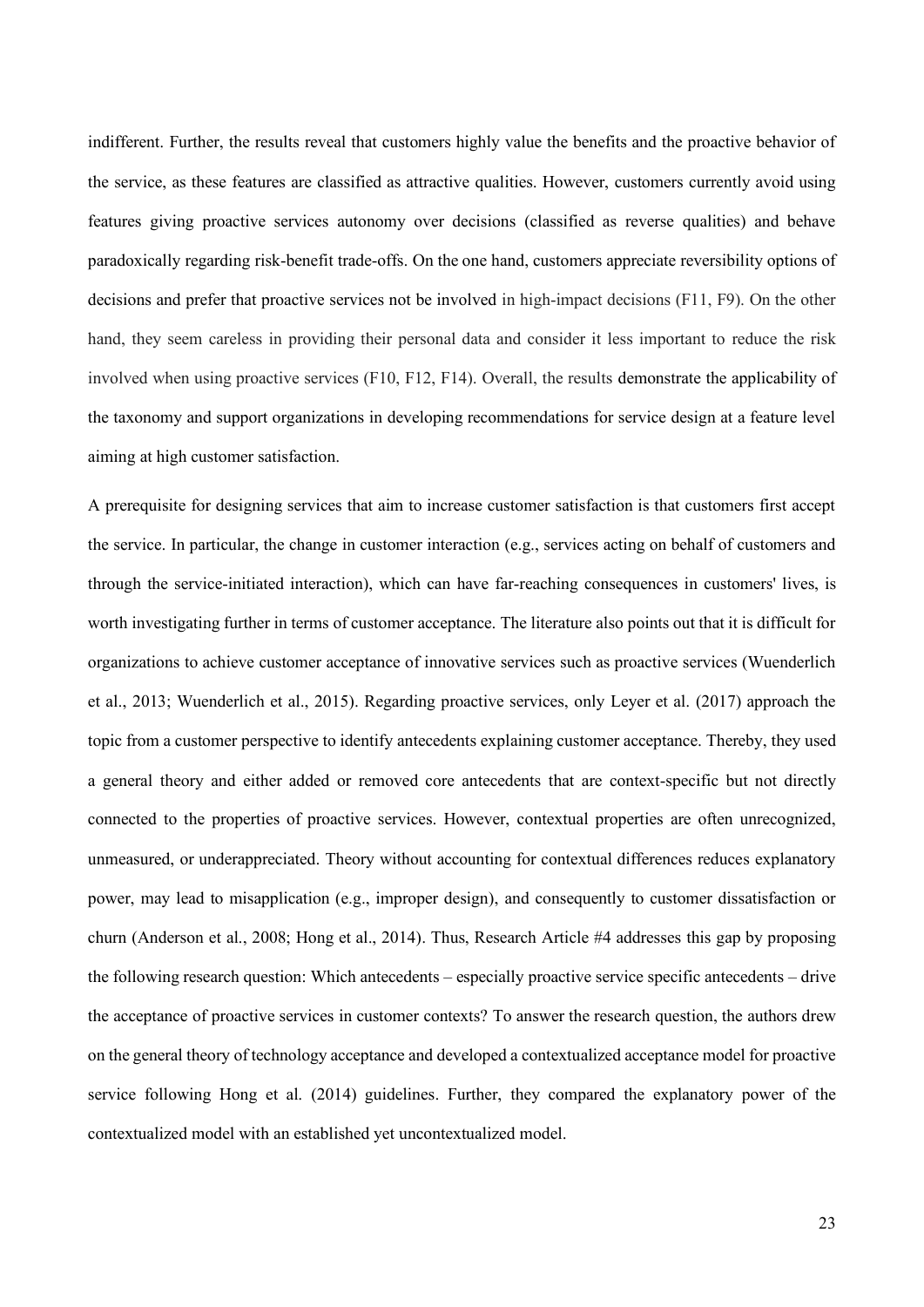indifferent. Further, the results reveal that customers highly value the benefits and the proactive behavior of the service, as these features are classified as attractive qualities. However, customers currently avoid using features giving proactive services autonomy over decisions (classified as reverse qualities) and behave paradoxically regarding risk-benefit trade-offs. On the one hand, customers appreciate reversibility options of decisions and prefer that proactive services not be involved in high-impact decisions (F11, F9). On the other hand, they seem careless in providing their personal data and consider it less important to reduce the risk involved when using proactive services (F10, F12, F14). Overall, the results demonstrate the applicability of the taxonomy and support organizations in developing recommendations for service design at a feature level aiming at high customer satisfaction.

A prerequisite for designing services that aim to increase customer satisfaction is that customers first accept the service. In particular, the change in customer interaction (e.g., services acting on behalf of customers and through the service-initiated interaction), which can have far-reaching consequences in customers' lives, is worth investigating further in terms of customer acceptance. The literature also points out that it is difficult for organizations to achieve customer acceptance of innovative services such as proactive services (Wuenderlich et al., 2013; Wuenderlich et al., 2015). Regarding proactive services, only Leyer et al. (2017) approach the topic from a customer perspective to identify antecedents explaining customer acceptance. Thereby, they used a general theory and either added or removed core antecedents that are context-specific but not directly connected to the properties of proactive services. However, contextual properties are often unrecognized, unmeasured, or underappreciated. Theory without accounting for contextual differences reduces explanatory power, may lead to misapplication (e.g., improper design), and consequently to customer dissatisfaction or churn (Anderson et al., 2008; Hong et al., 2014). Thus, Research Article #4 addresses this gap by proposing the following research question: Which antecedents – especially proactive service specific antecedents – drive the acceptance of proactive services in customer contexts? To answer the research question, the authors drew on the general theory of technology acceptance and developed a contextualized acceptance model for proactive service following Hong et al. (2014) guidelines. Further, they compared the explanatory power of the contextualized model with an established yet uncontextualized model.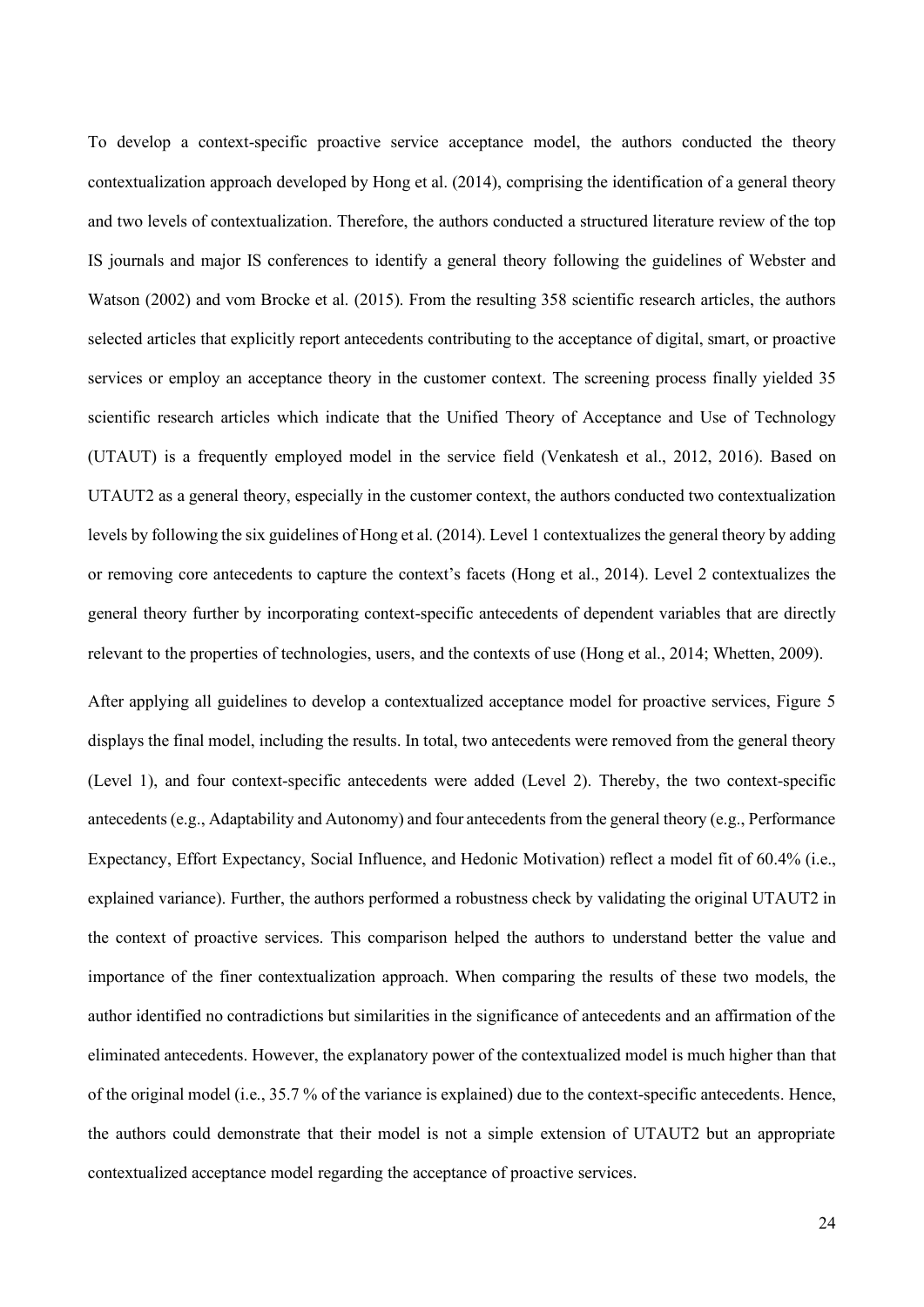To develop a context-specific proactive service acceptance model, the authors conducted the theory contextualization approach developed by Hong et al. (2014), comprising the identification of a general theory and two levels of contextualization. Therefore, the authors conducted a structured literature review of the top IS journals and major IS conferences to identify a general theory following the guidelines of Webster and Watson (2002) and vom Brocke et al. (2015). From the resulting 358 scientific research articles, the authors selected articles that explicitly report antecedents contributing to the acceptance of digital, smart, or proactive services or employ an acceptance theory in the customer context. The screening process finally yielded 35 scientific research articles which indicate that the Unified Theory of Acceptance and Use of Technology (UTAUT) is a frequently employed model in the service field (Venkatesh et al., 2012, 2016). Based on UTAUT2 as a general theory, especially in the customer context, the authors conducted two contextualization levels by following the six guidelines of Hong et al. (2014). Level 1 contextualizes the general theory by adding or removing core antecedents to capture the context's facets (Hong et al., 2014). Level 2 contextualizes the general theory further by incorporating context-specific antecedents of dependent variables that are directly relevant to the properties of technologies, users, and the contexts of use (Hong et al., 2014; Whetten, 2009).

After applying all guidelines to develop a contextualized acceptance model for proactive services, Figure 5 displays the final model, including the results. In total, two antecedents were removed from the general theory (Level 1), and four context-specific antecedents were added (Level 2). Thereby, the two context-specific antecedents (e.g., Adaptability and Autonomy) and four antecedents from the general theory (e.g., Performance Expectancy, Effort Expectancy, Social Influence, and Hedonic Motivation) reflect a model fit of 60.4% (i.e., explained variance). Further, the authors performed a robustness check by validating the original UTAUT2 in the context of proactive services. This comparison helped the authors to understand better the value and importance of the finer contextualization approach. When comparing the results of these two models, the author identified no contradictions but similarities in the significance of antecedents and an affirmation of the eliminated antecedents. However, the explanatory power of the contextualized model is much higher than that of the original model (i.e., 35.7 % of the variance is explained) due to the context-specific antecedents. Hence, the authors could demonstrate that their model is not a simple extension of UTAUT2 but an appropriate contextualized acceptance model regarding the acceptance of proactive services.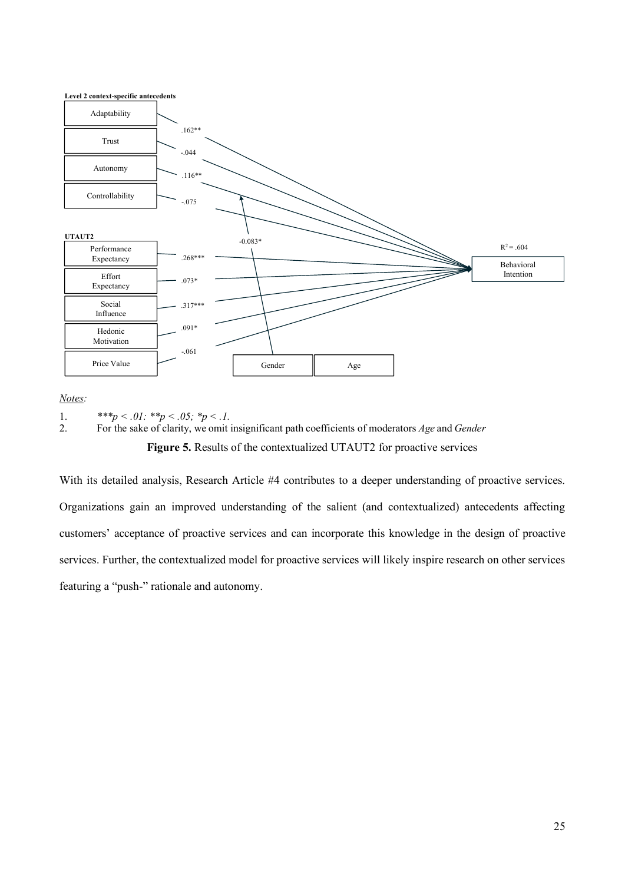**Level 2 context-specific antecedents**

| Construct | Path coefficient → Behavioral Intention |
|---|---|
| Adaptability | .162** |
| Trust | -.044 |
| Autonomy | .116** |
| Controllability | -.075 |

**UTAUT2**

| Construct | Path coefficient → Behavioral Intention |
|---|---|
| Performance Expectancy | .268*** |
| Effort Expectancy | .073* |
| Social Influence | .317*** |
| Hedonic Motivation | .091* |
| Price Value | -.061 |

Moderators: Gender, Age

Gender moderation on the Autonomy → Behavioral Intention path: -0.083*

Behavioral Intention: $R^2 = .604$

*Notes:*

1. ****p < .01: **p < .05; *p < .1.*
2. For the sake of clarity, we omit insignificant path coefficients of moderators *Age* and *Gender*

**Figure 5.** Results of the contextualized UTAUT2 for proactive services

With its detailed analysis, Research Article #4 contributes to a deeper understanding of proactive services. Organizations gain an improved understanding of the salient (and contextualized) antecedents affecting customers' acceptance of proactive services and can incorporate this knowledge in the design of proactive services. Further, the contextualized model for proactive services will likely inspire research on other services featuring a "push-" rationale and autonomy.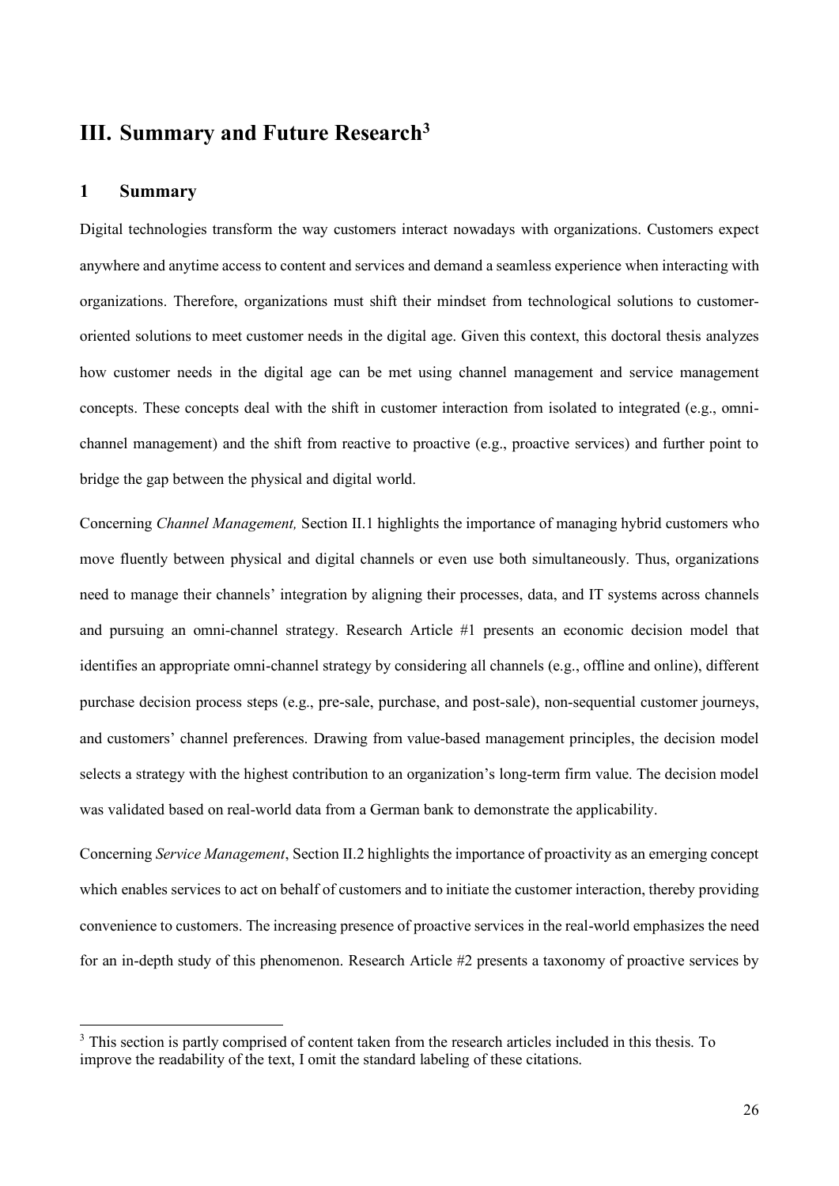# III. Summary and Future Research[3]

## 1 Summary

Digital technologies transform the way customers interact nowadays with organizations. Customers expect anywhere and anytime access to content and services and demand a seamless experience when interacting with organizations. Therefore, organizations must shift their mindset from technological solutions to customer-oriented solutions to meet customer needs in the digital age. Given this context, this doctoral thesis analyzes how customer needs in the digital age can be met using channel management and service management concepts. These concepts deal with the shift in customer interaction from isolated to integrated (e.g., omni-channel management) and the shift from reactive to proactive (e.g., proactive services) and further point to bridge the gap between the physical and digital world.

Concerning *Channel Management,* Section II.1 highlights the importance of managing hybrid customers who move fluently between physical and digital channels or even use both simultaneously. Thus, organizations need to manage their channels' integration by aligning their processes, data, and IT systems across channels and pursuing an omni-channel strategy. Research Article #1 presents an economic decision model that identifies an appropriate omni-channel strategy by considering all channels (e.g., offline and online), different purchase decision process steps (e.g., pre-sale, purchase, and post-sale), non-sequential customer journeys, and customers' channel preferences. Drawing from value-based management principles, the decision model selects a strategy with the highest contribution to an organization's long-term firm value. The decision model was validated based on real-world data from a German bank to demonstrate the applicability.

Concerning *Service Management*, Section II.2 highlights the importance of proactivity as an emerging concept which enables services to act on behalf of customers and to initiate the customer interaction, thereby providing convenience to customers. The increasing presence of proactive services in the real-world emphasizes the need for an in-depth study of this phenomenon. Research Article #2 presents a taxonomy of proactive services by

[3] This section is partly comprised of content taken from the research articles included in this thesis. To improve the readability of the text, I omit the standard labeling of these citations.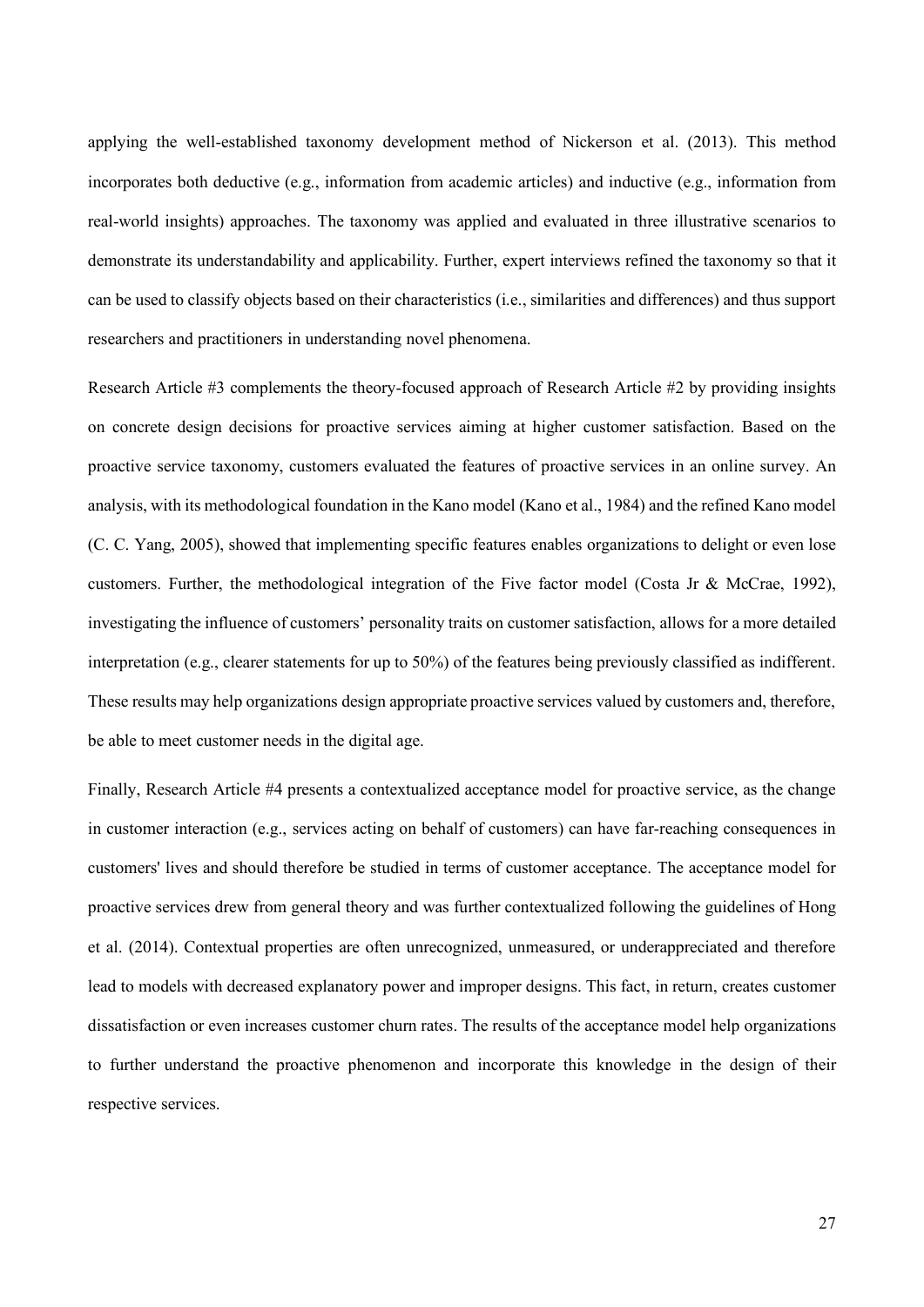applying the well-established taxonomy development method of Nickerson et al. (2013). This method incorporates both deductive (e.g., information from academic articles) and inductive (e.g., information from real-world insights) approaches. The taxonomy was applied and evaluated in three illustrative scenarios to demonstrate its understandability and applicability. Further, expert interviews refined the taxonomy so that it can be used to classify objects based on their characteristics (i.e., similarities and differences) and thus support researchers and practitioners in understanding novel phenomena.

Research Article #3 complements the theory-focused approach of Research Article #2 by providing insights on concrete design decisions for proactive services aiming at higher customer satisfaction. Based on the proactive service taxonomy, customers evaluated the features of proactive services in an online survey. An analysis, with its methodological foundation in the Kano model (Kano et al., 1984) and the refined Kano model (C. C. Yang, 2005), showed that implementing specific features enables organizations to delight or even lose customers. Further, the methodological integration of the Five factor model (Costa Jr & McCrae, 1992), investigating the influence of customers' personality traits on customer satisfaction, allows for a more detailed interpretation (e.g., clearer statements for up to 50%) of the features being previously classified as indifferent. These results may help organizations design appropriate proactive services valued by customers and, therefore, be able to meet customer needs in the digital age.

Finally, Research Article #4 presents a contextualized acceptance model for proactive service, as the change in customer interaction (e.g., services acting on behalf of customers) can have far-reaching consequences in customers' lives and should therefore be studied in terms of customer acceptance. The acceptance model for proactive services drew from general theory and was further contextualized following the guidelines of Hong et al. (2014). Contextual properties are often unrecognized, unmeasured, or underappreciated and therefore lead to models with decreased explanatory power and improper designs. This fact, in return, creates customer dissatisfaction or even increases customer churn rates. The results of the acceptance model help organizations to further understand the proactive phenomenon and incorporate this knowledge in the design of their respective services.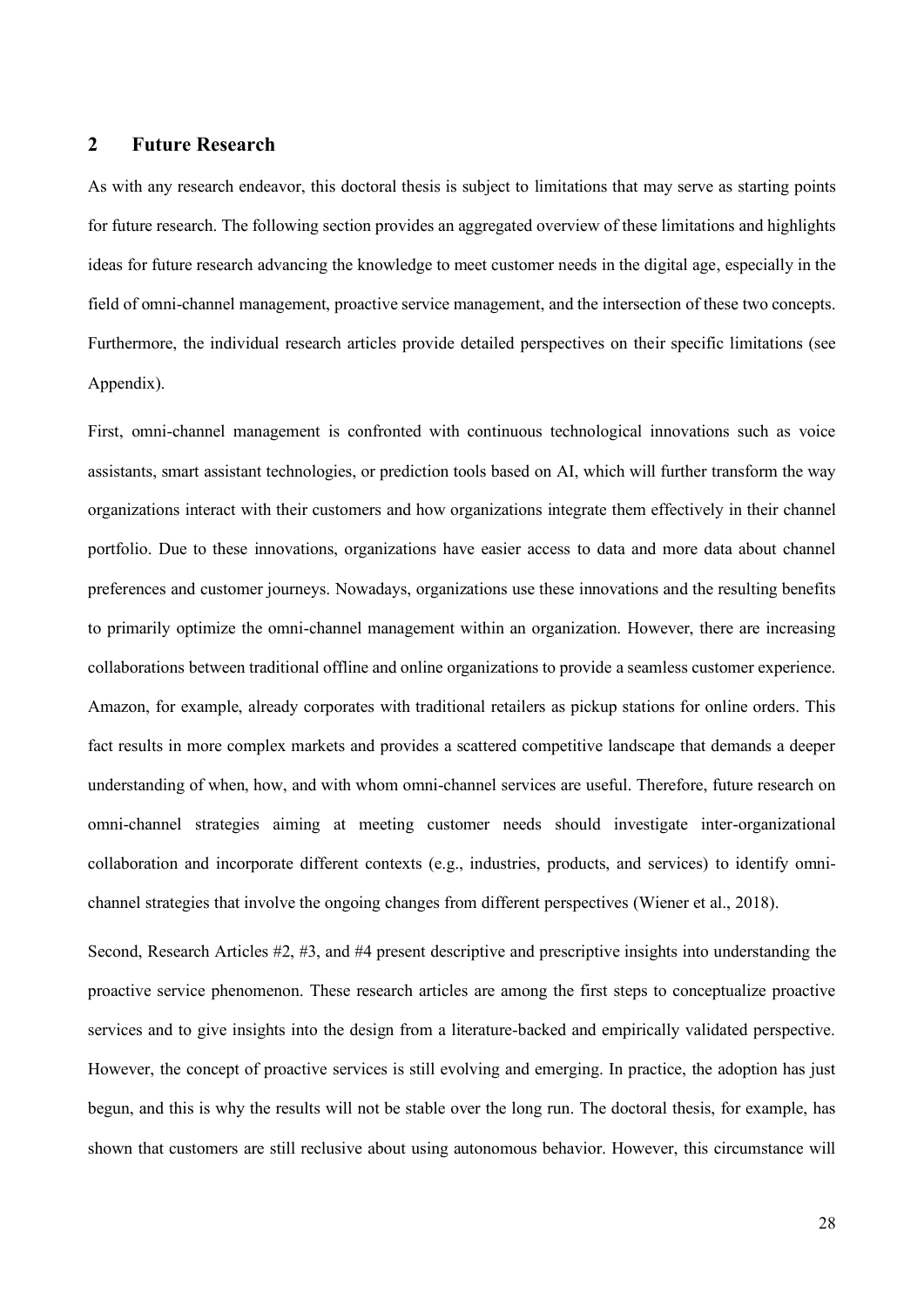## 2 Future Research

As with any research endeavor, this doctoral thesis is subject to limitations that may serve as starting points for future research. The following section provides an aggregated overview of these limitations and highlights ideas for future research advancing the knowledge to meet customer needs in the digital age, especially in the field of omni-channel management, proactive service management, and the intersection of these two concepts. Furthermore, the individual research articles provide detailed perspectives on their specific limitations (see Appendix).

First, omni-channel management is confronted with continuous technological innovations such as voice assistants, smart assistant technologies, or prediction tools based on AI, which will further transform the way organizations interact with their customers and how organizations integrate them effectively in their channel portfolio. Due to these innovations, organizations have easier access to data and more data about channel preferences and customer journeys. Nowadays, organizations use these innovations and the resulting benefits to primarily optimize the omni-channel management within an organization. However, there are increasing collaborations between traditional offline and online organizations to provide a seamless customer experience. Amazon, for example, already corporates with traditional retailers as pickup stations for online orders. This fact results in more complex markets and provides a scattered competitive landscape that demands a deeper understanding of when, how, and with whom omni-channel services are useful. Therefore, future research on omni-channel strategies aiming at meeting customer needs should investigate inter-organizational collaboration and incorporate different contexts (e.g., industries, products, and services) to identify omni-channel strategies that involve the ongoing changes from different perspectives (Wiener et al., 2018).

Second, Research Articles #2, #3, and #4 present descriptive and prescriptive insights into understanding the proactive service phenomenon. These research articles are among the first steps to conceptualize proactive services and to give insights into the design from a literature-backed and empirically validated perspective. However, the concept of proactive services is still evolving and emerging. In practice, the adoption has just begun, and this is why the results will not be stable over the long run. The doctoral thesis, for example, has shown that customers are still reclusive about using autonomous behavior. However, this circumstance will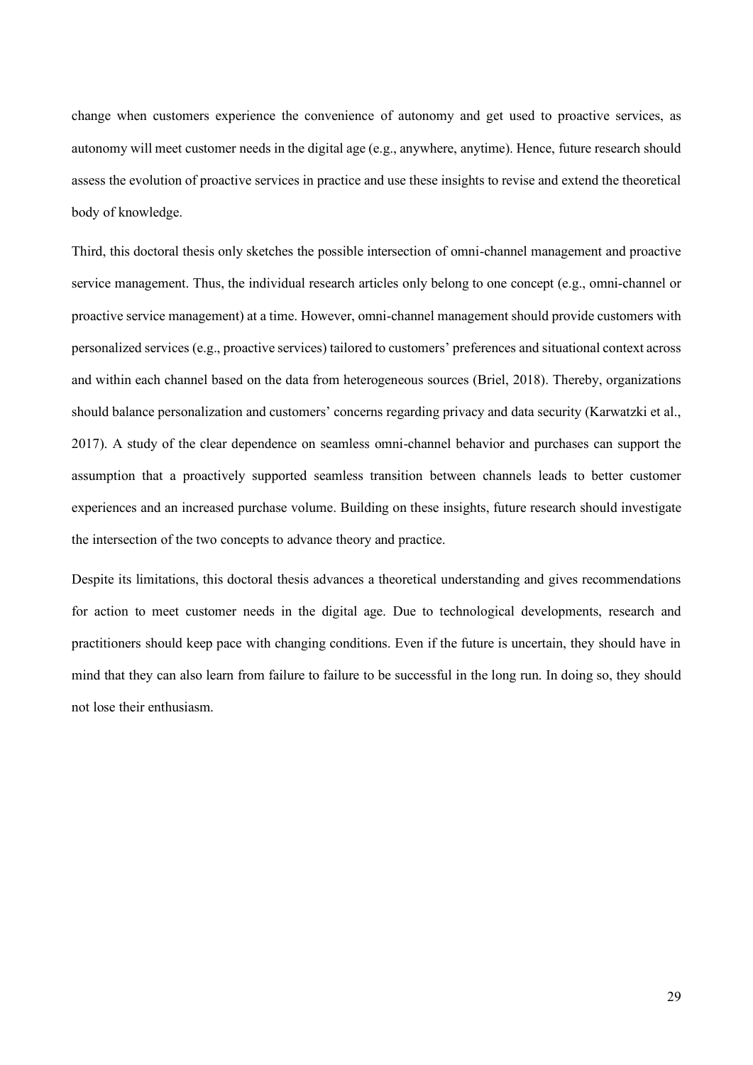change when customers experience the convenience of autonomy and get used to proactive services, as autonomy will meet customer needs in the digital age (e.g., anywhere, anytime). Hence, future research should assess the evolution of proactive services in practice and use these insights to revise and extend the theoretical body of knowledge.

Third, this doctoral thesis only sketches the possible intersection of omni-channel management and proactive service management. Thus, the individual research articles only belong to one concept (e.g., omni-channel or proactive service management) at a time. However, omni-channel management should provide customers with personalized services (e.g., proactive services) tailored to customers' preferences and situational context across and within each channel based on the data from heterogeneous sources (Briel, 2018). Thereby, organizations should balance personalization and customers' concerns regarding privacy and data security (Karwatzki et al., 2017). A study of the clear dependence on seamless omni-channel behavior and purchases can support the assumption that a proactively supported seamless transition between channels leads to better customer experiences and an increased purchase volume. Building on these insights, future research should investigate the intersection of the two concepts to advance theory and practice.

Despite its limitations, this doctoral thesis advances a theoretical understanding and gives recommendations for action to meet customer needs in the digital age. Due to technological developments, research and practitioners should keep pace with changing conditions. Even if the future is uncertain, they should have in mind that they can also learn from failure to failure to be successful in the long run. In doing so, they should not lose their enthusiasm.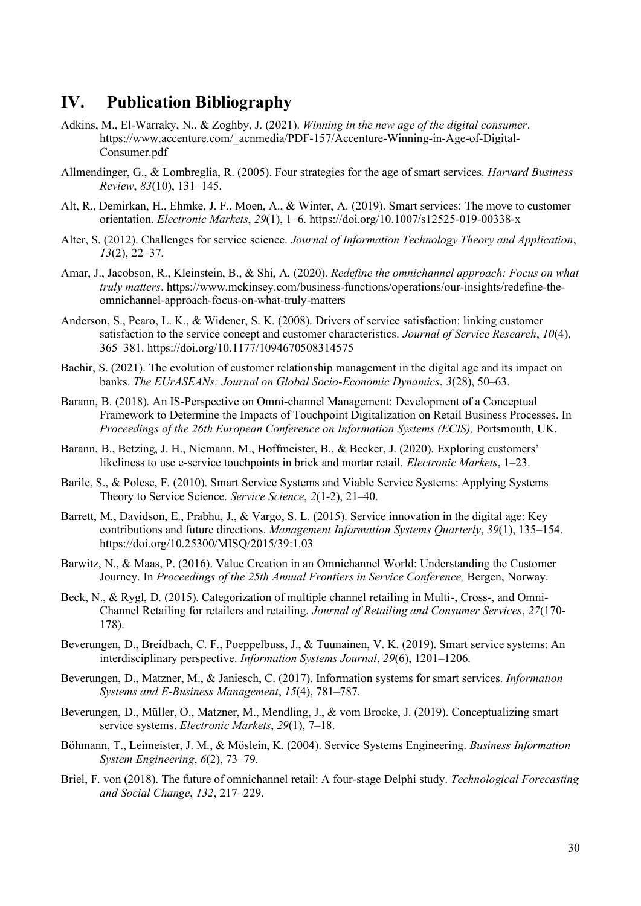## IV. Publication Bibliography

Adkins, M., El-Warraky, N., & Zoghby, J. (2021). *Winning in the new age of the digital consumer*. https://www.accenture.com/_acnmedia/PDF-157/Accenture-Winning-in-Age-of-Digital-Consumer.pdf

Allmendinger, G., & Lombreglia, R. (2005). Four strategies for the age of smart services. *Harvard Business Review*, *83*(10), 131–145.

Alt, R., Demirkan, H., Ehmke, J. F., Moen, A., & Winter, A. (2019). Smart services: The move to customer orientation. *Electronic Markets*, *29*(1), 1–6. https://doi.org/10.1007/s12525-019-00338-x

Alter, S. (2012). Challenges for service science. *Journal of Information Technology Theory and Application*, *13*(2), 22–37.

Amar, J., Jacobson, R., Kleinstein, B., & Shi, A. (2020). *Redefine the omnichannel approach: Focus on what truly matters*. https://www.mckinsey.com/business-functions/operations/our-insights/redefine-the-omnichannel-approach-focus-on-what-truly-matters

Anderson, S., Pearo, L. K., & Widener, S. K. (2008). Drivers of service satisfaction: linking customer satisfaction to the service concept and customer characteristics. *Journal of Service Research*, *10*(4), 365–381. https://doi.org/10.1177/1094670508314575

Bachir, S. (2021). The evolution of customer relationship management in the digital age and its impact on banks. *The EUrASEANs: Journal on Global Socio-Economic Dynamics*, *3*(28), 50–63.

Barann, B. (2018). An IS-Perspective on Omni-channel Management: Development of a Conceptual Framework to Determine the Impacts of Touchpoint Digitalization on Retail Business Processes. In *Proceedings of the 26th European Conference on Information Systems (ECIS),* Portsmouth, UK.

Barann, B., Betzing, J. H., Niemann, M., Hoffmeister, B., & Becker, J. (2020). Exploring customers' likeliness to use e-service touchpoints in brick and mortar retail. *Electronic Markets*, 1–23.

Barile, S., & Polese, F. (2010). Smart Service Systems and Viable Service Systems: Applying Systems Theory to Service Science. *Service Science*, *2*(1-2), 21–40.

Barrett, M., Davidson, E., Prabhu, J., & Vargo, S. L. (2015). Service innovation in the digital age: Key contributions and future directions. *Management Information Systems Quarterly*, *39*(1), 135–154. https://doi.org/10.25300/MISQ/2015/39:1.03

Barwitz, N., & Maas, P. (2016). Value Creation in an Omnichannel World: Understanding the Customer Journey. In *Proceedings of the 25th Annual Frontiers in Service Conference,* Bergen, Norway.

Beck, N., & Rygl, D. (2015). Categorization of multiple channel retailing in Multi-, Cross-, and Omni-Channel Retailing for retailers and retailing. *Journal of Retailing and Consumer Services*, *27*(170-178).

Beverungen, D., Breidbach, C. F., Poeppelbuss, J., & Tuunainen, V. K. (2019). Smart service systems: An interdisciplinary perspective. *Information Systems Journal*, *29*(6), 1201–1206.

Beverungen, D., Matzner, M., & Janiesch, C. (2017). Information systems for smart services. *Information Systems and E-Business Management*, *15*(4), 781–787.

Beverungen, D., Müller, O., Matzner, M., Mendling, J., & vom Brocke, J. (2019). Conceptualizing smart service systems. *Electronic Markets*, *29*(1), 7–18.

Böhmann, T., Leimeister, J. M., & Möslein, K. (2004). Service Systems Engineering. *Business Information System Engineering*, *6*(2), 73–79.

Briel, F. von (2018). The future of omnichannel retail: A four-stage Delphi study. *Technological Forecasting and Social Change*, *132*, 217–229.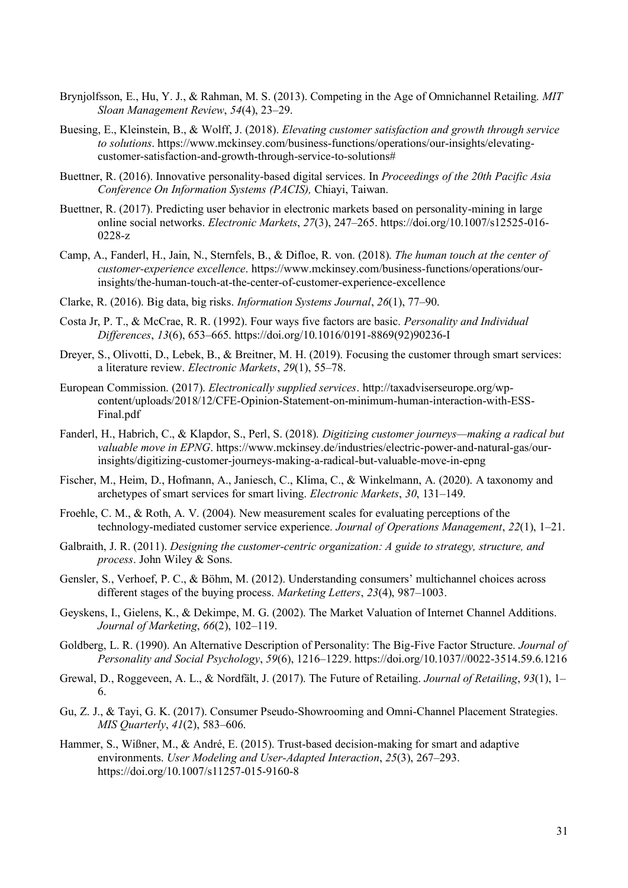Brynjolfsson, E., Hu, Y. J., & Rahman, M. S. (2013). Competing in the Age of Omnichannel Retailing. *MIT Sloan Management Review*, *54*(4), 23–29.

Buesing, E., Kleinstein, B., & Wolff, J. (2018). *Elevating customer satisfaction and growth through service to solutions*. https://www.mckinsey.com/business-functions/operations/our-insights/elevating-customer-satisfaction-and-growth-through-service-to-solutions#

Buettner, R. (2016). Innovative personality-based digital services. In *Proceedings of the 20th Pacific Asia Conference On Information Systems (PACIS),* Chiayi, Taiwan.

Buettner, R. (2017). Predicting user behavior in electronic markets based on personality-mining in large online social networks. *Electronic Markets*, *27*(3), 247–265. https://doi.org/10.1007/s12525-016-0228-z

Camp, A., Fanderl, H., Jain, N., Sternfels, B., & Difloe, R. von. (2018). *The human touch at the center of customer-experience excellence*. https://www.mckinsey.com/business-functions/operations/our-insights/the-human-touch-at-the-center-of-customer-experience-excellence

Clarke, R. (2016). Big data, big risks. *Information Systems Journal*, *26*(1), 77–90.

Costa Jr, P. T., & McCrae, R. R. (1992). Four ways five factors are basic. *Personality and Individual Differences*, *13*(6), 653–665. https://doi.org/10.1016/0191-8869(92)90236-I

Dreyer, S., Olivotti, D., Lebek, B., & Breitner, M. H. (2019). Focusing the customer through smart services: a literature review. *Electronic Markets*, *29*(1), 55–78.

European Commission. (2017). *Electronically supplied services*. http://taxadviserseurope.org/wp-content/uploads/2018/12/CFE-Opinion-Statement-on-minimum-human-interaction-with-ESS-Final.pdf

Fanderl, H., Habrich, C., & Klapdor, S., Perl, S. (2018). *Digitizing customer journeys—making a radical but valuable move in EPNG*. https://www.mckinsey.de/industries/electric-power-and-natural-gas/our-insights/digitizing-customer-journeys-making-a-radical-but-valuable-move-in-epng

Fischer, M., Heim, D., Hofmann, A., Janiesch, C., Klima, C., & Winkelmann, A. (2020). A taxonomy and archetypes of smart services for smart living. *Electronic Markets*, *30*, 131–149.

Froehle, C. M., & Roth, A. V. (2004). New measurement scales for evaluating perceptions of the technology-mediated customer service experience. *Journal of Operations Management*, *22*(1), 1–21.

Galbraith, J. R. (2011). *Designing the customer-centric organization: A guide to strategy, structure, and process*. John Wiley & Sons.

Gensler, S., Verhoef, P. C., & Böhm, M. (2012). Understanding consumers' multichannel choices across different stages of the buying process. *Marketing Letters*, *23*(4), 987–1003.

Geyskens, I., Gielens, K., & Dekimpe, M. G. (2002). The Market Valuation of Internet Channel Additions. *Journal of Marketing*, *66*(2), 102–119.

Goldberg, L. R. (1990). An Alternative Description of Personality: The Big-Five Factor Structure. *Journal of Personality and Social Psychology*, *59*(6), 1216–1229. https://doi.org/10.1037//0022-3514.59.6.1216

Grewal, D., Roggeveen, A. L., & Nordfält, J. (2017). The Future of Retailing. *Journal of Retailing*, *93*(1), 1–6.

Gu, Z. J., & Tayi, G. K. (2017). Consumer Pseudo-Showrooming and Omni-Channel Placement Strategies. *MIS Quarterly*, *41*(2), 583–606.

Hammer, S., Wißner, M., & André, E. (2015). Trust-based decision-making for smart and adaptive environments. *User Modeling and User-Adapted Interaction*, *25*(3), 267–293. https://doi.org/10.1007/s11257-015-9160-8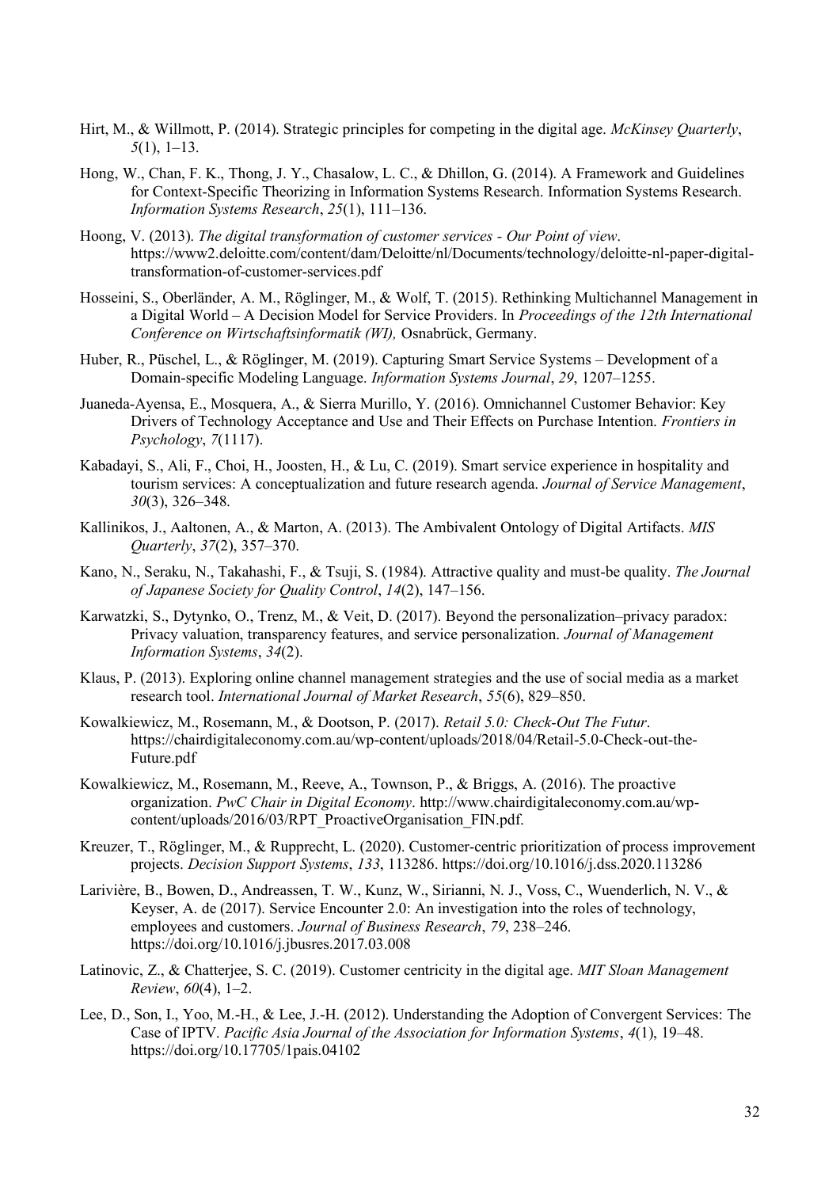Hirt, M., & Willmott, P. (2014). Strategic principles for competing in the digital age. *McKinsey Quarterly*, *5*(1), 1–13.

Hong, W., Chan, F. K., Thong, J. Y., Chasalow, L. C., & Dhillon, G. (2014). A Framework and Guidelines for Context-Specific Theorizing in Information Systems Research. Information Systems Research. *Information Systems Research*, *25*(1), 111–136.

Hoong, V. (2013). *The digital transformation of customer services - Our Point of view*. https://www2.deloitte.com/content/dam/Deloitte/nl/Documents/technology/deloitte-nl-paper-digital-transformation-of-customer-services.pdf

Hosseini, S., Oberländer, A. M., Röglinger, M., & Wolf, T. (2015). Rethinking Multichannel Management in a Digital World – A Decision Model for Service Providers. In *Proceedings of the 12th International Conference on Wirtschaftsinformatik (WI),* Osnabrück, Germany.

Huber, R., Püschel, L., & Röglinger, M. (2019). Capturing Smart Service Systems – Development of a Domain-specific Modeling Language. *Information Systems Journal*, *29*, 1207–1255.

Juaneda-Ayensa, E., Mosquera, A., & Sierra Murillo, Y. (2016). Omnichannel Customer Behavior: Key Drivers of Technology Acceptance and Use and Their Effects on Purchase Intention. *Frontiers in Psychology*, *7*(1117).

Kabadayi, S., Ali, F., Choi, H., Joosten, H., & Lu, C. (2019). Smart service experience in hospitality and tourism services: A conceptualization and future research agenda. *Journal of Service Management*, *30*(3), 326–348.

Kallinikos, J., Aaltonen, A., & Marton, A. (2013). The Ambivalent Ontology of Digital Artifacts. *MIS Quarterly*, *37*(2), 357–370.

Kano, N., Seraku, N., Takahashi, F., & Tsuji, S. (1984). Attractive quality and must-be quality. *The Journal of Japanese Society for Quality Control*, *14*(2), 147–156.

Karwatzki, S., Dytynko, O., Trenz, M., & Veit, D. (2017). Beyond the personalization–privacy paradox: Privacy valuation, transparency features, and service personalization. *Journal of Management Information Systems*, *34*(2).

Klaus, P. (2013). Exploring online channel management strategies and the use of social media as a market research tool. *International Journal of Market Research*, *55*(6), 829–850.

Kowalkiewicz, M., Rosemann, M., & Dootson, P. (2017). *Retail 5.0: Check-Out The Futur*. https://chairdigitaleconomy.com.au/wp-content/uploads/2018/04/Retail-5.0-Check-out-the-Future.pdf

Kowalkiewicz, M., Rosemann, M., Reeve, A., Townson, P., & Briggs, A. (2016). The proactive organization. *PwC Chair in Digital Economy*. http://www.chairdigitaleconomy.com.au/wp-content/uploads/2016/03/RPT_ProactiveOrganisation_FIN.pdf.

Kreuzer, T., Röglinger, M., & Rupprecht, L. (2020). Customer-centric prioritization of process improvement projects. *Decision Support Systems*, *133*, 113286. https://doi.org/10.1016/j.dss.2020.113286

Larivière, B., Bowen, D., Andreassen, T. W., Kunz, W., Sirianni, N. J., Voss, C., Wuenderlich, N. V., & Keyser, A. de (2017). Service Encounter 2.0: An investigation into the roles of technology, employees and customers. *Journal of Business Research*, *79*, 238–246. https://doi.org/10.1016/j.jbusres.2017.03.008

Latinovic, Z., & Chatterjee, S. C. (2019). Customer centricity in the digital age. *MIT Sloan Management Review*, *60*(4), 1–2.

Lee, D., Son, I., Yoo, M.-H., & Lee, J.-H. (2012). Understanding the Adoption of Convergent Services: The Case of IPTV. *Pacific Asia Journal of the Association for Information Systems*, *4*(1), 19–48. https://doi.org/10.17705/1pais.04102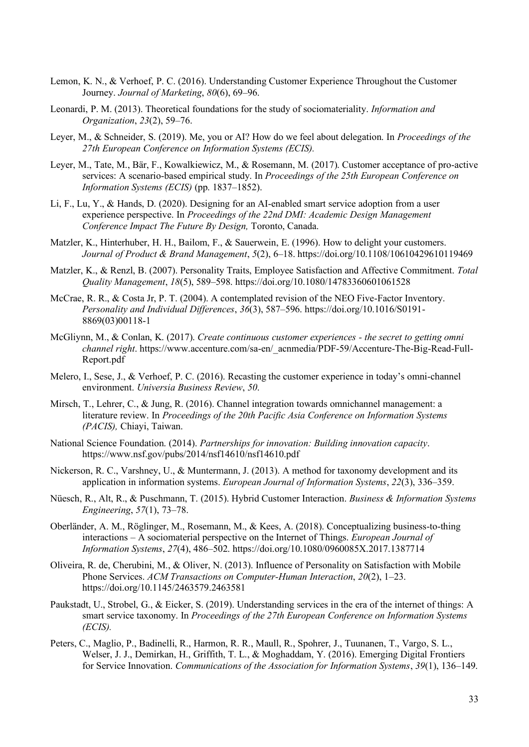Lemon, K. N., & Verhoef, P. C. (2016). Understanding Customer Experience Throughout the Customer Journey. *Journal of Marketing*, *80*(6), 69–96.

Leonardi, P. M. (2013). Theoretical foundations for the study of sociomateriality. *Information and Organization*, *23*(2), 59–76.

Leyer, M., & Schneider, S. (2019). Me, you or AI? How do we feel about delegation. In *Proceedings of the 27th European Conference on Information Systems (ECIS).*

Leyer, M., Tate, M., Bär, F., Kowalkiewicz, M., & Rosemann, M. (2017). Customer acceptance of pro-active services: A scenario-based empirical study. In *Proceedings of the 25th European Conference on Information Systems (ECIS)* (pp. 1837–1852).

Li, F., Lu, Y., & Hands, D. (2020). Designing for an AI-enabled smart service adoption from a user experience perspective. In *Proceedings of the 22nd DMI: Academic Design Management Conference Impact The Future By Design,* Toronto, Canada.

Matzler, K., Hinterhuber, H. H., Bailom, F., & Sauerwein, E. (1996). How to delight your customers. *Journal of Product & Brand Management*, *5*(2), 6–18. https://doi.org/10.1108/10610429610119469

Matzler, K., & Renzl, B. (2007). Personality Traits, Employee Satisfaction and Affective Commitment. *Total Quality Management*, *18*(5), 589–598. https://doi.org/10.1080/14783360601061528

McCrae, R. R., & Costa Jr, P. T. (2004). A contemplated revision of the NEO Five-Factor Inventory. *Personality and Individual Differences*, *36*(3), 587–596. https://doi.org/10.1016/S0191-8869(03)00118-1

McGliynn, M., & Conlan, K. (2017). *Create continuous customer experiences - the secret to getting omni channel right*. https://www.accenture.com/sa-en/_acnmedia/PDF-59/Accenture-The-Big-Read-Full-Report.pdf

Melero, I., Sese, J., & Verhoef, P. C. (2016). Recasting the customer experience in today's omni-channel environment. *Universia Business Review*, *50*.

Mirsch, T., Lehrer, C., & Jung, R. (2016). Channel integration towards omnichannel management: a literature review. In *Proceedings of the 20th Pacific Asia Conference on Information Systems (PACIS),* Chiayi, Taiwan.

National Science Foundation. (2014). *Partnerships for innovation: Building innovation capacity*. https://www.nsf.gov/pubs/2014/nsf14610/nsf14610.pdf

Nickerson, R. C., Varshney, U., & Muntermann, J. (2013). A method for taxonomy development and its application in information systems. *European Journal of Information Systems*, *22*(3), 336–359.

Nüesch, R., Alt, R., & Puschmann, T. (2015). Hybrid Customer Interaction. *Business & Information Systems Engineering*, *57*(1), 73–78.

Oberländer, A. M., Röglinger, M., Rosemann, M., & Kees, A. (2018). Conceptualizing business-to-thing interactions – A sociomaterial perspective on the Internet of Things. *European Journal of Information Systems*, *27*(4), 486–502. https://doi.org/10.1080/0960085X.2017.1387714

Oliveira, R. de, Cherubini, M., & Oliver, N. (2013). Influence of Personality on Satisfaction with Mobile Phone Services. *ACM Transactions on Computer-Human Interaction*, *20*(2), 1–23. https://doi.org/10.1145/2463579.2463581

Paukstadt, U., Strobel, G., & Eicker, S. (2019). Understanding services in the era of the internet of things: A smart service taxonomy. In *Proceedings of the 27th European Conference on Information Systems (ECIS).*

Peters, C., Maglio, P., Badinelli, R., Harmon, R. R., Maull, R., Spohrer, J., Tuunanen, T., Vargo, S. L., Welser, J. J., Demirkan, H., Griffith, T. L., & Moghaddam, Y. (2016). Emerging Digital Frontiers for Service Innovation. *Communications of the Association for Information Systems*, *39*(1), 136–149.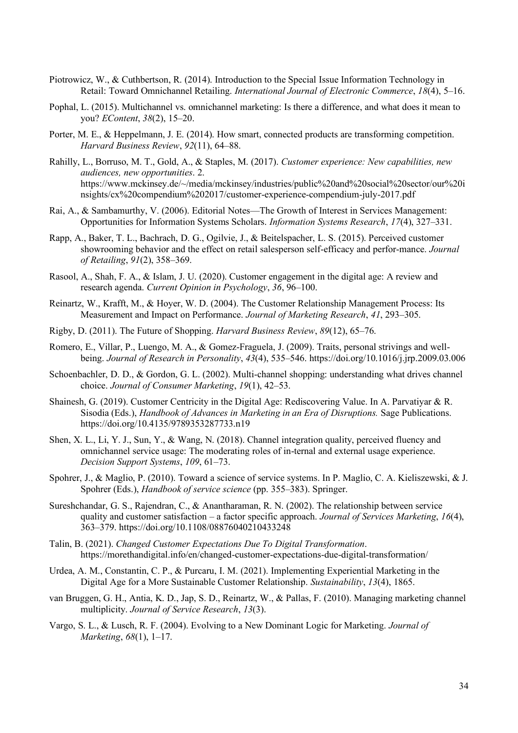Piotrowicz, W., & Cuthbertson, R. (2014). Introduction to the Special Issue Information Technology in Retail: Toward Omnichannel Retailing. *International Journal of Electronic Commerce*, *18*(4), 5–16.

Pophal, L. (2015). Multichannel vs. omnichannel marketing: Is there a difference, and what does it mean to you? *EContent*, *38*(2), 15–20.

Porter, M. E., & Heppelmann, J. E. (2014). How smart, connected products are transforming competition. *Harvard Business Review*, *92*(11), 64–88.

Rahilly, L., Borruso, M. T., Gold, A., & Staples, M. (2017). *Customer experience: New capabilities, new audiences, new opportunities*. 2. https://www.mckinsey.de/~/media/mckinsey/industries/public%20and%20social%20sector/our%20insights/cx%20compendium%202017/customer-experience-compendium-july-2017.pdf

Rai, A., & Sambamurthy, V. (2006). Editorial Notes—The Growth of Interest in Services Management: Opportunities for Information Systems Scholars. *Information Systems Research*, *17*(4), 327–331.

Rapp, A., Baker, T. L., Bachrach, D. G., Ogilvie, J., & Beitelspacher, L. S. (2015). Perceived customer showrooming behavior and the effect on retail salesperson self-efficacy and perfor-mance. *Journal of Retailing*, *91*(2), 358–369.

Rasool, A., Shah, F. A., & Islam, J. U. (2020). Customer engagement in the digital age: A review and research agenda. *Current Opinion in Psychology*, *36*, 96–100.

Reinartz, W., Krafft, M., & Hoyer, W. D. (2004). The Customer Relationship Management Process: Its Measurement and Impact on Performance. *Journal of Marketing Research*, *41*, 293–305.

Rigby, D. (2011). The Future of Shopping. *Harvard Business Review*, *89*(12), 65–76.

Romero, E., Villar, P., Luengo, M. A., & Gomez-Fraguela, J. (2009). Traits, personal strivings and well-being. *Journal of Research in Personality*, *43*(4), 535–546. https://doi.org/10.1016/j.jrp.2009.03.006

Schoenbachler, D. D., & Gordon, G. L. (2002). Multi-channel shopping: understanding what drives channel choice. *Journal of Consumer Marketing*, *19*(1), 42–53.

Shainesh, G. (2019). Customer Centricity in the Digital Age: Rediscovering Value. In A. Parvatiyar & R. Sisodia (Eds.), *Handbook of Advances in Marketing in an Era of Disruptions.* Sage Publications. https://doi.org/10.4135/9789353287733.n19

Shen, X. L., Li, Y. J., Sun, Y., & Wang, N. (2018). Channel integration quality, perceived fluency and omnichannel service usage: The moderating roles of in-ternal and external usage experience. *Decision Support Systems*, *109*, 61–73.

Spohrer, J., & Maglio, P. (2010). Toward a science of service systems. In P. Maglio, C. A. Kieliszewski, & J. Spohrer (Eds.), *Handbook of service science* (pp. 355–383). Springer.

Sureshchandar, G. S., Rajendran, C., & Anantharaman, R. N. (2002). The relationship between service quality and customer satisfaction – a factor specific approach. *Journal of Services Marketing*, *16*(4), 363–379. https://doi.org/10.1108/08876040210433248

Talin, B. (2021). *Changed Customer Expectations Due To Digital Transformation*. https://morethandigital.info/en/changed-customer-expectations-due-digital-transformation/

Urdea, A. M., Constantin, C. P., & Purcaru, I. M. (2021). Implementing Experiential Marketing in the Digital Age for a More Sustainable Customer Relationship. *Sustainability*, *13*(4), 1865.

van Bruggen, G. H., Antia, K. D., Jap, S. D., Reinartz, W., & Pallas, F. (2010). Managing marketing channel multiplicity. *Journal of Service Research*, *13*(3).

Vargo, S. L., & Lusch, R. F. (2004). Evolving to a New Dominant Logic for Marketing. *Journal of Marketing*, *68*(1), 1–17.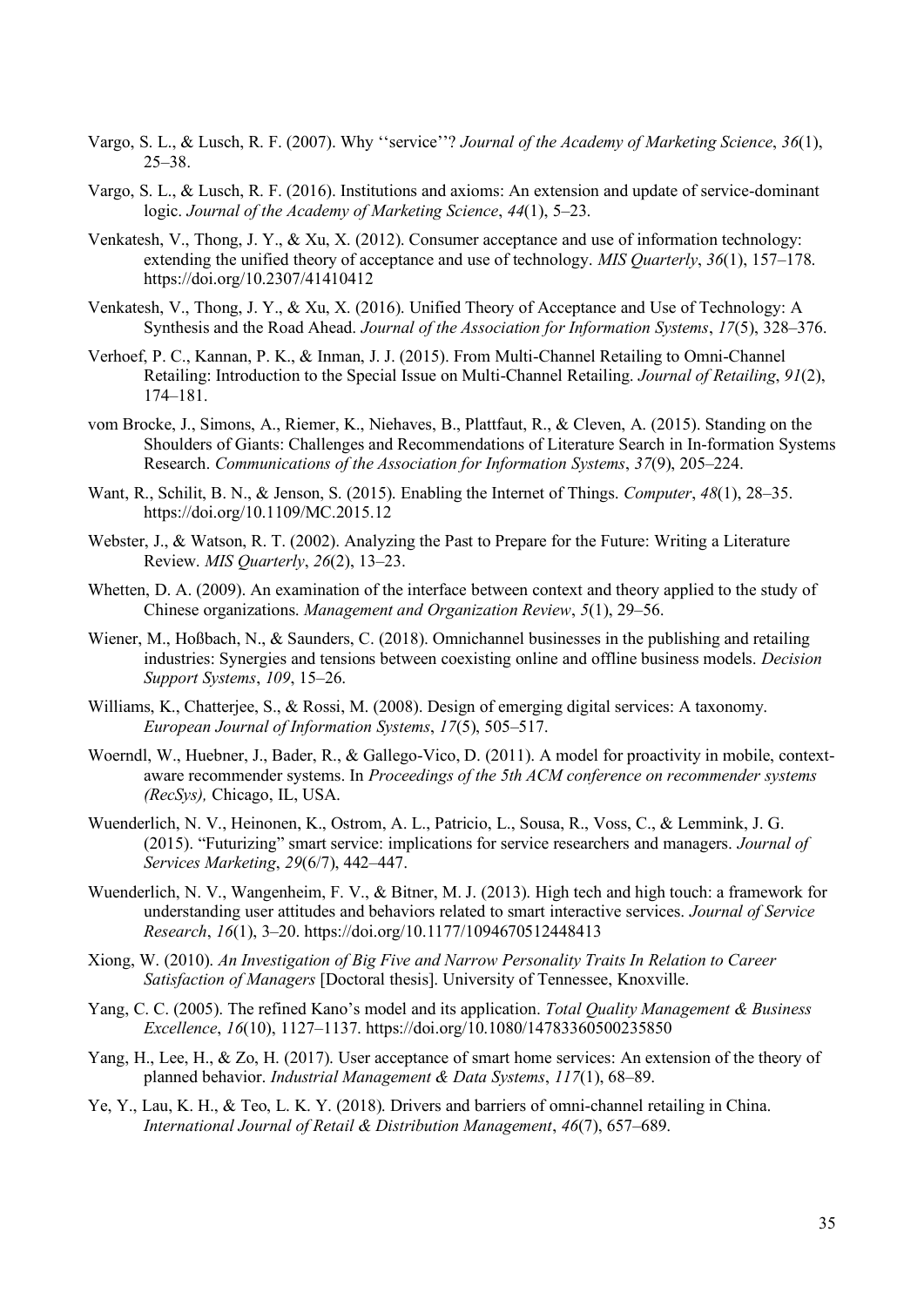Vargo, S. L., & Lusch, R. F. (2007). Why ''service''? *Journal of the Academy of Marketing Science*, *36*(1), 25–38.

Vargo, S. L., & Lusch, R. F. (2016). Institutions and axioms: An extension and update of service-dominant logic. *Journal of the Academy of Marketing Science*, *44*(1), 5–23.

Venkatesh, V., Thong, J. Y., & Xu, X. (2012). Consumer acceptance and use of information technology: extending the unified theory of acceptance and use of technology. *MIS Quarterly*, *36*(1), 157–178. https://doi.org/10.2307/41410412

Venkatesh, V., Thong, J. Y., & Xu, X. (2016). Unified Theory of Acceptance and Use of Technology: A Synthesis and the Road Ahead. *Journal of the Association for Information Systems*, *17*(5), 328–376.

Verhoef, P. C., Kannan, P. K., & Inman, J. J. (2015). From Multi-Channel Retailing to Omni-Channel Retailing: Introduction to the Special Issue on Multi-Channel Retailing. *Journal of Retailing*, *91*(2), 174–181.

vom Brocke, J., Simons, A., Riemer, K., Niehaves, B., Plattfaut, R., & Cleven, A. (2015). Standing on the Shoulders of Giants: Challenges and Recommendations of Literature Search in In-formation Systems Research. *Communications of the Association for Information Systems*, *37*(9), 205–224.

Want, R., Schilit, B. N., & Jenson, S. (2015). Enabling the Internet of Things. *Computer*, *48*(1), 28–35. https://doi.org/10.1109/MC.2015.12

Webster, J., & Watson, R. T. (2002). Analyzing the Past to Prepare for the Future: Writing a Literature Review. *MIS Quarterly*, *26*(2), 13–23.

Whetten, D. A. (2009). An examination of the interface between context and theory applied to the study of Chinese organizations. *Management and Organization Review*, *5*(1), 29–56.

Wiener, M., Hoßbach, N., & Saunders, C. (2018). Omnichannel businesses in the publishing and retailing industries: Synergies and tensions between coexisting online and offline business models. *Decision Support Systems*, *109*, 15–26.

Williams, K., Chatterjee, S., & Rossi, M. (2008). Design of emerging digital services: A taxonomy. *European Journal of Information Systems*, *17*(5), 505–517.

Woerndl, W., Huebner, J., Bader, R., & Gallego-Vico, D. (2011). A model for proactivity in mobile, context-aware recommender systems. In *Proceedings of the 5th ACM conference on recommender systems (RecSys),* Chicago, IL, USA.

Wuenderlich, N. V., Heinonen, K., Ostrom, A. L., Patricio, L., Sousa, R., Voss, C., & Lemmink, J. G. (2015). "Futurizing" smart service: implications for service researchers and managers. *Journal of Services Marketing*, *29*(6/7), 442–447.

Wuenderlich, N. V., Wangenheim, F. V., & Bitner, M. J. (2013). High tech and high touch: a framework for understanding user attitudes and behaviors related to smart interactive services. *Journal of Service Research*, *16*(1), 3–20. https://doi.org/10.1177/1094670512448413

Xiong, W. (2010). *An Investigation of Big Five and Narrow Personality Traits In Relation to Career Satisfaction of Managers* [Doctoral thesis]. University of Tennessee, Knoxville.

Yang, C. C. (2005). The refined Kano's model and its application. *Total Quality Management & Business Excellence*, *16*(10), 1127–1137. https://doi.org/10.1080/14783360500235850

Yang, H., Lee, H., & Zo, H. (2017). User acceptance of smart home services: An extension of the theory of planned behavior. *Industrial Management & Data Systems*, *117*(1), 68–89.

Ye, Y., Lau, K. H., & Teo, L. K. Y. (2018). Drivers and barriers of omni-channel retailing in China. *International Journal of Retail & Distribution Management*, *46*(7), 657–689.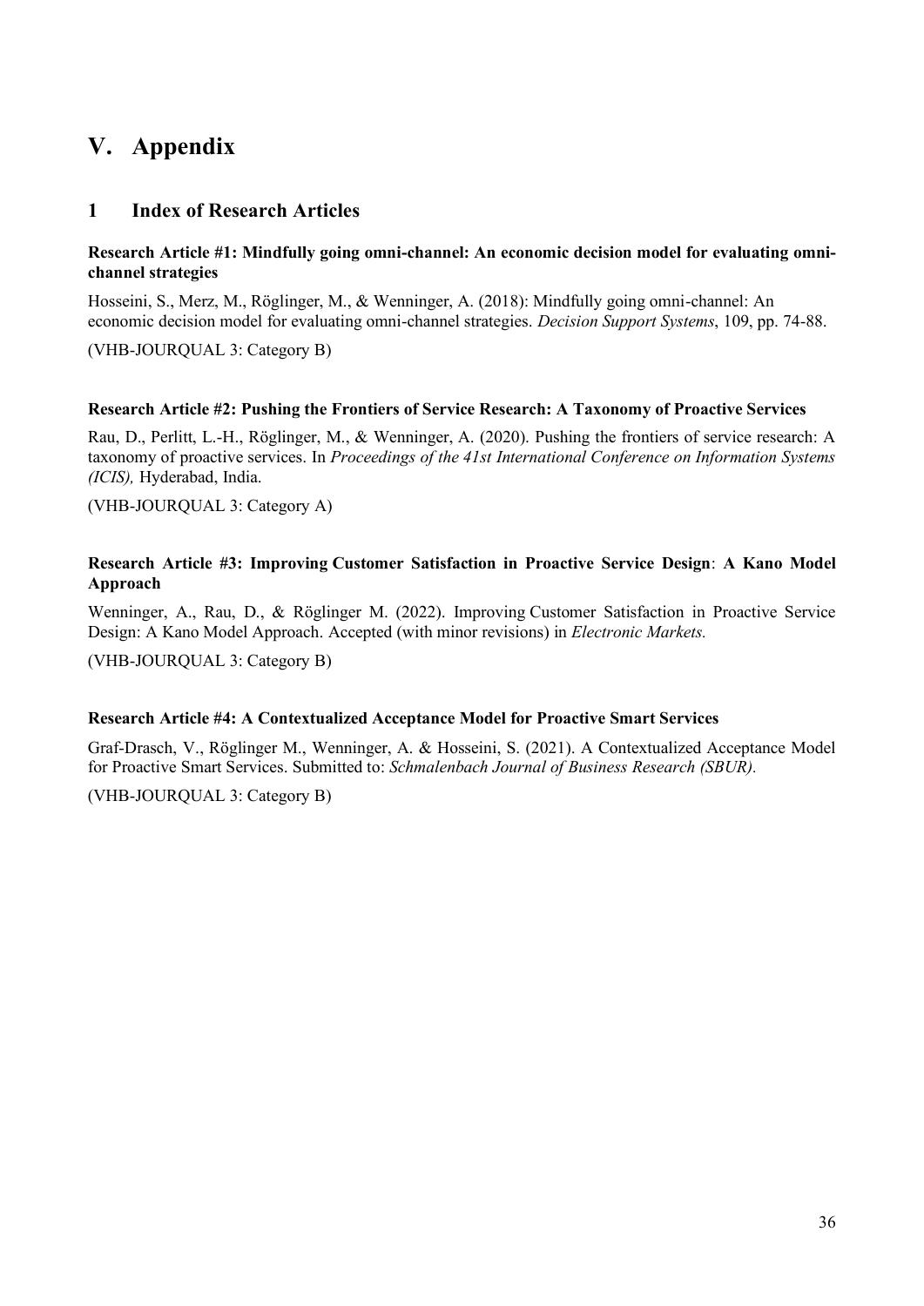# V. Appendix

## 1 Index of Research Articles

**Research Article #1: Mindfully going omni-channel: An economic decision model for evaluating omni-channel strategies**

Hosseini, S., Merz, M., Röglinger, M., & Wenninger, A. (2018): Mindfully going omni-channel: An economic decision model for evaluating omni-channel strategies. *Decision Support Systems*, 109, pp. 74-88.

(VHB-JOURQUAL 3: Category B)

**Research Article #2: Pushing the Frontiers of Service Research: A Taxonomy of Proactive Services**

Rau, D., Perlitt, L.-H., Röglinger, M., & Wenninger, A. (2020). Pushing the frontiers of service research: A taxonomy of proactive services. In *Proceedings of the 41st International Conference on Information Systems (ICIS),* Hyderabad, India.

(VHB-JOURQUAL 3: Category A)

**Research Article #3: Improving Customer Satisfaction in Proactive Service Design: A Kano Model Approach**

Wenninger, A., Rau, D., & Röglinger M. (2022). Improving Customer Satisfaction in Proactive Service Design: A Kano Model Approach. Accepted (with minor revisions) in *Electronic Markets.*

(VHB-JOURQUAL 3: Category B)

**Research Article #4: A Contextualized Acceptance Model for Proactive Smart Services**

Graf-Drasch, V., Röglinger M., Wenninger, A. & Hosseini, S. (2021). A Contextualized Acceptance Model for Proactive Smart Services. Submitted to: *Schmalenbach Journal of Business Research (SBUR).*

(VHB-JOURQUAL 3: Category B)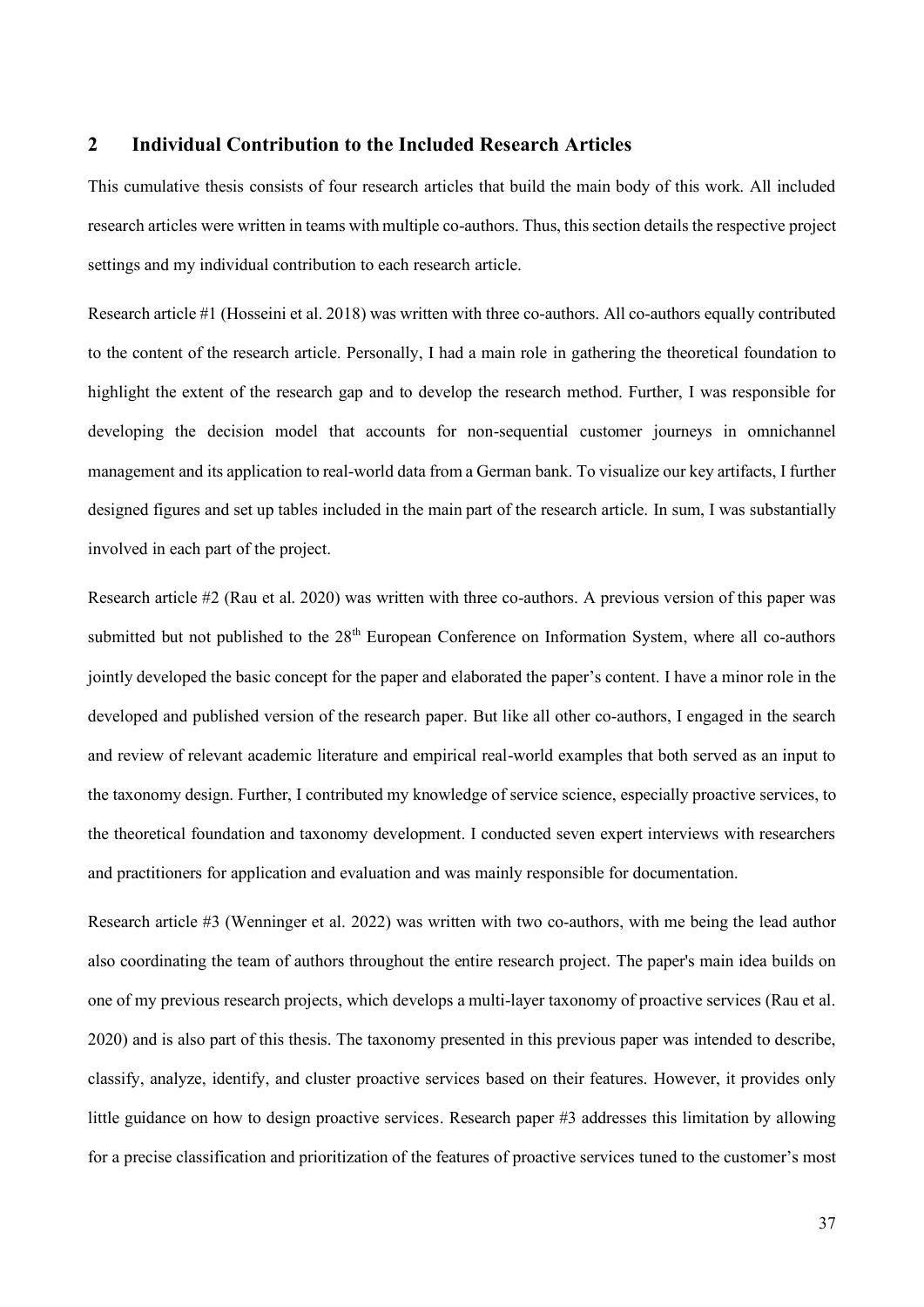## 2 Individual Contribution to the Included Research Articles

This cumulative thesis consists of four research articles that build the main body of this work. All included research articles were written in teams with multiple co-authors. Thus, this section details the respective project settings and my individual contribution to each research article.

Research article #1 (Hosseini et al. 2018) was written with three co-authors. All co-authors equally contributed to the content of the research article. Personally, I had a main role in gathering the theoretical foundation to highlight the extent of the research gap and to develop the research method. Further, I was responsible for developing the decision model that accounts for non-sequential customer journeys in omnichannel management and its application to real-world data from a German bank. To visualize our key artifacts, I further designed figures and set up tables included in the main part of the research article. In sum, I was substantially involved in each part of the project.

Research article #2 (Rau et al. 2020) was written with three co-authors. A previous version of this paper was submitted but not published to the 28th European Conference on Information System, where all co-authors jointly developed the basic concept for the paper and elaborated the paper's content. I have a minor role in the developed and published version of the research paper. But like all other co-authors, I engaged in the search and review of relevant academic literature and empirical real-world examples that both served as an input to the taxonomy design. Further, I contributed my knowledge of service science, especially proactive services, to the theoretical foundation and taxonomy development. I conducted seven expert interviews with researchers and practitioners for application and evaluation and was mainly responsible for documentation.

Research article #3 (Wenninger et al. 2022) was written with two co-authors, with me being the lead author also coordinating the team of authors throughout the entire research project. The paper's main idea builds on one of my previous research projects, which develops a multi-layer taxonomy of proactive services (Rau et al. 2020) and is also part of this thesis. The taxonomy presented in this previous paper was intended to describe, classify, analyze, identify, and cluster proactive services based on their features. However, it provides only little guidance on how to design proactive services. Research paper #3 addresses this limitation by allowing for a precise classification and prioritization of the features of proactive services tuned to the customer's most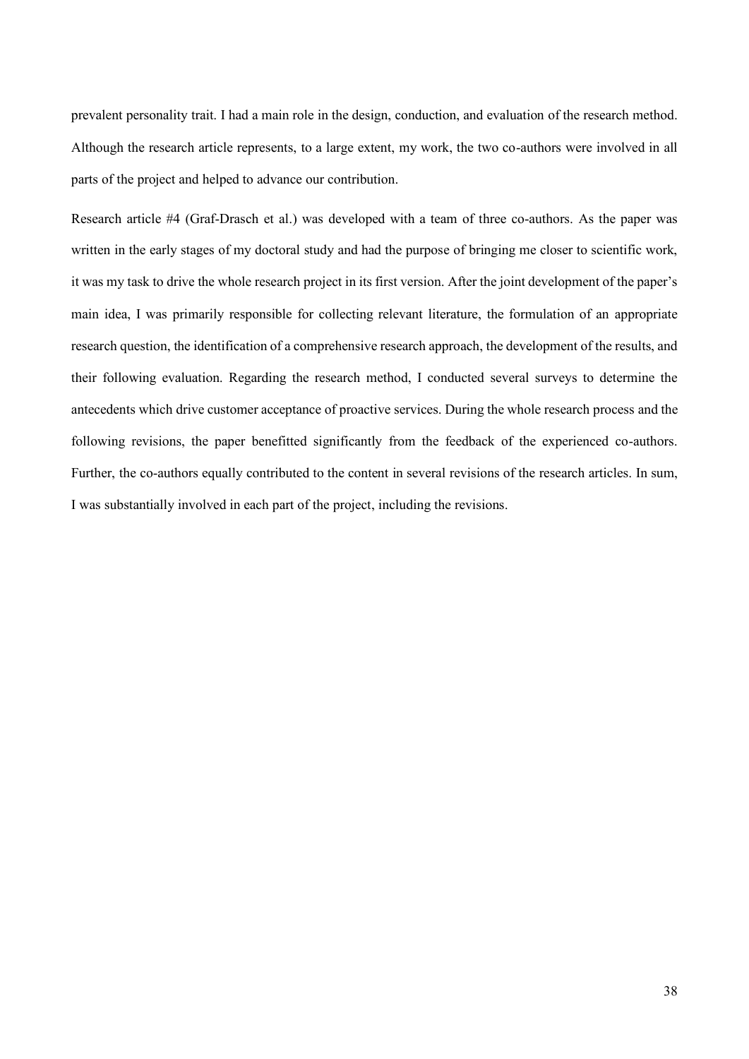prevalent personality trait. I had a main role in the design, conduction, and evaluation of the research method. Although the research article represents, to a large extent, my work, the two co-authors were involved in all parts of the project and helped to advance our contribution.

Research article #4 (Graf-Drasch et al.) was developed with a team of three co-authors. As the paper was written in the early stages of my doctoral study and had the purpose of bringing me closer to scientific work, it was my task to drive the whole research project in its first version. After the joint development of the paper's main idea, I was primarily responsible for collecting relevant literature, the formulation of an appropriate research question, the identification of a comprehensive research approach, the development of the results, and their following evaluation. Regarding the research method, I conducted several surveys to determine the antecedents which drive customer acceptance of proactive services. During the whole research process and the following revisions, the paper benefitted significantly from the feedback of the experienced co-authors. Further, the co-authors equally contributed to the content in several revisions of the research articles. In sum, I was substantially involved in each part of the project, including the revisions.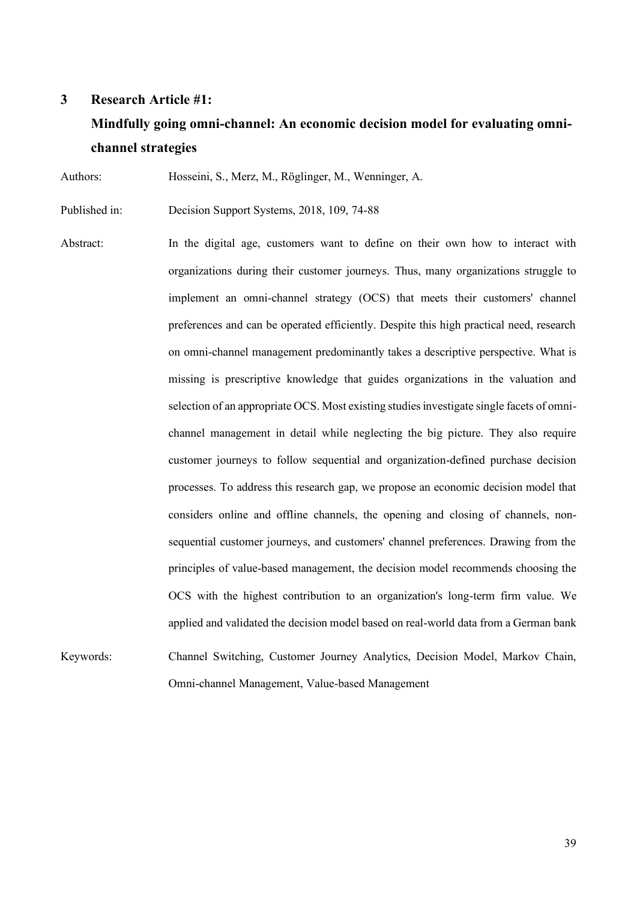# 3 Research Article #1: Mindfully going omni-channel: An economic decision model for evaluating omni-channel strategies

Authors: Hosseini, S., Merz, M., Röglinger, M., Wenninger, A.

Published in: Decision Support Systems, 2018, 109, 74-88

Abstract: In the digital age, customers want to define on their own how to interact with organizations during their customer journeys. Thus, many organizations struggle to implement an omni-channel strategy (OCS) that meets their customers' channel preferences and can be operated efficiently. Despite this high practical need, research on omni-channel management predominantly takes a descriptive perspective. What is missing is prescriptive knowledge that guides organizations in the valuation and selection of an appropriate OCS. Most existing studies investigate single facets of omni-channel management in detail while neglecting the big picture. They also require customer journeys to follow sequential and organization-defined purchase decision processes. To address this research gap, we propose an economic decision model that considers online and offline channels, the opening and closing of channels, non-sequential customer journeys, and customers' channel preferences. Drawing from the principles of value-based management, the decision model recommends choosing the OCS with the highest contribution to an organization's long-term firm value. We applied and validated the decision model based on real-world data from a German bank

Keywords: Channel Switching, Customer Journey Analytics, Decision Model, Markov Chain, Omni-channel Management, Value-based Management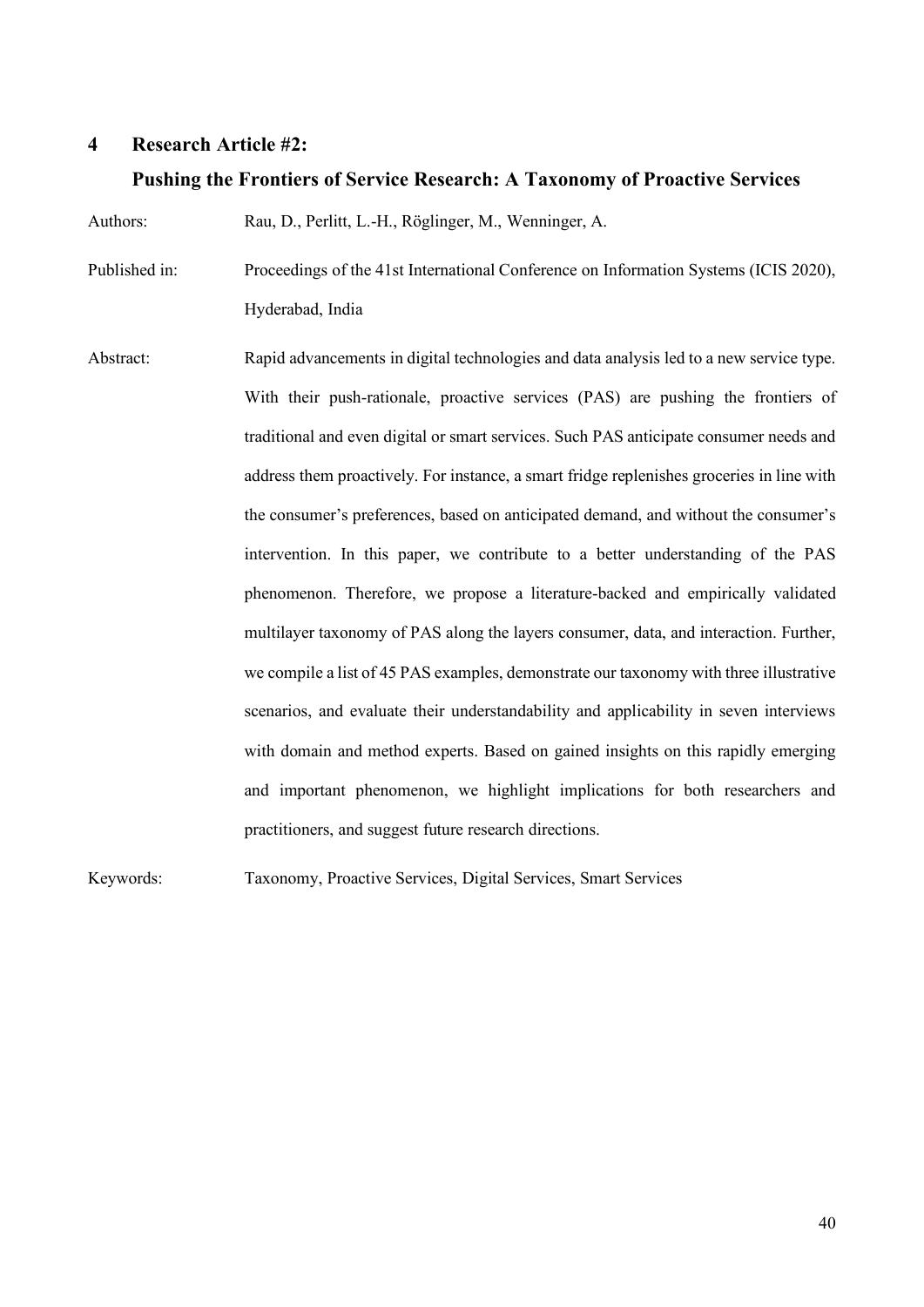# 4 Research Article #2: Pushing the Frontiers of Service Research: A Taxonomy of Proactive Services

Authors: Rau, D., Perlitt, L.-H., Röglinger, M., Wenninger, A.

Published in: Proceedings of the 41st International Conference on Information Systems (ICIS 2020), Hyderabad, India

Abstract: Rapid advancements in digital technologies and data analysis led to a new service type. With their push-rationale, proactive services (PAS) are pushing the frontiers of traditional and even digital or smart services. Such PAS anticipate consumer needs and address them proactively. For instance, a smart fridge replenishes groceries in line with the consumer's preferences, based on anticipated demand, and without the consumer's intervention. In this paper, we contribute to a better understanding of the PAS phenomenon. Therefore, we propose a literature-backed and empirically validated multilayer taxonomy of PAS along the layers consumer, data, and interaction. Further, we compile a list of 45 PAS examples, demonstrate our taxonomy with three illustrative scenarios, and evaluate their understandability and applicability in seven interviews with domain and method experts. Based on gained insights on this rapidly emerging and important phenomenon, we highlight implications for both researchers and practitioners, and suggest future research directions.

Keywords: Taxonomy, Proactive Services, Digital Services, Smart Services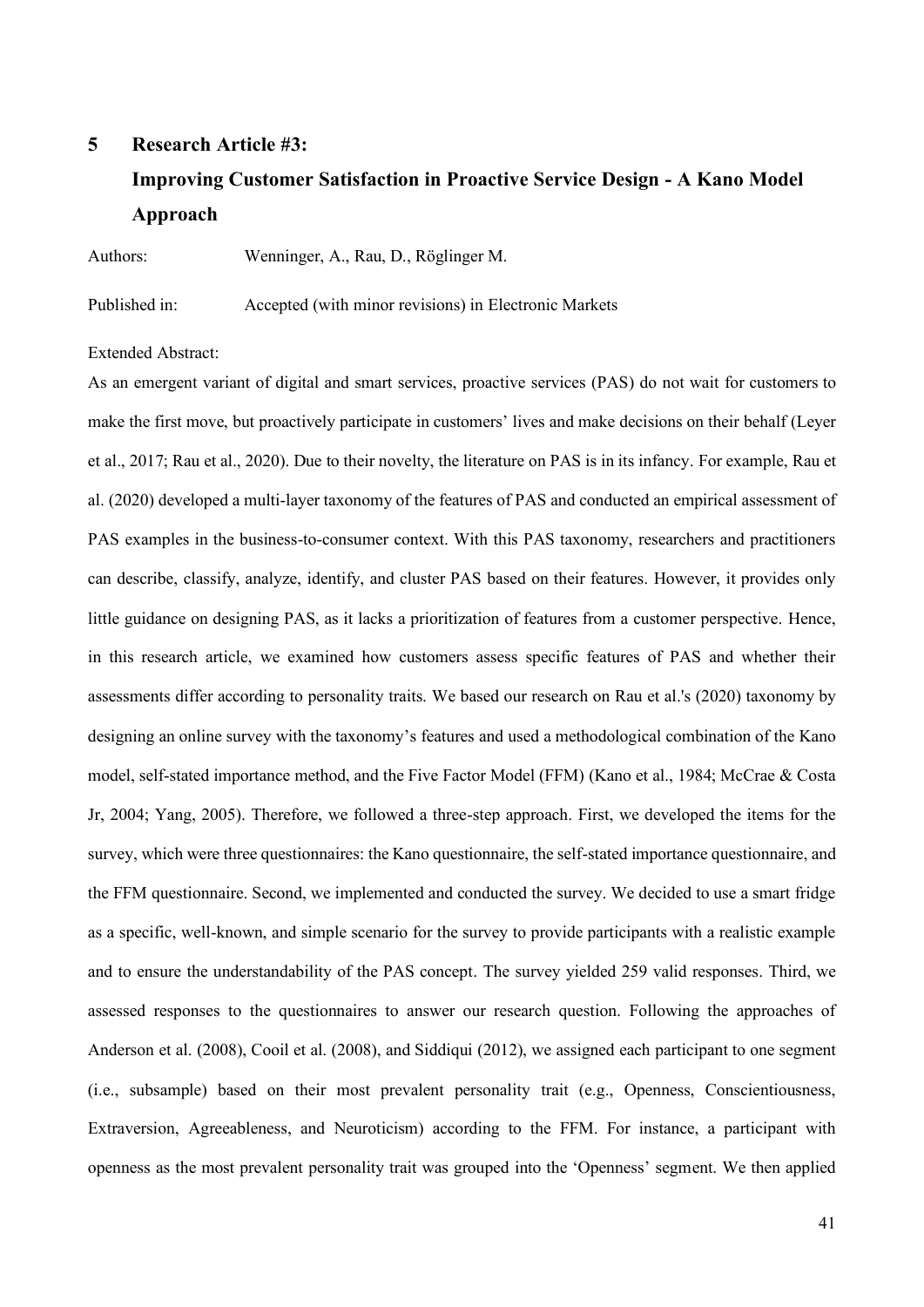# 5 Research Article #3: Improving Customer Satisfaction in Proactive Service Design - A Kano Model Approach

Authors: Wenninger, A., Rau, D., Röglinger M.

Published in: Accepted (with minor revisions) in Electronic Markets

Extended Abstract:

As an emergent variant of digital and smart services, proactive services (PAS) do not wait for customers to make the first move, but proactively participate in customers' lives and make decisions on their behalf (Leyer et al., 2017; Rau et al., 2020). Due to their novelty, the literature on PAS is in its infancy. For example, Rau et al. (2020) developed a multi-layer taxonomy of the features of PAS and conducted an empirical assessment of PAS examples in the business-to-consumer context. With this PAS taxonomy, researchers and practitioners can describe, classify, analyze, identify, and cluster PAS based on their features. However, it provides only little guidance on designing PAS, as it lacks a prioritization of features from a customer perspective. Hence, in this research article, we examined how customers assess specific features of PAS and whether their assessments differ according to personality traits. We based our research on Rau et al.'s (2020) taxonomy by designing an online survey with the taxonomy's features and used a methodological combination of the Kano model, self-stated importance method, and the Five Factor Model (FFM) (Kano et al., 1984; McCrae & Costa Jr, 2004; Yang, 2005). Therefore, we followed a three-step approach. First, we developed the items for the survey, which were three questionnaires: the Kano questionnaire, the self-stated importance questionnaire, and the FFM questionnaire. Second, we implemented and conducted the survey. We decided to use a smart fridge as a specific, well-known, and simple scenario for the survey to provide participants with a realistic example and to ensure the understandability of the PAS concept. The survey yielded 259 valid responses. Third, we assessed responses to the questionnaires to answer our research question. Following the approaches of Anderson et al. (2008), Cooil et al. (2008), and Siddiqui (2012), we assigned each participant to one segment (i.e., subsample) based on their most prevalent personality trait (e.g., Openness, Conscientiousness, Extraversion, Agreeableness, and Neuroticism) according to the FFM. For instance, a participant with openness as the most prevalent personality trait was grouped into the 'Openness' segment. We then applied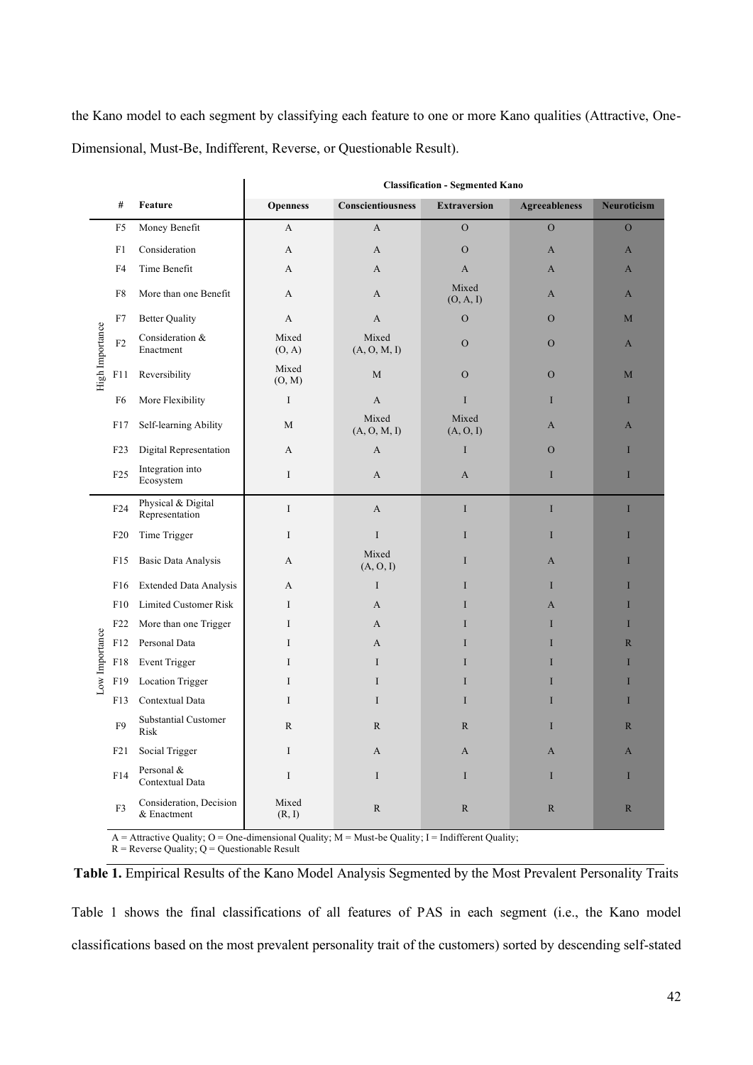the Kano model to each segment by classifying each feature to one or more Kano qualities (Attractive, One-Dimensional, Must-Be, Indifferent, Reverse, or Questionable Result).

| | # | Feature | Classification - Segmented Kano | | | | |
|---|---|---|---|---|---|---|---|
| | | | Openness | Conscientiousness | Extraversion | Agreeableness | Neuroticism |
| High Importance | F5 | Money Benefit | A | A | O | O | O |
| | F1 | Consideration | A | A | O | A | A |
| | F4 | Time Benefit | A | A | A | A | A |
| | F8 | More than one Benefit | A | A | Mixed (O, A, I) | A | A |
| | F7 | Better Quality | A | A | O | O | M |
| | F2 | Consideration & Enactment | Mixed (O, A) | Mixed (A, O, M, I) | O | O | A |
| | F11 | Reversibility | Mixed (O, M) | M | O | O | M |
| | F6 | More Flexibility | I | A | I | I | I |
| | F17 | Self-learning Ability | M | Mixed (A, O, M, I) | Mixed (A, O, I) | A | A |
| | F23 | Digital Representation | A | A | I | O | I |
| | F25 | Integration into Ecosystem | I | A | A | I | I |
| Low Importance | F24 | Physical & Digital Representation | I | A | I | I | I |
| | F20 | Time Trigger | I | I | I | I | I |
| | F15 | Basic Data Analysis | A | Mixed (A, O, I) | I | A | I |
| | F16 | Extended Data Analysis | A | I | I | I | I |
| | F10 | Limited Customer Risk | I | A | I | A | I |
| | F22 | More than one Trigger | I | A | I | I | I |
| | F12 | Personal Data | I | A | I | I | R |
| | F18 | Event Trigger | I | I | I | I | I |
| | F19 | Location Trigger | I | I | I | I | I |
| | F13 | Contextual Data | I | I | I | I | I |
| | F9 | Substantial Customer Risk | R | R | R | I | R |
| | F21 | Social Trigger | I | A | A | A | A |
| | F14 | Personal & Contextual Data | I | I | I | I | I |
| | F3 | Consideration, Decision & Enactment | Mixed (R, I) | R | R | R | R |

A = Attractive Quality; O = One-dimensional Quality; M = Must-be Quality; I = Indifferent Quality;
R = Reverse Quality; Q = Questionable Result

**Table 1.** Empirical Results of the Kano Model Analysis Segmented by the Most Prevalent Personality Traits

Table 1 shows the final classifications of all features of PAS in each segment (i.e., the Kano model classifications based on the most prevalent personality trait of the customers) sorted by descending self-stated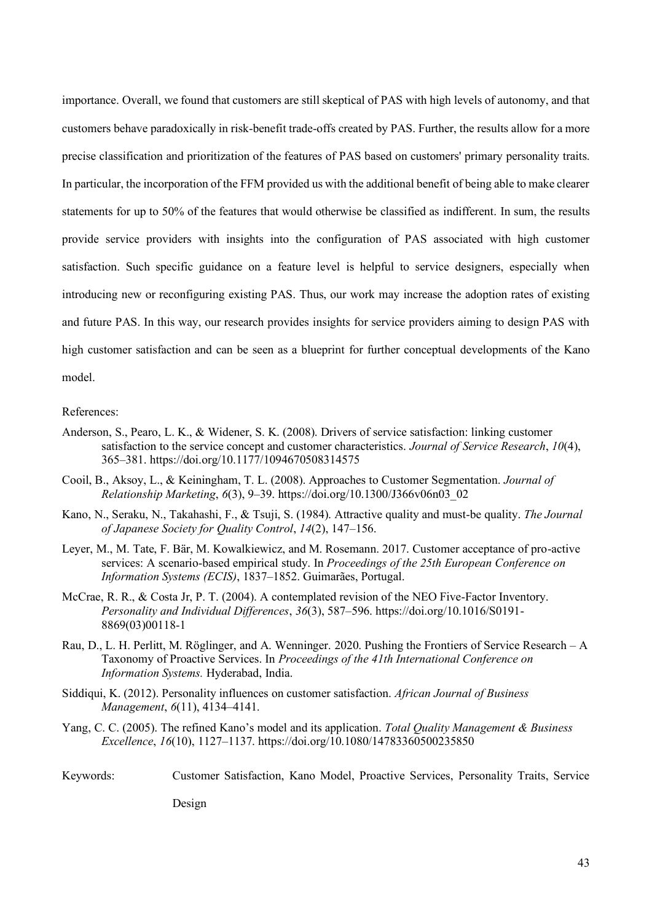importance. Overall, we found that customers are still skeptical of PAS with high levels of autonomy, and that customers behave paradoxically in risk-benefit trade-offs created by PAS. Further, the results allow for a more precise classification and prioritization of the features of PAS based on customers' primary personality traits. In particular, the incorporation of the FFM provided us with the additional benefit of being able to make clearer statements for up to 50% of the features that would otherwise be classified as indifferent. In sum, the results provide service providers with insights into the configuration of PAS associated with high customer satisfaction. Such specific guidance on a feature level is helpful to service designers, especially when introducing new or reconfiguring existing PAS. Thus, our work may increase the adoption rates of existing and future PAS. In this way, our research provides insights for service providers aiming to design PAS with high customer satisfaction and can be seen as a blueprint for further conceptual developments of the Kano model.

References:

Anderson, S., Pearo, L. K., & Widener, S. K. (2008). Drivers of service satisfaction: linking customer satisfaction to the service concept and customer characteristics. *Journal of Service Research*, *10*(4), 365–381. https://doi.org/10.1177/1094670508314575

Cooil, B., Aksoy, L., & Keiningham, T. L. (2008). Approaches to Customer Segmentation. *Journal of Relationship Marketing*, *6*(3), 9–39. https://doi.org/10.1300/J366v06n03_02

Kano, N., Seraku, N., Takahashi, F., & Tsuji, S. (1984). Attractive quality and must-be quality. *The Journal of Japanese Society for Quality Control*, *14*(2), 147–156.

Leyer, M., M. Tate, F. Bär, M. Kowalkiewicz, and M. Rosemann. 2017. Customer acceptance of pro-active services: A scenario-based empirical study. In *Proceedings of the 25th European Conference on Information Systems (ECIS)*, 1837–1852. Guimarães, Portugal.

McCrae, R. R., & Costa Jr, P. T. (2004). A contemplated revision of the NEO Five-Factor Inventory. *Personality and Individual Differences*, *36*(3), 587–596. https://doi.org/10.1016/S0191-8869(03)00118-1

Rau, D., L. H. Perlitt, M. Röglinger, and A. Wenninger. 2020. Pushing the Frontiers of Service Research – A Taxonomy of Proactive Services. In *Proceedings of the 41th International Conference on Information Systems.* Hyderabad, India.

Siddiqui, K. (2012). Personality influences on customer satisfaction. *African Journal of Business Management*, *6*(11), 4134–4141.

Yang, C. C. (2005). The refined Kano's model and its application. *Total Quality Management & Business Excellence*, *16*(10), 1127–1137. https://doi.org/10.1080/14783360500235850

Keywords: Customer Satisfaction, Kano Model, Proactive Services, Personality Traits, Service Design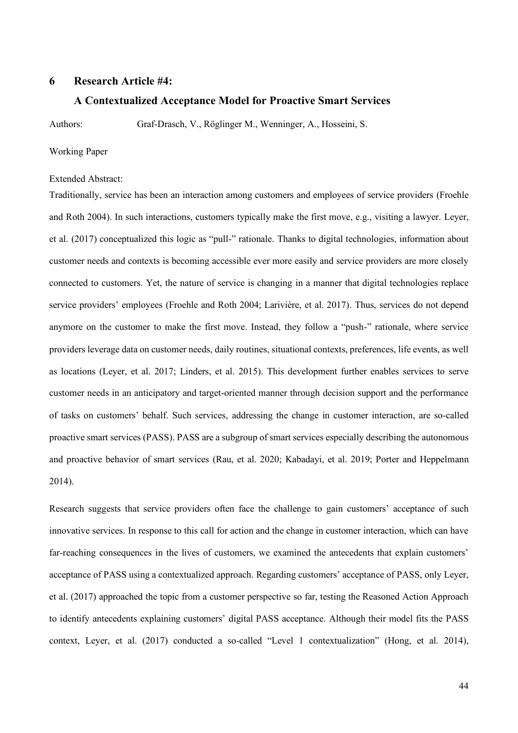# 6 Research Article #4: A Contextualized Acceptance Model for Proactive Smart Services

Authors: Graf-Drasch, V., Röglinger M., Wenninger, A., Hosseini, S.

Working Paper

Extended Abstract:

Traditionally, service has been an interaction among customers and employees of service providers (Froehle and Roth 2004). In such interactions, customers typically make the first move, e.g., visiting a lawyer. Leyer, et al. (2017) conceptualized this logic as "pull-" rationale. Thanks to digital technologies, information about customer needs and contexts is becoming accessible ever more easily and service providers are more closely connected to customers. Yet, the nature of service is changing in a manner that digital technologies replace service providers' employees (Froehle and Roth 2004; Larivière, et al. 2017). Thus, services do not depend anymore on the customer to make the first move. Instead, they follow a "push-" rationale, where service providers leverage data on customer needs, daily routines, situational contexts, preferences, life events, as well as locations (Leyer, et al. 2017; Linders, et al. 2015). This development further enables services to serve customer needs in an anticipatory and target-oriented manner through decision support and the performance of tasks on customers' behalf. Such services, addressing the change in customer interaction, are so-called proactive smart services (PASS). PASS are a subgroup of smart services especially describing the autonomous and proactive behavior of smart services (Rau, et al. 2020; Kabadayi, et al. 2019; Porter and Heppelmann 2014).

Research suggests that service providers often face the challenge to gain customers' acceptance of such innovative services. In response to this call for action and the change in customer interaction, which can have far-reaching consequences in the lives of customers, we examined the antecedents that explain customers' acceptance of PASS using a contextualized approach. Regarding customers' acceptance of PASS, only Leyer, et al. (2017) approached the topic from a customer perspective so far, testing the Reasoned Action Approach to identify antecedents explaining customers' digital PASS acceptance. Although their model fits the PASS context, Leyer, et al. (2017) conducted a so-called "Level 1 contextualization" (Hong, et al. 2014),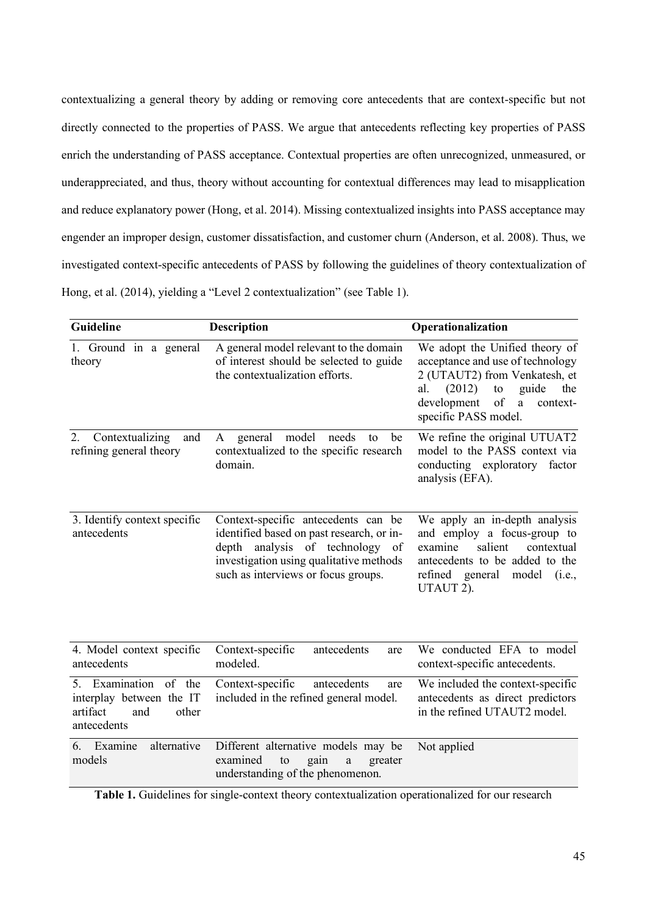contextualizing a general theory by adding or removing core antecedents that are context-specific but not directly connected to the properties of PASS. We argue that antecedents reflecting key properties of PASS enrich the understanding of PASS acceptance. Contextual properties are often unrecognized, unmeasured, or underappreciated, and thus, theory without accounting for contextual differences may lead to misapplication and reduce explanatory power (Hong, et al. 2014). Missing contextualized insights into PASS acceptance may engender an improper design, customer dissatisfaction, and customer churn (Anderson, et al. 2008). Thus, we investigated context-specific antecedents of PASS by following the guidelines of theory contextualization of Hong, et al. (2014), yielding a "Level 2 contextualization" (see Table 1).

| Guideline | Description | Operationalization |
|---|---|---|
| 1. Ground in a general theory | A general model relevant to the domain of interest should be selected to guide the contextualization efforts. | We adopt the Unified theory of acceptance and use of technology 2 (UTAUT2) from Venkatesh, et al. (2012) to guide the development of a context-specific PASS model. |
| 2. Contextualizing and refining general theory | A general model needs to be contextualized to the specific research domain. | We refine the original UTUAT2 model to the PASS context via conducting exploratory factor analysis (EFA). |
| 3. Identify context specific antecedents | Context-specific antecedents can be identified based on past research, or in-depth analysis of technology of investigation using qualitative methods such as interviews or focus groups. | We apply an in-depth analysis and employ a focus-group to examine salient contextual antecedents to be added to the refined general model (i.e., UTAUT 2). |
| 4. Model context specific antecedents | Context-specific antecedents are modeled. | We conducted EFA to model context-specific antecedents. |
| 5. Examination of the interplay between the IT artifact and other antecedents | Context-specific antecedents are included in the refined general model. | We included the context-specific antecedents as direct predictors in the refined UTAUT2 model. |
| 6. Examine alternative models | Different alternative models may be examined to gain a greater understanding of the phenomenon. | Not applied |

**Table 1.** Guidelines for single-context theory contextualization operationalized for our research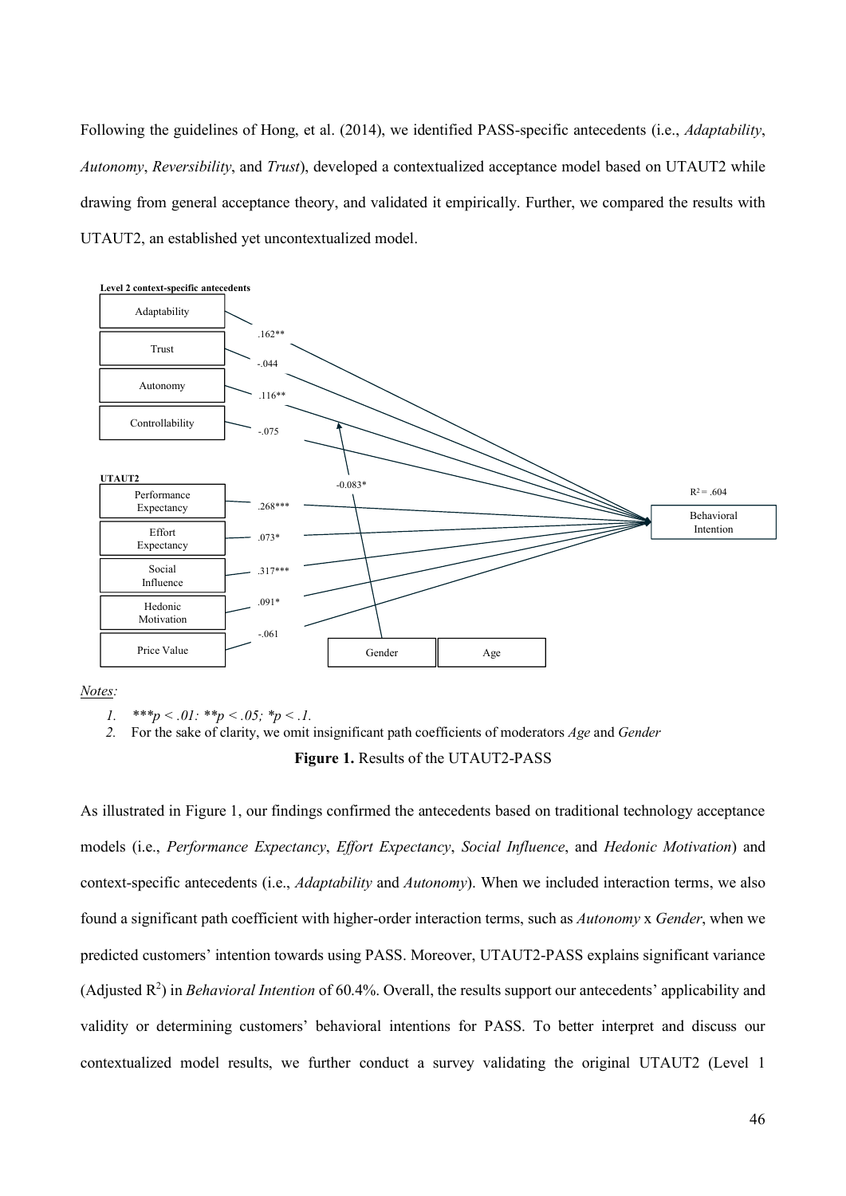Following the guidelines of Hong, et al. (2014), we identified PASS-specific antecedents (i.e., *Adaptability*, *Autonomy*, *Reversibility*, and *Trust*), developed a contextualized acceptance model based on UTAUT2 while drawing from general acceptance theory, and validated it empirically. Further, we compared the results with UTAUT2, an established yet uncontextualized model.

**Level 2 context-specific antecedents**

Adaptability — .162** → Behavioral Intention
Trust — -.044 → Behavioral Intention
Autonomy — .116** → Behavioral Intention
Controllability — -.075 → Behavioral Intention

**UTAUT2**

Performance Expectancy — .268*** → Behavioral Intention
Effort Expectancy — .073* → Behavioral Intention
Social Influence — .317*** → Behavioral Intention
Hedonic Motivation — .091* → Behavioral Intention
Price Value — -.061 → Behavioral Intention

Gender — -0.083* (moderating Autonomy path)
Age

Behavioral Intention: $R^2 = .604$

*Notes:*

1. *\*\*\*p < .01: \*\*p < .05; \*p < .1.*
2. For the sake of clarity, we omit insignificant path coefficients of moderators *Age* and *Gender*

**Figure 1.** Results of the UTAUT2-PASS

As illustrated in Figure 1, our findings confirmed the antecedents based on traditional technology acceptance models (i.e., *Performance Expectancy*, *Effort Expectancy*, *Social Influence*, and *Hedonic Motivation*) and context-specific antecedents (i.e., *Adaptability* and *Autonomy*). When we included interaction terms, we also found a significant path coefficient with higher-order interaction terms, such as *Autonomy* x *Gender*, when we predicted customers' intention towards using PASS. Moreover, UTAUT2-PASS explains significant variance (Adjusted $R^2$) in *Behavioral Intention* of 60.4%. Overall, the results support our antecedents' applicability and validity or determining customers' behavioral intentions for PASS. To better interpret and discuss our contextualized model results, we further conduct a survey validating the original UTAUT2 (Level 1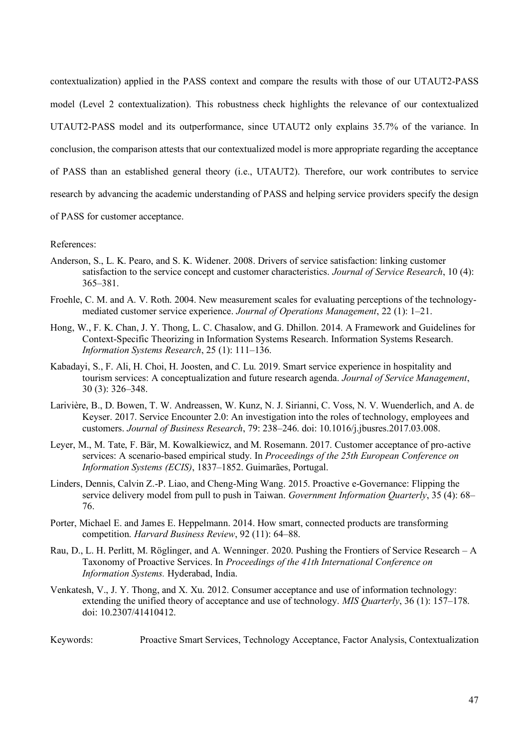contextualization) applied in the PASS context and compare the results with those of our UTAUT2-PASS model (Level 2 contextualization). This robustness check highlights the relevance of our contextualized UTAUT2-PASS model and its outperformance, since UTAUT2 only explains 35.7% of the variance. In conclusion, the comparison attests that our contextualized model is more appropriate regarding the acceptance of PASS than an established general theory (i.e., UTAUT2). Therefore, our work contributes to service research by advancing the academic understanding of PASS and helping service providers specify the design of PASS for customer acceptance.

References:

Anderson, S., L. K. Pearo, and S. K. Widener. 2008. Drivers of service satisfaction: linking customer satisfaction to the service concept and customer characteristics. *Journal of Service Research*, 10 (4): 365–381.

Froehle, C. M. and A. V. Roth. 2004. New measurement scales for evaluating perceptions of the technology-mediated customer service experience. *Journal of Operations Management*, 22 (1): 1–21.

Hong, W., F. K. Chan, J. Y. Thong, L. C. Chasalow, and G. Dhillon. 2014. A Framework and Guidelines for Context-Specific Theorizing in Information Systems Research. Information Systems Research. *Information Systems Research*, 25 (1): 111–136.

Kabadayi, S., F. Ali, H. Choi, H. Joosten, and C. Lu. 2019. Smart service experience in hospitality and tourism services: A conceptualization and future research agenda. *Journal of Service Management*, 30 (3): 326–348.

Larivière, B., D. Bowen, T. W. Andreassen, W. Kunz, N. J. Sirianni, C. Voss, N. V. Wuenderlich, and A. de Keyser. 2017. Service Encounter 2.0: An investigation into the roles of technology, employees and customers. *Journal of Business Research*, 79: 238–246. doi: 10.1016/j.jbusres.2017.03.008.

Leyer, M., M. Tate, F. Bär, M. Kowalkiewicz, and M. Rosemann. 2017. Customer acceptance of pro-active services: A scenario-based empirical study. In *Proceedings of the 25th European Conference on Information Systems (ECIS)*, 1837–1852. Guimarães, Portugal.

Linders, Dennis, Calvin Z.-P. Liao, and Cheng-Ming Wang. 2015. Proactive e-Governance: Flipping the service delivery model from pull to push in Taiwan. *Government Information Quarterly*, 35 (4): 68–76.

Porter, Michael E. and James E. Heppelmann. 2014. How smart, connected products are transforming competition. *Harvard Business Review*, 92 (11): 64–88.

Rau, D., L. H. Perlitt, M. Röglinger, and A. Wenninger. 2020. Pushing the Frontiers of Service Research – A Taxonomy of Proactive Services. In *Proceedings of the 41th International Conference on Information Systems.* Hyderabad, India.

Venkatesh, V., J. Y. Thong, and X. Xu. 2012. Consumer acceptance and use of information technology: extending the unified theory of acceptance and use of technology. *MIS Quarterly*, 36 (1): 157–178. doi: 10.2307/41410412.

Keywords: Proactive Smart Services, Technology Acceptance, Factor Analysis, Contextualization